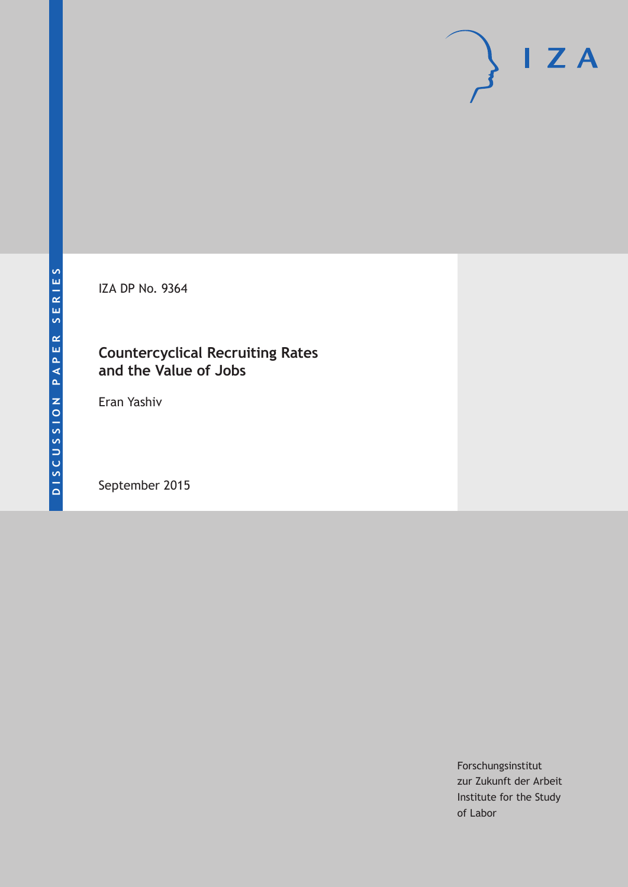DISCUSSION PAPER SERIES

IZA DP No. 9364

# Countercyclical Recruiting Rates and the Value of Jobs

Eran Yashiv

September 2015

Forschungsinstitut
zur Zukunft der Arbeit
Institute for the Study
of Labor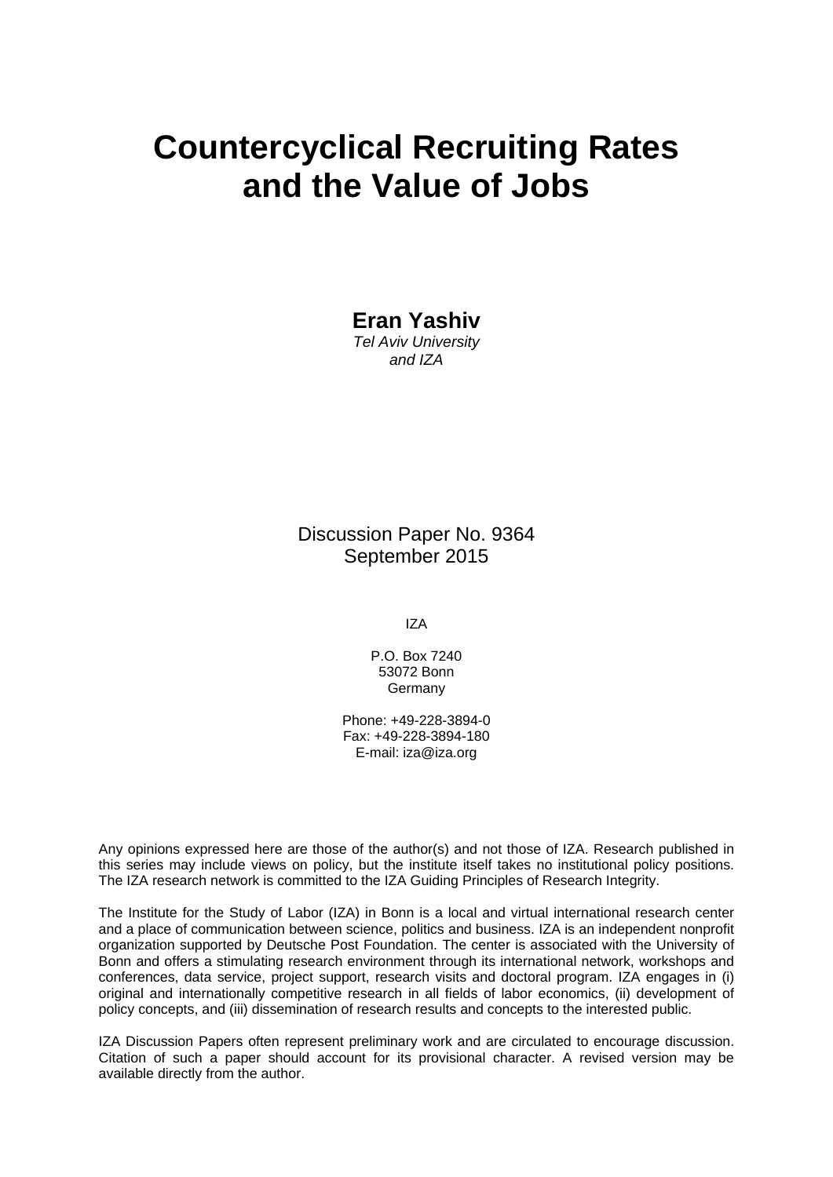# Countercyclical Recruiting Rates and the Value of Jobs

**Eran Yashiv**
*Tel Aviv University*
*and IZA*

Discussion Paper No. 9364
September 2015

IZA

P.O. Box 7240
53072 Bonn
Germany

Phone: +49-228-3894-0
Fax: +49-228-3894-180
E-mail: iza@iza.org

Any opinions expressed here are those of the author(s) and not those of IZA. Research published in this series may include views on policy, but the institute itself takes no institutional policy positions. The IZA research network is committed to the IZA Guiding Principles of Research Integrity.

The Institute for the Study of Labor (IZA) in Bonn is a local and virtual international research center and a place of communication between science, politics and business. IZA is an independent nonprofit organization supported by Deutsche Post Foundation. The center is associated with the University of Bonn and offers a stimulating research environment through its international network, workshops and conferences, data service, project support, research visits and doctoral program. IZA engages in (i) original and internationally competitive research in all fields of labor economics, (ii) development of policy concepts, and (iii) dissemination of research results and concepts to the interested public.

IZA Discussion Papers often represent preliminary work and are circulated to encourage discussion. Citation of such a paper should account for its provisional character. A revised version may be available directly from the author.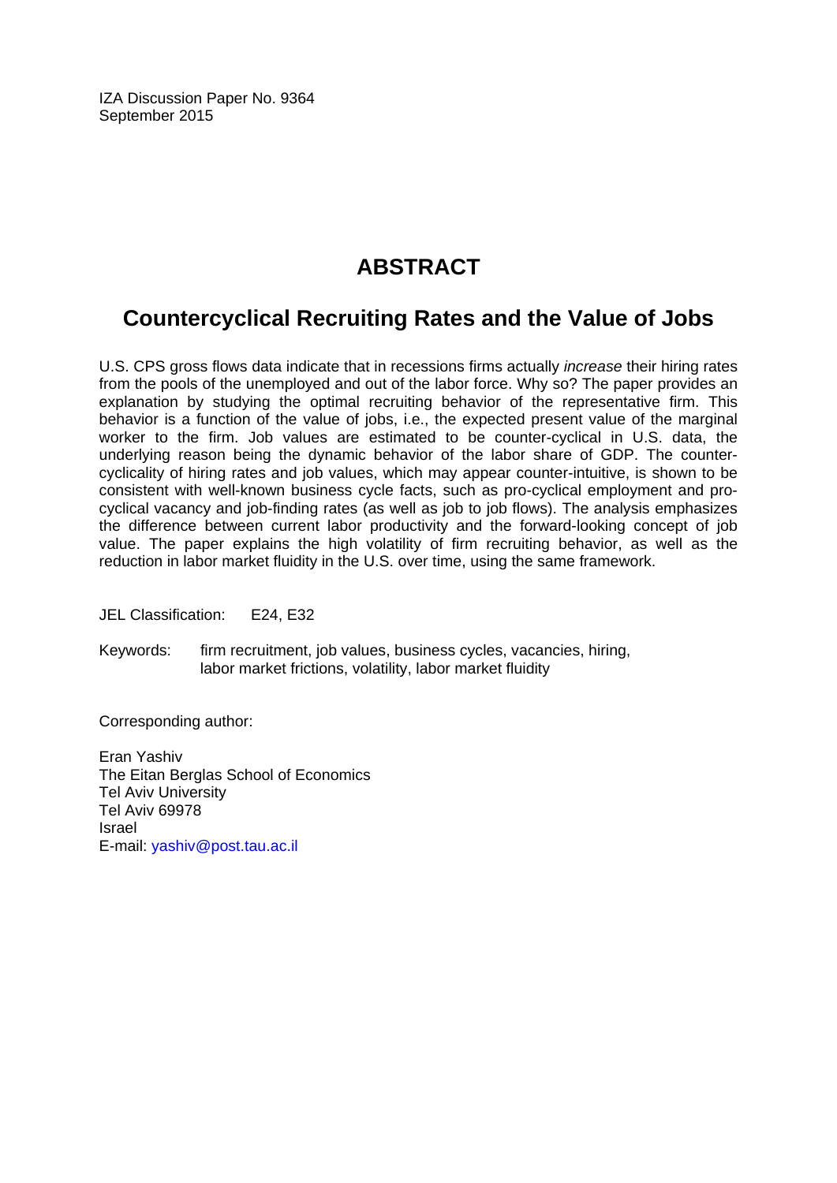IZA Discussion Paper No. 9364
September 2015

# ABSTRACT

## Countercyclical Recruiting Rates and the Value of Jobs

U.S. CPS gross flows data indicate that in recessions firms actually *increase* their hiring rates from the pools of the unemployed and out of the labor force. Why so? The paper provides an explanation by studying the optimal recruiting behavior of the representative firm. This behavior is a function of the value of jobs, i.e., the expected present value of the marginal worker to the firm. Job values are estimated to be counter-cyclical in U.S. data, the underlying reason being the dynamic behavior of the labor share of GDP. The counter-cyclicality of hiring rates and job values, which may appear counter-intuitive, is shown to be consistent with well-known business cycle facts, such as pro-cyclical employment and pro-cyclical vacancy and job-finding rates (as well as job to job flows). The analysis emphasizes the difference between current labor productivity and the forward-looking concept of job value. The paper explains the high volatility of firm recruiting behavior, as well as the reduction in labor market fluidity in the U.S. over time, using the same framework.

JEL Classification: E24, E32

Keywords: firm recruitment, job values, business cycles, vacancies, hiring, labor market frictions, volatility, labor market fluidity

Corresponding author:

Eran Yashiv
The Eitan Berglas School of Economics
Tel Aviv University
Tel Aviv 69978
Israel
E-mail: yashiv@post.tau.ac.il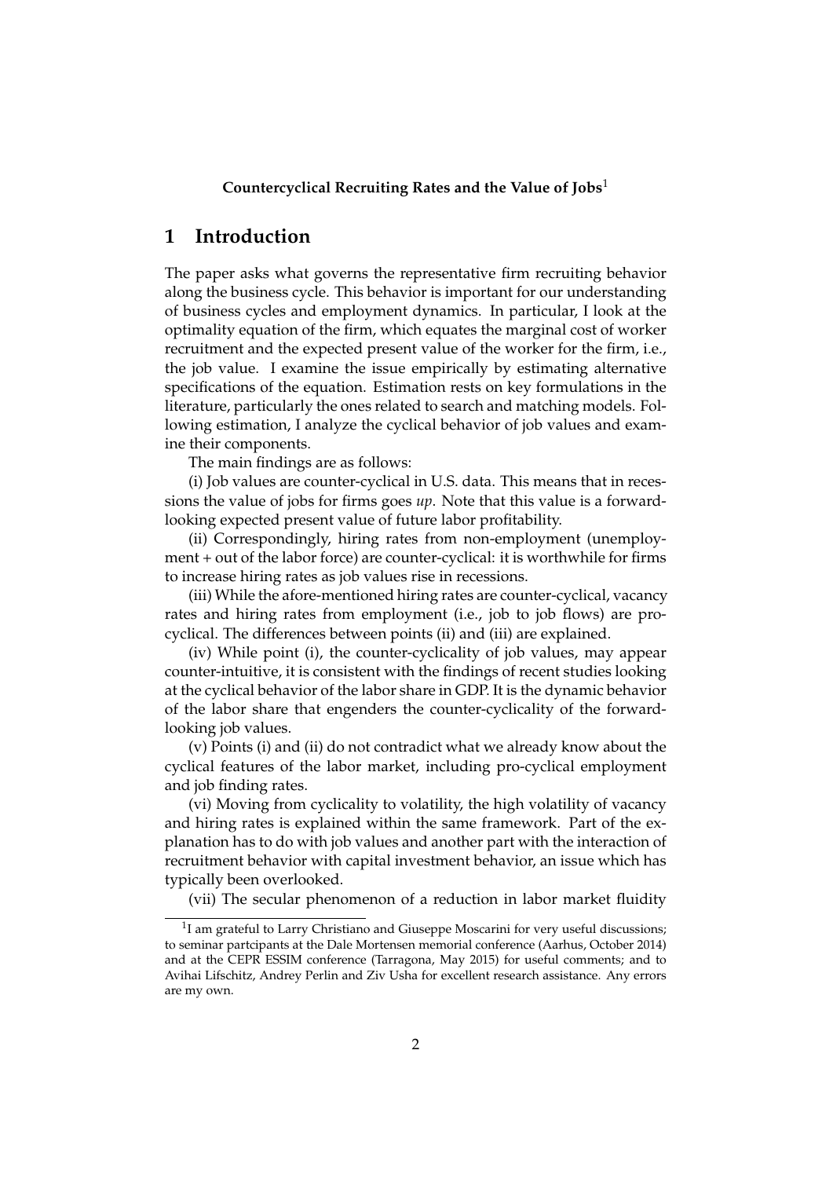**Countercyclical Recruiting Rates and the Value of Jobs**[1]

# 1 Introduction

The paper asks what governs the representative firm recruiting behavior along the business cycle. This behavior is important for our understanding of business cycles and employment dynamics. In particular, I look at the optimality equation of the firm, which equates the marginal cost of worker recruitment and the expected present value of the worker for the firm, i.e., the job value. I examine the issue empirically by estimating alternative specifications of the equation. Estimation rests on key formulations in the literature, particularly the ones related to search and matching models. Following estimation, I analyze the cyclical behavior of job values and examine their components.

The main findings are as follows:

(i) Job values are counter-cyclical in U.S. data. This means that in recessions the value of jobs for firms goes *up*. Note that this value is a forward-looking expected present value of future labor profitability.

(ii) Correspondingly, hiring rates from non-employment (unemployment + out of the labor force) are counter-cyclical: it is worthwhile for firms to increase hiring rates as job values rise in recessions.

(iii) While the afore-mentioned hiring rates are counter-cyclical, vacancy rates and hiring rates from employment (i.e., job to job flows) are pro-cyclical. The differences between points (ii) and (iii) are explained.

(iv) While point (i), the counter-cyclicality of job values, may appear counter-intuitive, it is consistent with the findings of recent studies looking at the cyclical behavior of the labor share in GDP. It is the dynamic behavior of the labor share that engenders the counter-cyclicality of the forward-looking job values.

(v) Points (i) and (ii) do not contradict what we already know about the cyclical features of the labor market, including pro-cyclical employment and job finding rates.

(vi) Moving from cyclicality to volatility, the high volatility of vacancy and hiring rates is explained within the same framework. Part of the explanation has to do with job values and another part with the interaction of recruitment behavior with capital investment behavior, an issue which has typically been overlooked.

(vii) The secular phenomenon of a reduction in labor market fluidity

[1] I am grateful to Larry Christiano and Giuseppe Moscarini for very useful discussions; to seminar partcipants at the Dale Mortensen memorial conference (Aarhus, October 2014) and at the CEPR ESSIM conference (Tarragona, May 2015) for useful comments; and to Avihai Lifschitz, Andrey Perlin and Ziv Usha for excellent research assistance. Any errors are my own.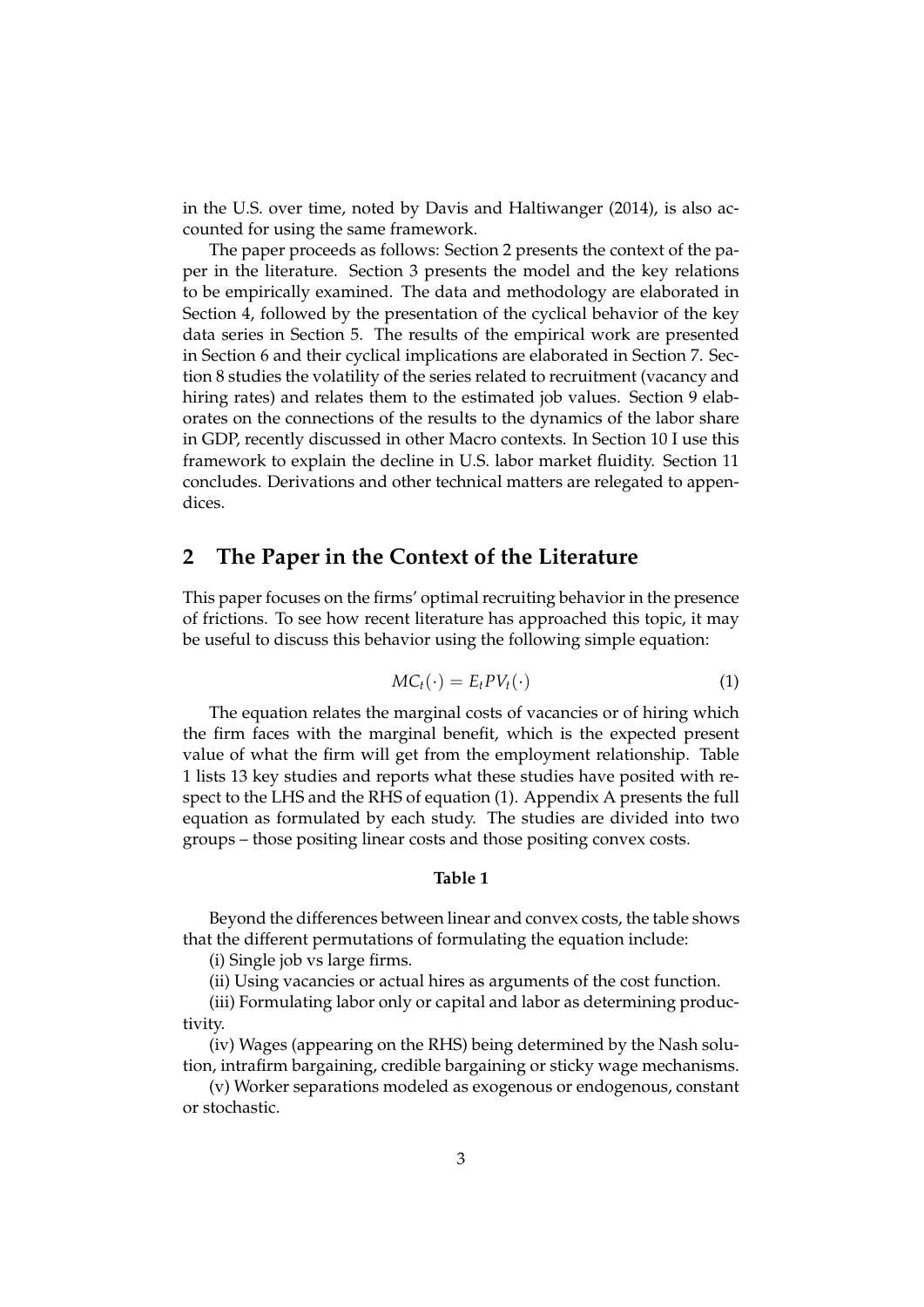in the U.S. over time, noted by Davis and Haltiwanger (2014), is also accounted for using the same framework.

The paper proceeds as follows: Section 2 presents the context of the paper in the literature. Section 3 presents the model and the key relations to be empirically examined. The data and methodology are elaborated in Section 4, followed by the presentation of the cyclical behavior of the key data series in Section 5. The results of the empirical work are presented in Section 6 and their cyclical implications are elaborated in Section 7. Section 8 studies the volatility of the series related to recruitment (vacancy and hiring rates) and relates them to the estimated job values. Section 9 elaborates on the connections of the results to the dynamics of the labor share in GDP, recently discussed in other Macro contexts. In Section 10 I use this framework to explain the decline in U.S. labor market fluidity. Section 11 concludes. Derivations and other technical matters are relegated to appendices.

## 2 The Paper in the Context of the Literature

This paper focuses on the firms' optimal recruiting behavior in the presence of frictions. To see how recent literature has approached this topic, it may be useful to discuss this behavior using the following simple equation:

$$MC_t(\cdot) = E_t PV_t(\cdot) \tag{1}$$

The equation relates the marginal costs of vacancies or of hiring which the firm faces with the marginal benefit, which is the expected present value of what the firm will get from the employment relationship. Table 1 lists 13 key studies and reports what these studies have posited with respect to the LHS and the RHS of equation (1). Appendix A presents the full equation as formulated by each study. The studies are divided into two groups – those positing linear costs and those positing convex costs.

**Table 1**

Beyond the differences between linear and convex costs, the table shows that the different permutations of formulating the equation include:

(i) Single job vs large firms.

(ii) Using vacancies or actual hires as arguments of the cost function.

(iii) Formulating labor only or capital and labor as determining productivity.

(iv) Wages (appearing on the RHS) being determined by the Nash solution, intrafirm bargaining, credible bargaining or sticky wage mechanisms.

(v) Worker separations modeled as exogenous or endogenous, constant or stochastic.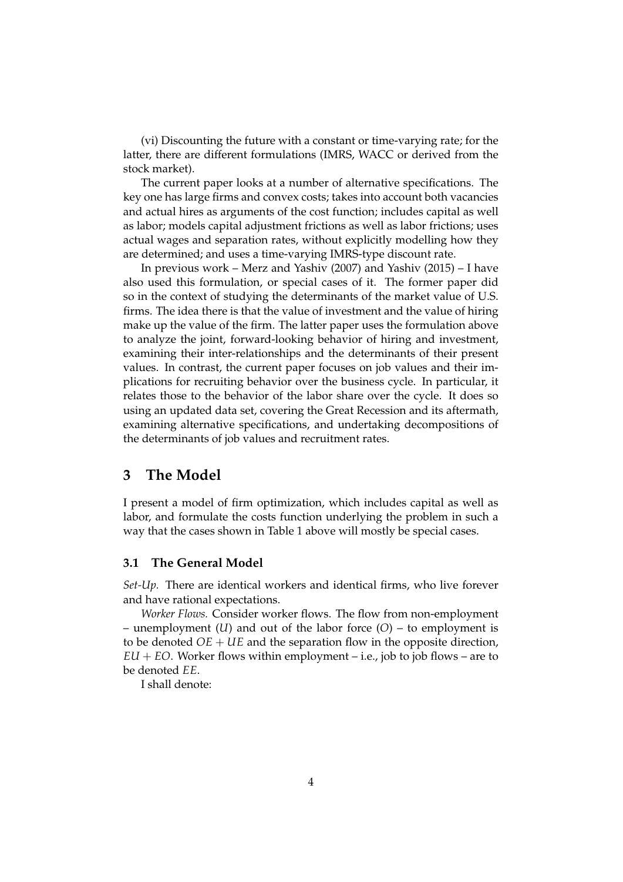(vi) Discounting the future with a constant or time-varying rate; for the latter, there are different formulations (IMRS, WACC or derived from the stock market).

The current paper looks at a number of alternative specifications. The key one has large firms and convex costs; takes into account both vacancies and actual hires as arguments of the cost function; includes capital as well as labor; models capital adjustment frictions as well as labor frictions; uses actual wages and separation rates, without explicitly modelling how they are determined; and uses a time-varying IMRS-type discount rate.

In previous work – Merz and Yashiv (2007) and Yashiv (2015) – I have also used this formulation, or special cases of it. The former paper did so in the context of studying the determinants of the market value of U.S. firms. The idea there is that the value of investment and the value of hiring make up the value of the firm. The latter paper uses the formulation above to analyze the joint, forward-looking behavior of hiring and investment, examining their inter-relationships and the determinants of their present values. In contrast, the current paper focuses on job values and their implications for recruiting behavior over the business cycle. In particular, it relates those to the behavior of the labor share over the cycle. It does so using an updated data set, covering the Great Recession and its aftermath, examining alternative specifications, and undertaking decompositions of the determinants of job values and recruitment rates.

# 3 The Model

I present a model of firm optimization, which includes capital as well as labor, and formulate the costs function underlying the problem in such a way that the cases shown in Table 1 above will mostly be special cases.

## 3.1 The General Model

*Set-Up.* There are identical workers and identical firms, who live forever and have rational expectations.

*Worker Flows.* Consider worker flows. The flow from non-employment – unemployment ($U$) and out of the labor force ($O$) – to employment is to be denoted $OE + UE$ and the separation flow in the opposite direction, $EU + EO$. Worker flows within employment – i.e., job to job flows – are to be denoted $EE$.

I shall denote: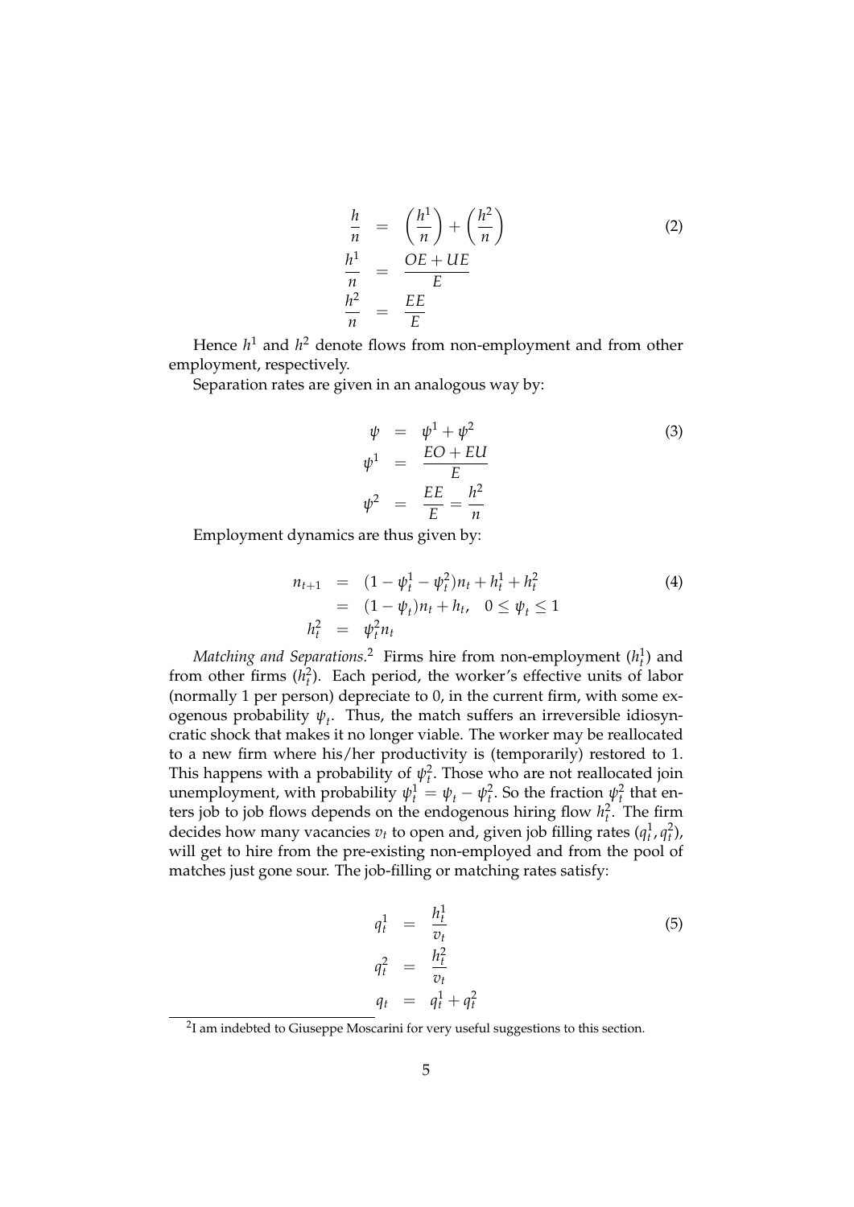$$
\begin{aligned}
\frac{h}{n} &= \left(\frac{h^1}{n}\right) + \left(\frac{h^2}{n}\right) \\
\frac{h^1}{n} &= \frac{OE + UE}{E} \\
\frac{h^2}{n} &= \frac{EE}{E}
\end{aligned}
\tag{2}
$$

Hence $h^1$ and $h^2$ denote flows from non-employment and from other employment, respectively.

Separation rates are given in an analogous way by:

$$
\begin{aligned}
\psi &= \psi^1 + \psi^2 \\
\psi^1 &= \frac{EO + EU}{E} \\
\psi^2 &= \frac{EE}{E} = \frac{h^2}{n}
\end{aligned}
\tag{3}
$$

Employment dynamics are thus given by:

$$
\begin{aligned}
n_{t+1} &= (1 - \psi_t^1 - \psi_t^2) n_t + h_t^1 + h_t^2 \\
&= (1 - \psi_t) n_t + h_t, \quad 0 \leq \psi_t \leq 1 \\
h_t^2 &= \psi_t^2 n_t
\end{aligned}
\tag{4}
$$

*Matching and Separations.*[2] Firms hire from non-employment ($h_t^1$) and from other firms ($h_t^2$). Each period, the worker's effective units of labor (normally 1 per person) depreciate to 0, in the current firm, with some exogenous probability $\psi_t$. Thus, the match suffers an irreversible idiosyncratic shock that makes it no longer viable. The worker may be reallocated to a new firm where his/her productivity is (temporarily) restored to 1. This happens with a probability of $\psi_t^2$. Those who are not reallocated join unemployment, with probability $\psi_t^1 = \psi_t - \psi_t^2$. So the fraction $\psi_t^2$ that enters job to job flows depends on the endogenous hiring flow $h_t^2$. The firm decides how many vacancies $v_t$ to open and, given job filling rates ($q_t^1, q_t^2$), will get to hire from the pre-existing non-employed and from the pool of matches just gone sour. The job-filling or matching rates satisfy:

$$
\begin{aligned}
q_t^1 &= \frac{h_t^1}{v_t} \\
q_t^2 &= \frac{h_t^2}{v_t} \\
q_t &= q_t^1 + q_t^2
\end{aligned}
\tag{5}
$$

[2] I am indebted to Giuseppe Moscarini for very useful suggestions to this section.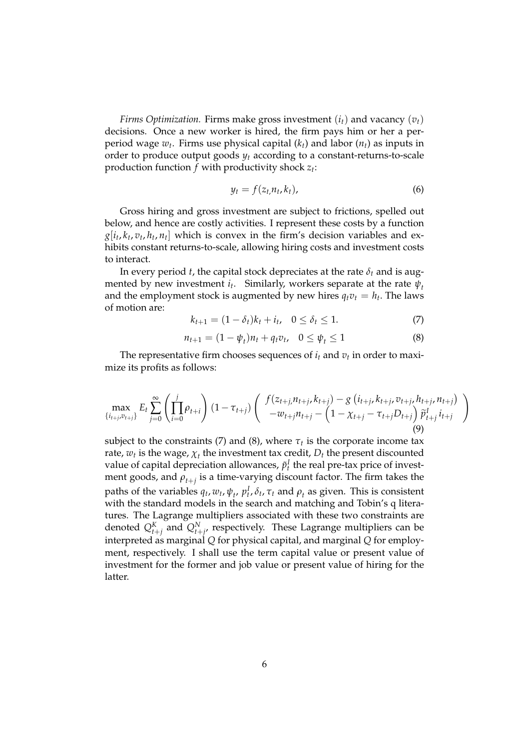*Firms Optimization.* Firms make gross investment $(i_t)$ and vacancy $(v_t)$ decisions. Once a new worker is hired, the firm pays him or her a per-period wage $w_t$. Firms use physical capital $(k_t)$ and labor $(n_t)$ as inputs in order to produce output goods $y_t$ according to a constant-returns-to-scale production function $f$ with productivity shock $z_t$:

$$y_t = f(z_t, n_t, k_t), \tag{6}$$

Gross hiring and gross investment are subject to frictions, spelled out below, and hence are costly activities. I represent these costs by a function $g[i_t, k_t, v_t, h_t, n_t]$ which is convex in the firm's decision variables and exhibits constant returns-to-scale, allowing hiring costs and investment costs to interact.

In every period $t$, the capital stock depreciates at the rate $\delta_t$ and is augmented by new investment $i_t$. Similarly, workers separate at the rate $\psi_t$ and the employment stock is augmented by new hires $q_t v_t = h_t$. The laws of motion are:

$$k_{t+1} = (1 - \delta_t)k_t + i_t, \quad 0 \leq \delta_t \leq 1. \tag{7}$$

$$n_{t+1} = (1 - \psi_t)n_t + q_t v_t, \quad 0 \leq \psi_t \leq 1 \tag{8}$$

The representative firm chooses sequences of $i_t$ and $v_t$ in order to maximize its profits as follows:

$$\max_{\{i_{t+j}, v_{t+j}\}} E_t \sum_{j=0}^{\infty} \left( \prod_{i=0}^{j} \rho_{t+i} \right) (1 - \tau_{t+j}) \left( \begin{array}{c} f(z_{t+j}, n_{t+j}, k_{t+j}) - g\left(i_{t+j}, k_{t+j}, v_{t+j}, h_{t+j}, n_{t+j}\right) \\ -w_{t+j} n_{t+j} - \left(1 - \chi_{t+j} - \tau_{t+j} D_{t+j}\right) \widetilde{p}^{I}_{t+j} \, i_{t+j} \end{array} \right) \tag{9}$$

subject to the constraints (7) and (8), where $\tau_t$ is the corporate income tax rate, $w_t$ is the wage, $\chi_t$ the investment tax credit, $D_t$ the present discounted value of capital depreciation allowances, $\tilde{p}^I_t$ the real pre-tax price of investment goods, and $\rho_{t+j}$ is a time-varying discount factor. The firm takes the paths of the variables $q_t, w_t, \psi_t, p^I_t, \delta_t, \tau_t$ and $\rho_t$ as given. This is consistent with the standard models in the search and matching and Tobin's q literatures. The Lagrange multipliers associated with these two constraints are denoted $Q^K_{t+j}$ and $Q^N_{t+j}$, respectively. These Lagrange multipliers can be interpreted as marginal $Q$ for physical capital, and marginal $Q$ for employment, respectively. I shall use the term capital value or present value of investment for the former and job value or present value of hiring for the latter.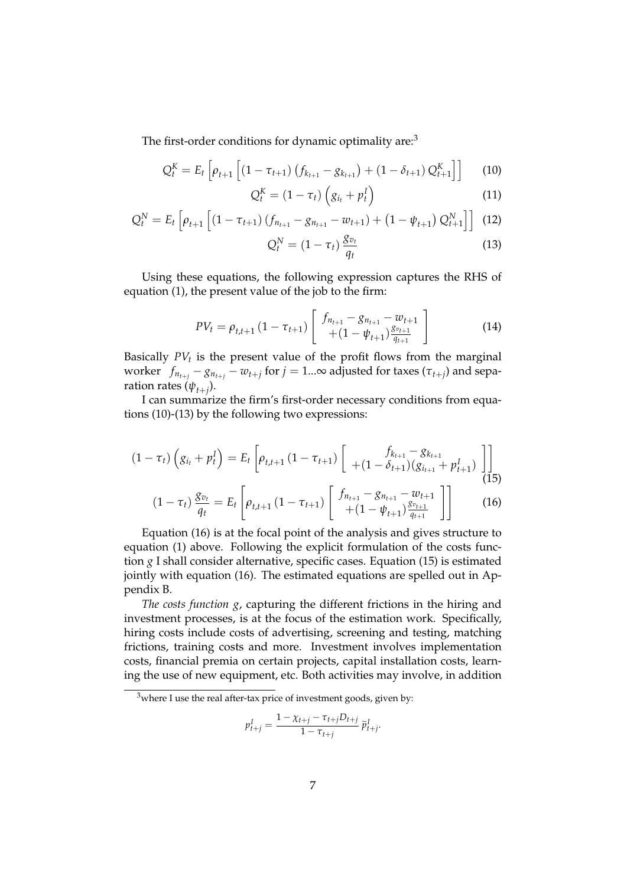The first-order conditions for dynamic optimality are:[3]

$$Q^K_t = E_t \left[ \rho_{t+1} \left[ \left(1 - \tau_{t+1}\right) \left(f_{k_{t+1}} - g_{k_{t+1}}\right) + \left(1 - \delta_{t+1}\right) Q^K_{t+1} \right] \right] \tag{10}$$

$$Q^K_t = \left(1 - \tau_t\right) \left(g_{i_t} + p^I_t\right) \tag{11}$$

$$Q^N_t = E_t \left[ \rho_{t+1} \left[ \left(1 - \tau_{t+1}\right) \left(f_{n_{t+1}} - g_{n_{t+1}} - w_{t+1}\right) + \left(1 - \psi_{t+1}\right) Q^N_{t+1} \right] \right] \tag{12}$$

$$Q^N_t = \left(1 - \tau_t\right) \frac{g_{v_t}}{q_t} \tag{13}$$

Using these equations, the following expression captures the RHS of equation (1), the present value of the job to the firm:

$$PV_t = \rho_{t,t+1} \left(1 - \tau_{t+1}\right) \left[ \begin{array}{c} f_{n_{t+1}} - g_{n_{t+1}} - w_{t+1} \\ +(1 - \psi_{t+1}) \frac{g_{v_{t+1}}}{q_{t+1}} \end{array} \right] \tag{14}$$

Basically $PV_t$ is the present value of the profit flows from the marginal worker $f_{n_{t+j}} - g_{n_{t+j}} - w_{t+j}$ for $j = 1...\infty$ adjusted for taxes ($\tau_{t+j}$) and separation rates ($\psi_{t+j}$).

I can summarize the firm's first-order necessary conditions from equations (10)-(13) by the following two expressions:

$$\left(1 - \tau_t\right) \left(g_{i_t} + p^I_t\right) = E_t \left[ \rho_{t,t+1} \left(1 - \tau_{t+1}\right) \left[ \begin{array}{c} f_{k_{t+1}} - g_{k_{t+1}} \\ +(1 - \delta_{t+1})(g_{i_{t+1}} + p^I_{t+1}) \end{array} \right] \right] \tag{15}$$

$$\left(1 - \tau_t\right) \frac{g_{v_t}}{q_t} = E_t \left[ \rho_{t,t+1} \left(1 - \tau_{t+1}\right) \left[ \begin{array}{c} f_{n_{t+1}} - g_{n_{t+1}} - w_{t+1} \\ +(1 - \psi_{t+1}) \frac{g_{v_{t+1}}}{q_{t+1}} \end{array} \right] \right] \tag{16}$$

Equation (16) is at the focal point of the analysis and gives structure to equation (1) above. Following the explicit formulation of the costs function $g$ I shall consider alternative, specific cases. Equation (15) is estimated jointly with equation (16). The estimated equations are spelled out in Appendix B.

*The costs function $g$*, capturing the different frictions in the hiring and investment processes, is at the focus of the estimation work. Specifically, hiring costs include costs of advertising, screening and testing, matching frictions, training costs and more. Investment involves implementation costs, financial premia on certain projects, capital installation costs, learning the use of new equipment, etc. Both activities may involve, in addition

[3] where I use the real after-tax price of investment goods, given by:

$$p^I_{t+j} = \frac{1 - \chi_{t+j} - \tau_{t+j} D_{t+j}}{1 - \tau_{t+j}} \widetilde{p}^I_{t+j}.$$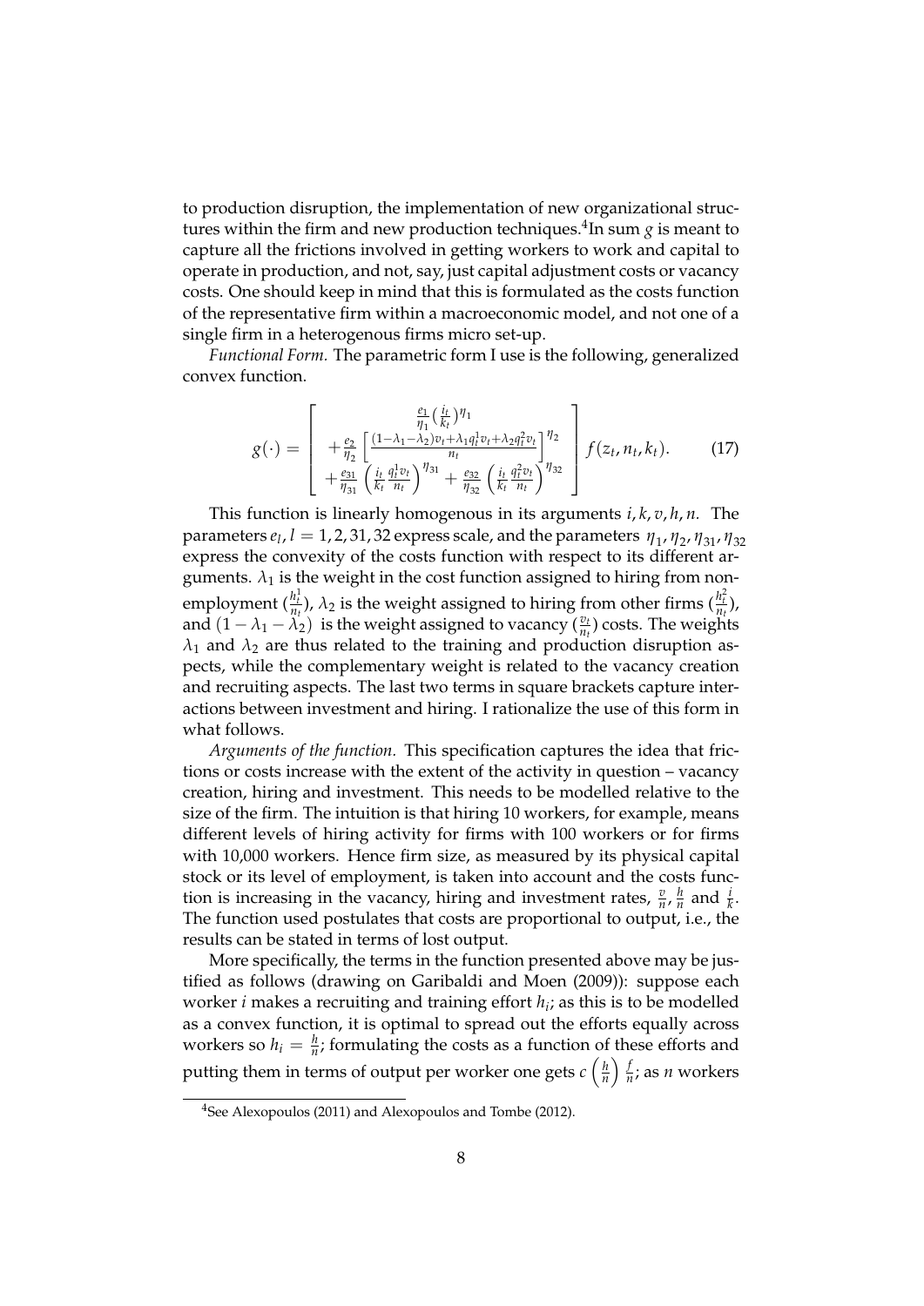to production disruption, the implementation of new organizational structures within the firm and new production techniques.[4] In sum $g$ is meant to capture all the frictions involved in getting workers to work and capital to operate in production, and not, say, just capital adjustment costs or vacancy costs. One should keep in mind that this is formulated as the costs function of the representative firm within a macroeconomic model, and not one of a single firm in a heterogenous firms micro set-up.

*Functional Form.* The parametric form I use is the following, generalized convex function.

$$g(\cdot) = \left[ \begin{array}{c} \frac{e_1}{\eta_1}\left(\frac{i_t}{k_t}\right)^{\eta_1} \\ +\frac{e_2}{\eta_2}\left[\frac{(1-\lambda_1-\lambda_2)v_t+\lambda_1 q_t^1 v_t+\lambda_2 q_t^2 v_t}{n_t}\right]^{\eta_2} \\ +\frac{e_{31}}{\eta_{31}}\left(\frac{i_t}{k_t}\frac{q_t^1 v_t}{n_t}\right)^{\eta_{31}} + \frac{e_{32}}{\eta_{32}}\left(\frac{i_t}{k_t}\frac{q_t^2 v_t}{n_t}\right)^{\eta_{32}} \end{array} \right] f(z_t, n_t, k_t). \tag{17}$$

This function is linearly homogenous in its arguments $i, k, v, h, n.$ The parameters $e_l$, $l = 1, 2, 31, 32$ express scale, and the parameters $\eta_1, \eta_2, \eta_{31}, \eta_{32}$ express the convexity of the costs function with respect to its different arguments. $\lambda_1$ is the weight in the cost function assigned to hiring from non-employment ($\frac{h_t^1}{n_t}$), $\lambda_2$ is the weight assigned to hiring from other firms ($\frac{h_t^2}{n_t}$), and $(1 - \lambda_1 - \lambda_2)$ is the weight assigned to vacancy ($\frac{v_t}{n_t}$) costs. The weights $\lambda_1$ and $\lambda_2$ are thus related to the training and production disruption aspects, while the complementary weight is related to the vacancy creation and recruiting aspects. The last two terms in square brackets capture interactions between investment and hiring. I rationalize the use of this form in what follows.

*Arguments of the function.* This specification captures the idea that frictions or costs increase with the extent of the activity in question – vacancy creation, hiring and investment. This needs to be modelled relative to the size of the firm. The intuition is that hiring 10 workers, for example, means different levels of hiring activity for firms with 100 workers or for firms with 10,000 workers. Hence firm size, as measured by its physical capital stock or its level of employment, is taken into account and the costs function is increasing in the vacancy, hiring and investment rates, $\frac{v}{n}$, $\frac{h}{n}$ and $\frac{i}{k}$. The function used postulates that costs are proportional to output, i.e., the results can be stated in terms of lost output.

More specifically, the terms in the function presented above may be justified as follows (drawing on Garibaldi and Moen (2009)): suppose each worker $i$ makes a recruiting and training effort $h_i$; as this is to be modelled as a convex function, it is optimal to spread out the efforts equally across workers so $h_i = \frac{h}{n}$; formulating the costs as a function of these efforts and putting them in terms of output per worker one gets $c\left(\frac{h}{n}\right)\frac{f}{n}$; as $n$ workers

[4] See Alexopoulos (2011) and Alexopoulos and Tombe (2012).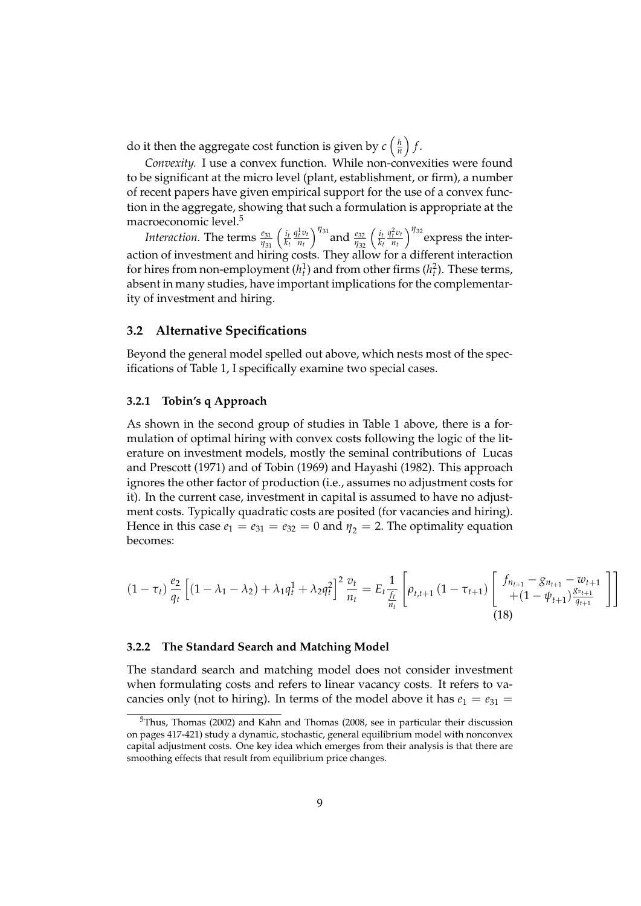do it then the aggregate cost function is given by $c\left(\frac{h}{n}\right)f$.

*Convexity.* I use a convex function. While non-convexities were found to be significant at the micro level (plant, establishment, or firm), a number of recent papers have given empirical support for the use of a convex function in the aggregate, showing that such a formulation is appropriate at the macroeconomic level.[5]

*Interaction.* The terms $\frac{e_{31}}{\eta_{31}}\left(\frac{i_t}{k_t}\frac{q_t^1 v_t}{n_t}\right)^{\eta_{31}}$ and $\frac{e_{32}}{\eta_{32}}\left(\frac{i_t}{k_t}\frac{q_t^2 v_t}{n_t}\right)^{\eta_{32}}$ express the interaction of investment and hiring costs. They allow for a different interaction for hires from non-employment ($h_t^1$) and from other firms ($h_t^2$). These terms, absent in many studies, have important implications for the complementarity of investment and hiring.

## 3.2 Alternative Specifications

Beyond the general model spelled out above, which nests most of the specifications of Table 1, I specifically examine two special cases.

### 3.2.1 Tobin's q Approach

As shown in the second group of studies in Table 1 above, there is a formulation of optimal hiring with convex costs following the logic of the literature on investment models, mostly the seminal contributions of Lucas and Prescott (1971) and of Tobin (1969) and Hayashi (1982). This approach ignores the other factor of production (i.e., assumes no adjustment costs for it). In the current case, investment in capital is assumed to have no adjustment costs. Typically quadratic costs are posited (for vacancies and hiring). Hence in this case $e_1 = e_{31} = e_{32} = 0$ and $\eta_2 = 2$. The optimality equation becomes:

$$(1-\tau_t)\frac{e_2}{q_t}\left[(1-\lambda_1-\lambda_2)+\lambda_1 q_t^1+\lambda_2 q_t^2\right]^2\frac{v_t}{n_t} = E_t\frac{1}{\frac{f_t}{n_t}}\left[\rho_{t,t+1}(1-\tau_{t+1})\left[\begin{array}{c} f_{n_{t+1}}-g_{n_{t+1}}-w_{t+1} \\ +(1-\psi_{t+1})\frac{g_{v_{t+1}}}{q_{t+1}} \end{array}\right]\right] \tag{18}$$

### 3.2.2 The Standard Search and Matching Model

The standard search and matching model does not consider investment when formulating costs and refers to linear vacancy costs. It refers to vacancies only (not to hiring). In terms of the model above it has $e_1 = e_{31} =$

[5] Thus, Thomas (2002) and Kahn and Thomas (2008, see in particular their discussion on pages 417-421) study a dynamic, stochastic, general equilibrium model with nonconvex capital adjustment costs. One key idea which emerges from their analysis is that there are smoothing effects that result from equilibrium price changes.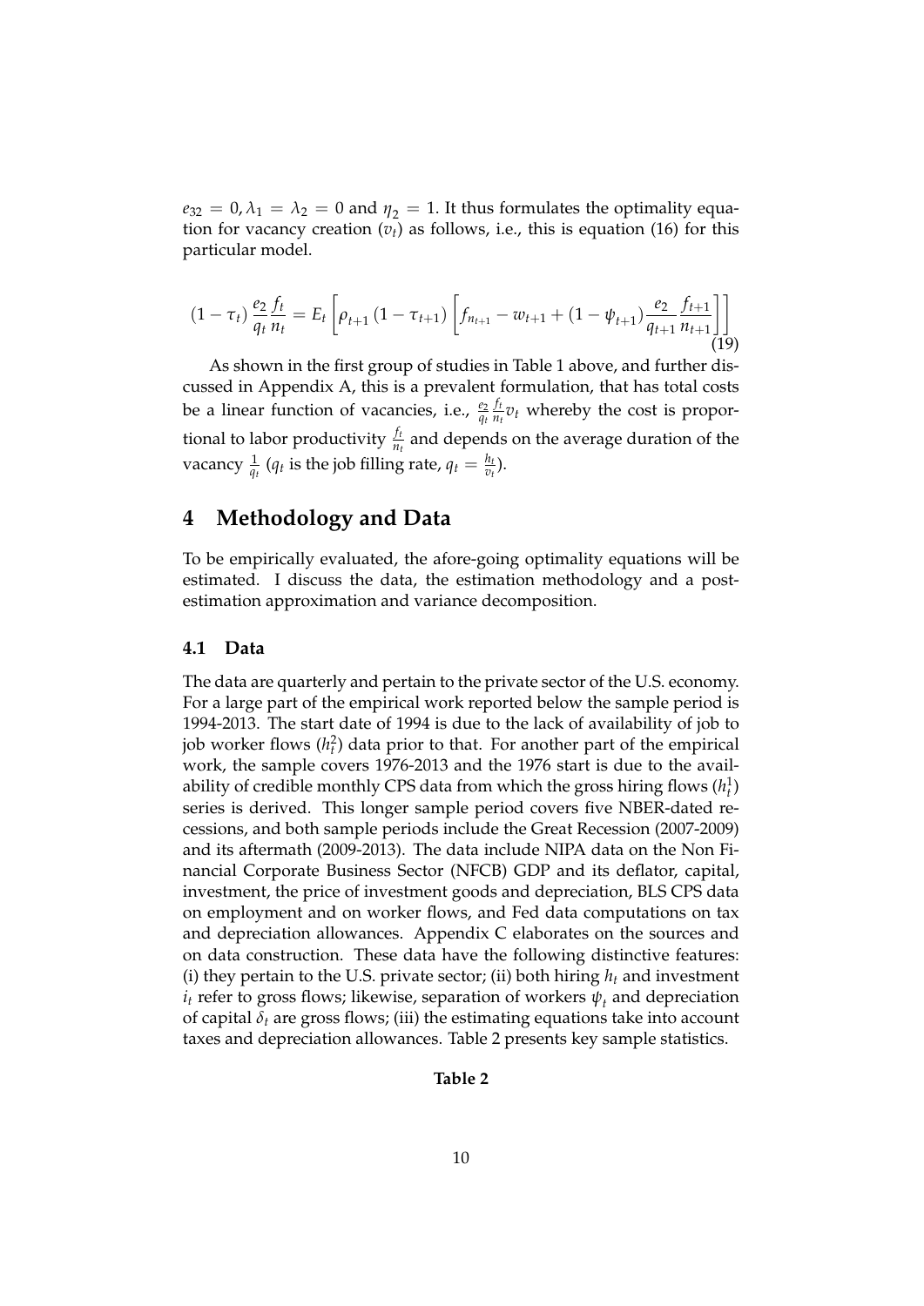$e_{32} = 0, \lambda_1 = \lambda_2 = 0$ and $\eta_2 = 1$. It thus formulates the optimality equation for vacancy creation ($v_t$) as follows, i.e., this is equation (16) for this particular model.

$$(1-\tau_t)\frac{e_2}{q_t}\frac{f_t}{n_t} = E_t\left[\rho_{t+1}(1-\tau_{t+1})\left[f_{n_{t+1}} - w_{t+1} + (1-\psi_{t+1})\frac{e_2}{q_{t+1}}\frac{f_{t+1}}{n_{t+1}}\right]\right] \tag{19}$$

As shown in the first group of studies in Table 1 above, and further discussed in Appendix A, this is a prevalent formulation, that has total costs be a linear function of vacancies, i.e., $\frac{e_2}{q_t}\frac{f_t}{n_t}v_t$ whereby the cost is proportional to labor productivity $\frac{f_t}{n_t}$ and depends on the average duration of the vacancy $\frac{1}{q_t}$ ($q_t$ is the job filling rate, $q_t = \frac{h_t}{v_t}$).

# 4 Methodology and Data

To be empirically evaluated, the afore-going optimality equations will be estimated. I discuss the data, the estimation methodology and a post-estimation approximation and variance decomposition.

## 4.1 Data

The data are quarterly and pertain to the private sector of the U.S. economy. For a large part of the empirical work reported below the sample period is 1994-2013. The start date of 1994 is due to the lack of availability of job to job worker flows ($h_t^2$) data prior to that. For another part of the empirical work, the sample covers 1976-2013 and the 1976 start is due to the availability of credible monthly CPS data from which the gross hiring flows ($h_t^1$) series is derived. This longer sample period covers five NBER-dated recessions, and both sample periods include the Great Recession (2007-2009) and its aftermath (2009-2013). The data include NIPA data on the Non Financial Corporate Business Sector (NFCB) GDP and its deflator, capital, investment, the price of investment goods and depreciation, BLS CPS data on employment and on worker flows, and Fed data computations on tax and depreciation allowances. Appendix C elaborates on the sources and on data construction. These data have the following distinctive features: (i) they pertain to the U.S. private sector; (ii) both hiring $h_t$ and investment $i_t$ refer to gross flows; likewise, separation of workers $\psi_t$ and depreciation of capital $\delta_t$ are gross flows; (iii) the estimating equations take into account taxes and depreciation allowances. Table 2 presents key sample statistics.

**Table 2**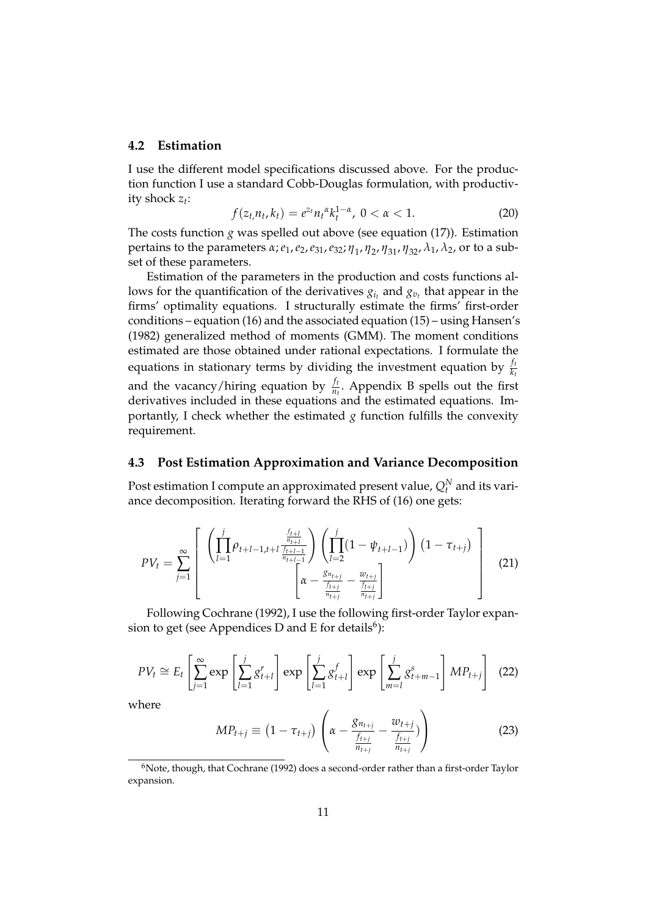### 4.2 Estimation

I use the different model specifications discussed above. For the production function I use a standard Cobb-Douglas formulation, with productivity shock $z_t$:

$$f(z_t, n_t, k_t) = e^{z_t} n_t^{\alpha} k_t^{1-\alpha},\ 0 < \alpha < 1. \tag{20}$$

The costs function $g$ was spelled out above (see equation (17)). Estimation pertains to the parameters $\alpha; e_1, e_2, e_{31}, e_{32}; \eta_1, \eta_2, \eta_{31}, \eta_{32}, \lambda_1, \lambda_2$, or to a subset of these parameters.

Estimation of the parameters in the production and costs functions allows for the quantification of the derivatives $g_{i_t}$ and $g_{v_t}$ that appear in the firms' optimality equations. I structurally estimate the firms' first-order conditions – equation (16) and the associated equation (15) – using Hansen's (1982) generalized method of moments (GMM). The moment conditions estimated are those obtained under rational expectations. I formulate the equations in stationary terms by dividing the investment equation by $\frac{f_t}{k_t}$ and the vacancy/hiring equation by $\frac{f_t}{n_t}$. Appendix B spells out the first derivatives included in these equations and the estimated equations. Importantly, I check whether the estimated $g$ function fulfills the convexity requirement.

### 4.3 Post Estimation Approximation and Variance Decomposition

Post estimation I compute an approximated present value, $Q_t^N$ and its variance decomposition. Iterating forward the RHS of (16) one gets:

$$PV_t = \sum_{j=1}^{\infty} \left[ \begin{array}{c} \left( \prod_{l=1}^{j} \rho_{t+l-1,t+l} \frac{\frac{f_{t+l}}{n_{t+l}}}{\frac{f_{t+l-1}}{n_{t+l-1}}} \right) \left( \prod_{l=2}^{j} (1 - \psi_{t+l-1}) \right) (1 - \tau_{t+j}) \\ \left[ \alpha - \frac{g_{n_{t+j}}}{\frac{f_{t+j}}{n_{t+j}}} - \frac{w_{t+j}}{\frac{f_{t+j}}{n_{t+j}}} \right] \end{array} \right] \tag{21}$$

Following Cochrane (1992), I use the following first-order Taylor expansion to get (see Appendices D and E for details[6]):

$$PV_t \cong E_t \left[ \sum_{j=1}^{\infty} \exp\left[ \sum_{l=1}^{j} g_{t+l}^{r} \right] \exp\left[ \sum_{l=1}^{j} g_{t+l}^{f} \right] \exp\left[ \sum_{m=l}^{j} g_{t+m-1}^{s} \right] MP_{t+j} \right] \tag{22}$$

where

$$MP_{t+j} \equiv (1 - \tau_{t+j}) \left( \alpha - \frac{g_{n_{t+j}}}{\frac{f_{t+j}}{n_{t+j}}} - \frac{w_{t+j}}{\frac{f_{t+j}}{n_{t+j}}} \right) \tag{23}$$

[6] Note, though, that Cochrane (1992) does a second-order rather than a first-order Taylor expansion.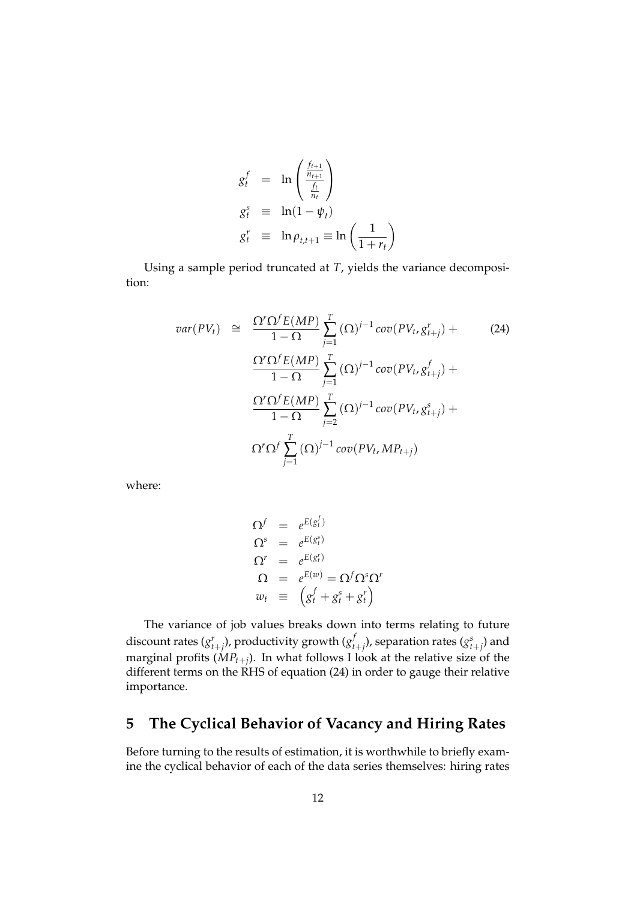$$
\begin{aligned}
g_t^f &= \ln\left(\frac{\frac{f_{t+1}}{n_{t+1}}}{\frac{f_t}{n_t}}\right) \\
g_t^s &\equiv \ln(1-\psi_t) \\
g_t^r &\equiv \ln \rho_{t,t+1} \equiv \ln\left(\frac{1}{1+r_t}\right)
\end{aligned}
$$

Using a sample period truncated at $T$, yields the variance decomposition:

$$
\begin{aligned}
var(PV_t) \cong\ & \frac{\Omega^r \Omega^f E(MP)}{1-\Omega} \sum_{j=1}^{T} (\Omega)^{j-1} cov(PV_t, g_{t+j}^r) + \\
& \frac{\Omega^r \Omega^f E(MP)}{1-\Omega} \sum_{j=1}^{T} (\Omega)^{j-1} cov(PV_t, g_{t+j}^f) + \\
& \frac{\Omega^r \Omega^f E(MP)}{1-\Omega} \sum_{j=2}^{T} (\Omega)^{j-1} cov(PV_t, g_{t+j}^s) + \\
& \Omega^r \Omega^f \sum_{j=1}^{T} (\Omega)^{j-1} cov(PV_t, MP_{t+j})
\end{aligned} \tag{24}
$$

where:

$$
\begin{aligned}
\Omega^f &= e^{E(g_t^f)} \\
\Omega^s &= e^{E(g_t^s)} \\
\Omega^r &= e^{E(g_t^r)} \\
\Omega &= e^{E(w)} = \Omega^f \Omega^s \Omega^r \\
w_t &\equiv \left(g_t^f + g_t^s + g_t^r\right)
\end{aligned}
$$

The variance of job values breaks down into terms relating to future discount rates ($g_{t+j}^r$), productivity growth ($g_{t+j}^f$), separation rates ($g_{t+j}^s$) and marginal profits ($MP_{t+j}$). In what follows I look at the relative size of the different terms on the RHS of equation (24) in order to gauge their relative importance.

## 5 The Cyclical Behavior of Vacancy and Hiring Rates

Before turning to the results of estimation, it is worthwhile to briefly examine the cyclical behavior of each of the data series themselves: hiring rates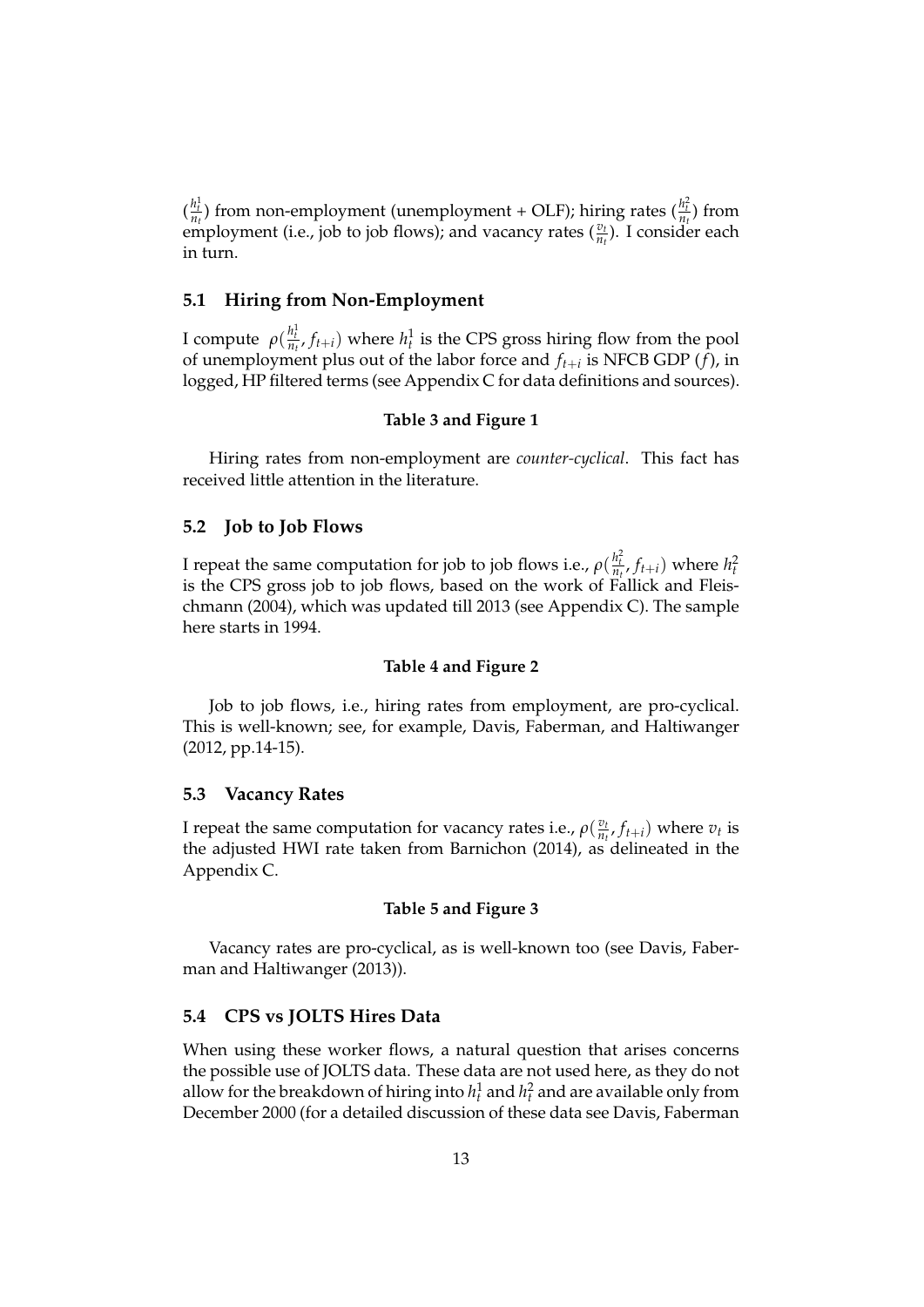($\frac{h_t^1}{n_t}$) from non-employment (unemployment + OLF); hiring rates ($\frac{h_t^2}{n_t}$) from employment (i.e., job to job flows); and vacancy rates ($\frac{v_t}{n_t}$). I consider each in turn.

## 5.1 Hiring from Non-Employment

I compute $\rho(\frac{h_t^1}{n_t}, f_{t+i})$ where $h_t^1$ is the CPS gross hiring flow from the pool of unemployment plus out of the labor force and $f_{t+i}$ is NFCB GDP ($f$), in logged, HP filtered terms (see Appendix C for data definitions and sources).

**Table 3 and Figure 1**

Hiring rates from non-employment are *counter-cyclical*. This fact has received little attention in the literature.

## 5.2 Job to Job Flows

I repeat the same computation for job to job flows i.e., $\rho(\frac{h_t^2}{n_t}, f_{t+i})$ where $h_t^2$ is the CPS gross job to job flows, based on the work of Fallick and Fleischmann (2004), which was updated till 2013 (see Appendix C). The sample here starts in 1994.

**Table 4 and Figure 2**

Job to job flows, i.e., hiring rates from employment, are pro-cyclical. This is well-known; see, for example, Davis, Faberman, and Haltiwanger (2012, pp.14-15).

## 5.3 Vacancy Rates

I repeat the same computation for vacancy rates i.e., $\rho(\frac{v_t}{n_t}, f_{t+i})$ where $v_t$ is the adjusted HWI rate taken from Barnichon (2014), as delineated in the Appendix C.

**Table 5 and Figure 3**

Vacancy rates are pro-cyclical, as is well-known too (see Davis, Faberman and Haltiwanger (2013)).

## 5.4 CPS vs JOLTS Hires Data

When using these worker flows, a natural question that arises concerns the possible use of JOLTS data. These data are not used here, as they do not allow for the breakdown of hiring into $h_t^1$ and $h_t^2$ and are available only from December 2000 (for a detailed discussion of these data see Davis, Faberman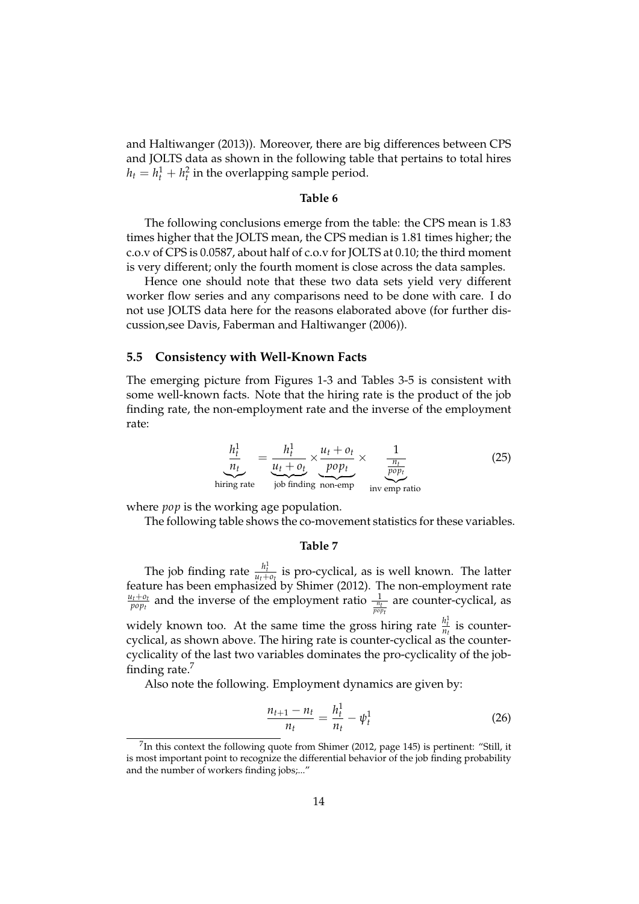and Haltiwanger (2013)). Moreover, there are big differences between CPS and JOLTS data as shown in the following table that pertains to total hires $h_t = h_t^1 + h_t^2$ in the overlapping sample period.

**Table 6**

The following conclusions emerge from the table: the CPS mean is 1.83 times higher that the JOLTS mean, the CPS median is 1.81 times higher; the c.o.v of CPS is 0.0587, about half of c.o.v for JOLTS at 0.10; the third moment is very different; only the fourth moment is close across the data samples.

Hence one should note that these two data sets yield very different worker flow series and any comparisons need to be done with care. I do not use JOLTS data here for the reasons elaborated above (for further discussion,see Davis, Faberman and Haltiwanger (2006)).

### 5.5 Consistency with Well-Known Facts

The emerging picture from Figures 1-3 and Tables 3-5 is consistent with some well-known facts. Note that the hiring rate is the product of the job finding rate, the non-employment rate and the inverse of the employment rate:

$$\underbrace{\frac{h_t^1}{n_t}}_{\text{hiring rate}} = \underbrace{\frac{h_t^1}{u_t + o_t}}_{\text{job finding}} \times \underbrace{\frac{u_t + o_t}{pop_t}}_{\text{non-emp}} \times \underbrace{\frac{1}{\frac{n_t}{pop_t}}}_{\text{inv emp ratio}} \tag{25}$$

where *pop* is the working age population.

The following table shows the co-movement statistics for these variables.

**Table 7**

The job finding rate $\frac{h_t^1}{u_t+o_t}$ is pro-cyclical, as is well known. The latter feature has been emphasized by Shimer (2012). The non-employment rate $\frac{u_t+o_t}{pop_t}$ and the inverse of the employment ratio $\frac{1}{\frac{n_t}{pop_t}}$ are counter-cyclical, as widely known too. At the same time the gross hiring rate $\frac{h_t^1}{n_t}$ is counter-cyclical, as shown above. The hiring rate is counter-cyclical as the counter-cyclicality of the last two variables dominates the pro-cyclicality of the job-finding rate.[7]

Also note the following. Employment dynamics are given by:

$$\frac{n_{t+1} - n_t}{n_t} = \frac{h_t^1}{n_t} - \psi_t^1 \tag{26}$$

[7] In this context the following quote from Shimer (2012, page 145) is pertinent: "Still, it is most important point to recognize the differential behavior of the job finding probability and the number of workers finding jobs;..."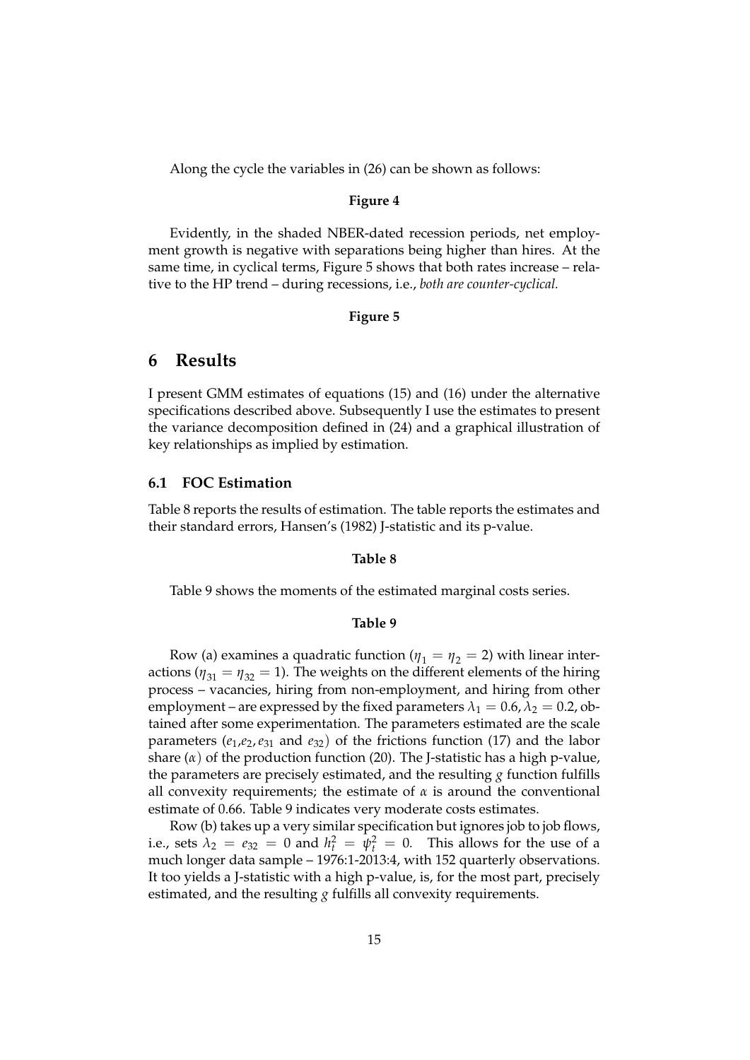Along the cycle the variables in (26) can be shown as follows:

**Figure 4**

Evidently, in the shaded NBER-dated recession periods, net employment growth is negative with separations being higher than hires. At the same time, in cyclical terms, Figure 5 shows that both rates increase – relative to the HP trend – during recessions, i.e., *both are counter-cyclical.*

**Figure 5**

# 6 Results

I present GMM estimates of equations (15) and (16) under the alternative specifications described above. Subsequently I use the estimates to present the variance decomposition defined in (24) and a graphical illustration of key relationships as implied by estimation.

## 6.1 FOC Estimation

Table 8 reports the results of estimation. The table reports the estimates and their standard errors, Hansen's (1982) J-statistic and its p-value.

**Table 8**

Table 9 shows the moments of the estimated marginal costs series.

**Table 9**

Row (a) examines a quadratic function ($\eta_1 = \eta_2 = 2$) with linear interactions ($\eta_{31} = \eta_{32} = 1$). The weights on the different elements of the hiring process – vacancies, hiring from non-employment, and hiring from other employment – are expressed by the fixed parameters $\lambda_1 = 0.6, \lambda_2 = 0.2$, obtained after some experimentation. The parameters estimated are the scale parameters ($e_1$,$e_2$, $e_{31}$ and $e_{32}$) of the frictions function (17) and the labor share ($\alpha$) of the production function (20). The J-statistic has a high p-value, the parameters are precisely estimated, and the resulting $g$ function fulfills all convexity requirements; the estimate of $\alpha$ is around the conventional estimate of 0.66. Table 9 indicates very moderate costs estimates.

Row (b) takes up a very similar specification but ignores job to job flows, i.e., sets $\lambda_2 = e_{32} = 0$ and $h_t^2 = \psi_t^2 = 0$. This allows for the use of a much longer data sample – 1976:1-2013:4, with 152 quarterly observations. It too yields a J-statistic with a high p-value, is, for the most part, precisely estimated, and the resulting $g$ fulfills all convexity requirements.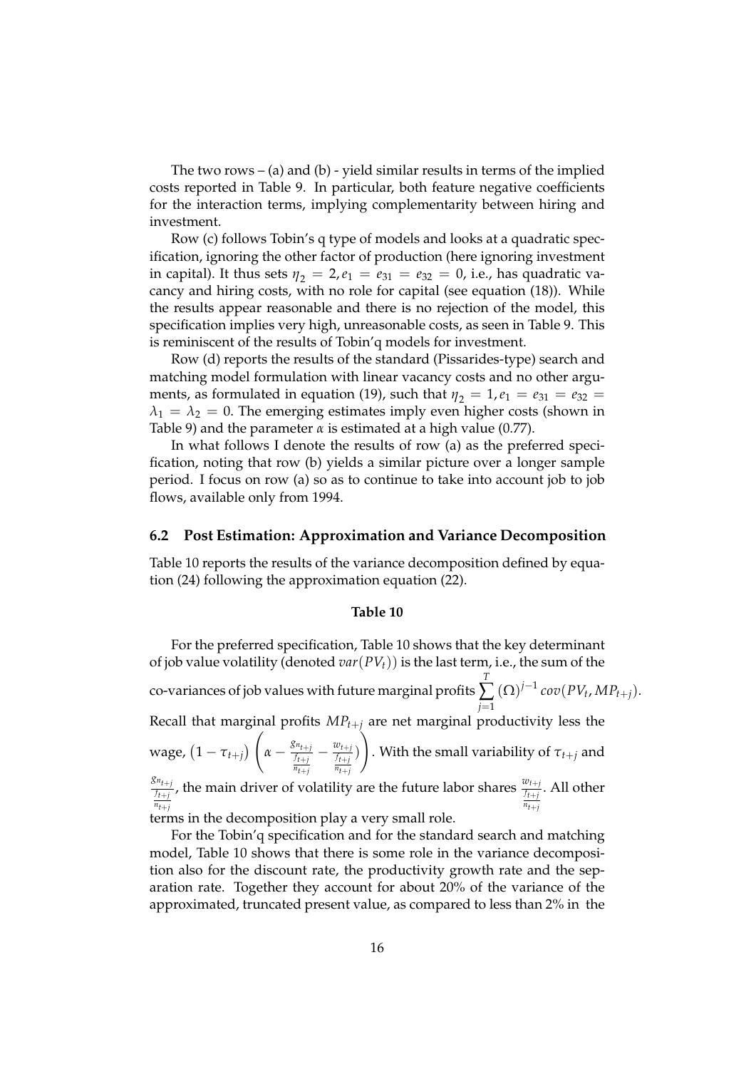The two rows – (a) and (b) - yield similar results in terms of the implied costs reported in Table 9. In particular, both feature negative coefficients for the interaction terms, implying complementarity between hiring and investment.

Row (c) follows Tobin's q type of models and looks at a quadratic specification, ignoring the other factor of production (here ignoring investment in capital). It thus sets $\eta_2 = 2, e_1 = e_{31} = e_{32} = 0$, i.e., has quadratic vacancy and hiring costs, with no role for capital (see equation (18)). While the results appear reasonable and there is no rejection of the model, this specification implies very high, unreasonable costs, as seen in Table 9. This is reminiscent of the results of Tobin'q models for investment.

Row (d) reports the results of the standard (Pissarides-type) search and matching model formulation with linear vacancy costs and no other arguments, as formulated in equation (19), such that $\eta_2 = 1, e_1 = e_{31} = e_{32} = \lambda_1 = \lambda_2 = 0$. The emerging estimates imply even higher costs (shown in Table 9) and the parameter $\alpha$ is estimated at a high value (0.77).

In what follows I denote the results of row (a) as the preferred specification, noting that row (b) yields a similar picture over a longer sample period. I focus on row (a) so as to continue to take into account job to job flows, available only from 1994.

### 6.2 Post Estimation: Approximation and Variance Decomposition

Table 10 reports the results of the variance decomposition defined by equation (24) following the approximation equation (22).

**Table 10**

For the preferred specification, Table 10 shows that the key determinant of job value volatility (denoted $var(PV_t)$) is the last term, i.e., the sum of the co-variances of job values with future marginal profits $\sum_{j=1}^{T} (\Omega)^{j-1} cov(PV_t, MP_{t+j})$. Recall that marginal profits $MP_{t+j}$ are net marginal productivity less the wage, $\left(1 - \tau_{t+j}\right) \left( \alpha - \frac{g_{n_{t+j}}}{\frac{f_{t+j}}{n_{t+j}}} - \frac{w_{t+j}}{\frac{f_{t+j}}{n_{t+j}}} ) \right)$. With the small variability of $\tau_{t+j}$ and $\frac{g_{n_{t+j}}}{\frac{f_{t+j}}{n_{t+j}}}$, the main driver of volatility are the future labor shares $\frac{w_{t+j}}{\frac{f_{t+j}}{n_{t+j}}}$. All other terms in the decomposition play a very small role.

For the Tobin'q specification and for the standard search and matching model, Table 10 shows that there is some role in the variance decomposition also for the discount rate, the productivity growth rate and the separation rate. Together they account for about 20% of the variance of the approximated, truncated present value, as compared to less than 2% in the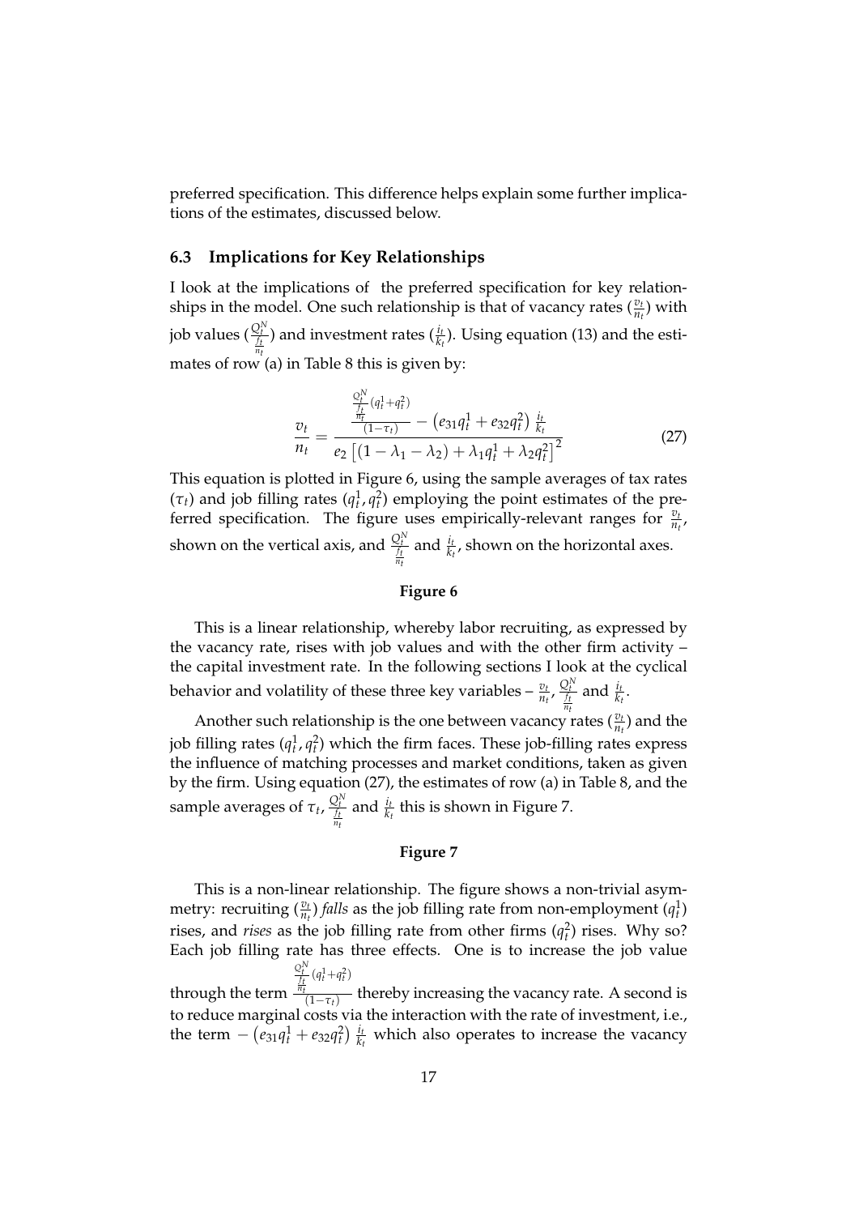preferred specification. This difference helps explain some further implications of the estimates, discussed below.

### 6.3 Implications for Key Relationships

I look at the implications of the preferred specification for key relationships in the model. One such relationship is that of vacancy rates ($\frac{v_t}{n_t}$) with job values ($\frac{Q_t^N}{\frac{f_t}{n_t}}$) and investment rates ($\frac{i_t}{k_t}$). Using equation (13) and the estimates of row (a) in Table 8 this is given by:

$$\frac{v_t}{n_t} = \frac{\frac{\frac{Q_t^N}{\frac{f_t}{n_t}}(q_t^1+q_t^2)}{(1-\tau_t)} - \left(e_{31}q_t^1 + e_{32}q_t^2\right)\frac{i_t}{k_t}}{e_2\left[(1-\lambda_1-\lambda_2)+\lambda_1 q_t^1 + \lambda_2 q_t^2\right]^2} \tag{27}$$

This equation is plotted in Figure 6, using the sample averages of tax rates ($\tau_t$) and job filling rates ($q_t^1, q_t^2$) employing the point estimates of the preferred specification. The figure uses empirically-relevant ranges for $\frac{v_t}{n_t}$, shown on the vertical axis, and $\frac{Q_t^N}{\frac{f_t}{n_t}}$ and $\frac{i_t}{k_t}$, shown on the horizontal axes.

**Figure 6**

This is a linear relationship, whereby labor recruiting, as expressed by the vacancy rate, rises with job values and with the other firm activity – the capital investment rate. In the following sections I look at the cyclical behavior and volatility of these three key variables – $\frac{v_t}{n_t}$, $\frac{Q_t^N}{\frac{f_t}{n_t}}$ and $\frac{i_t}{k_t}$.

Another such relationship is the one between vacancy rates ($\frac{v_t}{n_t}$) and the job filling rates ($q_t^1, q_t^2$) which the firm faces. These job-filling rates express the influence of matching processes and market conditions, taken as given by the firm. Using equation (27), the estimates of row (a) in Table 8, and the sample averages of $\tau_t$, $\frac{Q_t^N}{\frac{f_t}{n_t}}$ and $\frac{i_t}{k_t}$ this is shown in Figure 7.

**Figure 7**

This is a non-linear relationship. The figure shows a non-trivial asymmetry: recruiting ($\frac{v_t}{n_t}$) *falls* as the job filling rate from non-employment ($q_t^1$) rises, and *rises* as the job filling rate from other firms ($q_t^2$) rises. Why so? Each job filling rate has three effects. One is to increase the job value through the term $\frac{\frac{Q_t^N}{\frac{f_t}{n_t}}(q_t^1+q_t^2)}{(1-\tau_t)}$ thereby increasing the vacancy rate. A second is to reduce marginal costs via the interaction with the rate of investment, i.e., the term $-\left(e_{31}q_t^1 + e_{32}q_t^2\right)\frac{i_t}{k_t}$ which also operates to increase the vacancy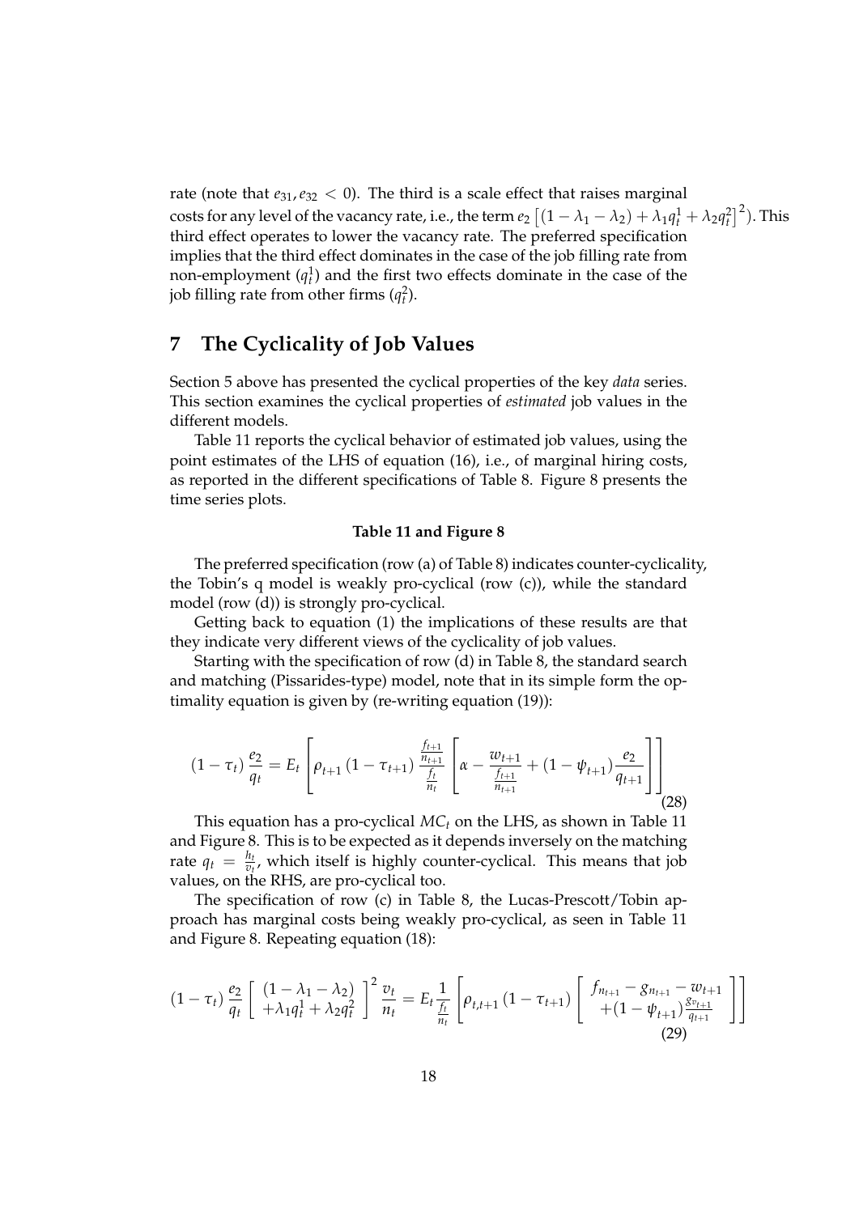rate (note that $e_{31}, e_{32} < 0$). The third is a scale effect that raises marginal costs for any level of the vacancy rate, i.e., the term $e_2 \left[ (1-\lambda_1-\lambda_2) + \lambda_1 q_t^1 + \lambda_2 q_t^2 \right]^2$). This third effect operates to lower the vacancy rate. The preferred specification implies that the third effect dominates in the case of the job filling rate from non-employment ($q_t^1$) and the first two effects dominate in the case of the job filling rate from other firms ($q_t^2$).

# 7 The Cyclicality of Job Values

Section 5 above has presented the cyclical properties of the key *data* series. This section examines the cyclical properties of *estimated* job values in the different models.

Table 11 reports the cyclical behavior of estimated job values, using the point estimates of the LHS of equation (16), i.e., of marginal hiring costs, as reported in the different specifications of Table 8. Figure 8 presents the time series plots.

**Table 11 and Figure 8**

The preferred specification (row (a) of Table 8) indicates counter-cyclicality, the Tobin's q model is weakly pro-cyclical (row (c)), while the standard model (row (d)) is strongly pro-cyclical.

Getting back to equation (1) the implications of these results are that they indicate very different views of the cyclicality of job values.

Starting with the specification of row (d) in Table 8, the standard search and matching (Pissarides-type) model, note that in its simple form the optimality equation is given by (re-writing equation (19)):

$$(1-\tau_t)\frac{e_2}{q_t} = E_t\left[\rho_{t+1}(1-\tau_{t+1})\frac{\frac{f_{t+1}}{n_{t+1}}}{\frac{f_t}{n_t}}\left[\alpha - \frac{w_{t+1}}{\frac{f_{t+1}}{n_{t+1}}} + (1-\psi_{t+1})\frac{e_2}{q_{t+1}}\right]\right] \tag{28}$$

This equation has a pro-cyclical $MC_t$ on the LHS, as shown in Table 11 and Figure 8. This is to be expected as it depends inversely on the matching rate $q_t = \frac{h_t}{v_t}$, which itself is highly counter-cyclical. This means that job values, on the RHS, are pro-cyclical too.

The specification of row (c) in Table 8, the Lucas-Prescott/Tobin approach has marginal costs being weakly pro-cyclical, as seen in Table 11 and Figure 8. Repeating equation (18):

$$(1-\tau_t)\frac{e_2}{q_t}\left[\begin{array}{c}(1-\lambda_1-\lambda_2)\\+\lambda_1 q_t^1+\lambda_2 q_t^2\end{array}\right]^2\frac{v_t}{n_t} = E_t\frac{1}{\frac{f_t}{n_t}}\left[\rho_{t,t+1}(1-\tau_{t+1})\left[\begin{array}{c}f_{n_{t+1}}-g_{n_{t+1}}-w_{t+1}\\+(1-\psi_{t+1})\frac{g_{v_{t+1}}}{q_{t+1}}\end{array}\right]\right] \tag{29}$$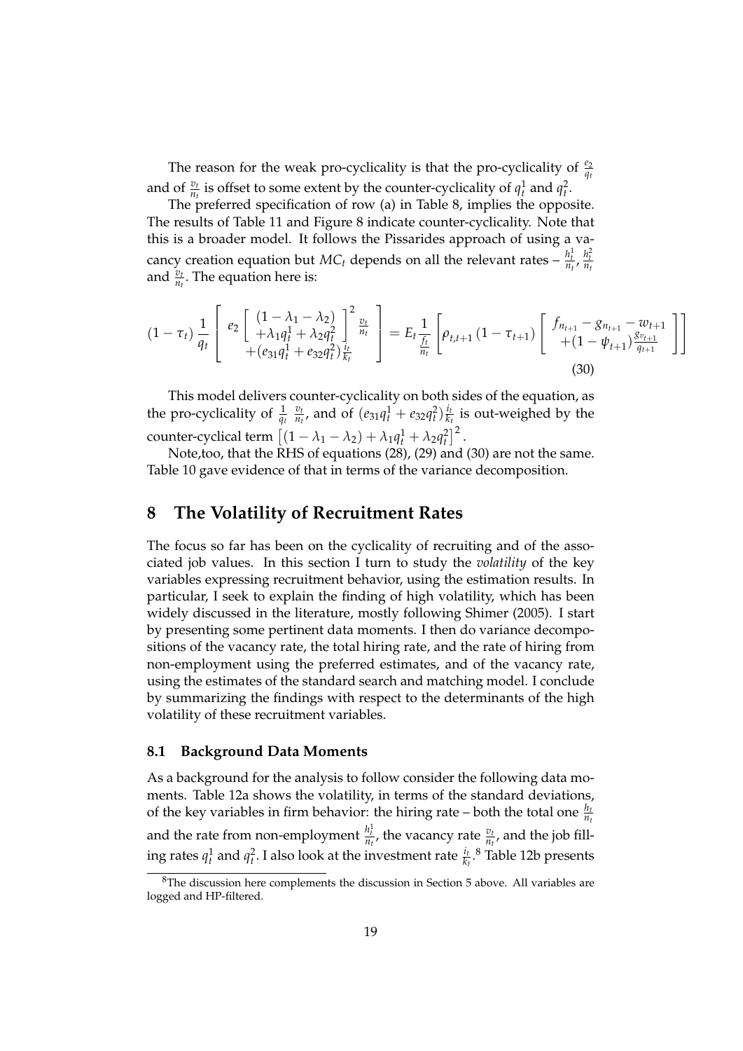The reason for the weak pro-cyclicality is that the pro-cyclicality of $\frac{e_2}{q_t}$ and of $\frac{v_t}{n_t}$ is offset to some extent by the counter-cyclicality of $q_t^1$ and $q_t^2$.

The preferred specification of row (a) in Table 8, implies the opposite. The results of Table 11 and Figure 8 indicate counter-cyclicality. Note that this is a broader model. It follows the Pissarides approach of using a vacancy creation equation but $MC_t$ depends on all the relevant rates – $\frac{h_t^1}{n_t}$, $\frac{h_t^2}{n_t}$ and $\frac{v_t}{n_t}$. The equation here is:

$$(1-\tau_t)\frac{1}{q_t}\left[\begin{array}{c} e_2\left[\begin{array}{c}(1-\lambda_1-\lambda_2)\\ +\lambda_1 q_t^1+\lambda_2 q_t^2\end{array}\right]^2\frac{v_t}{n_t}\\ +(e_{31}q_t^1+e_{32}q_t^2)\frac{i_t}{k_t}\end{array}\right]=E_t\frac{1}{\frac{f_t}{n_t}}\left[\rho_{t,t+1}(1-\tau_{t+1})\left[\begin{array}{c} f_{n_{t+1}}-g_{n_{t+1}}-w_{t+1}\\ +(1-\psi_{t+1})\frac{g_{v_{t+1}}}{q_{t+1}}\end{array}\right]\right] \tag{30}$$

This model delivers counter-cyclicality on both sides of the equation, as the pro-cyclicality of $\frac{1}{q_t}\,\frac{v_t}{n_t}$, and of $(e_{31}q_t^1+e_{32}q_t^2)\frac{i_t}{k_t}$ is out-weighed by the counter-cyclical term $\left[(1-\lambda_1-\lambda_2)+\lambda_1 q_t^1+\lambda_2 q_t^2\right]^2$.

Note,too, that the RHS of equations (28), (29) and (30) are not the same. Table 10 gave evidence of that in terms of the variance decomposition.

# 8 The Volatility of Recruitment Rates

The focus so far has been on the cyclicality of recruiting and of the associated job values. In this section I turn to study the *volatility* of the key variables expressing recruitment behavior, using the estimation results. In particular, I seek to explain the finding of high volatility, which has been widely discussed in the literature, mostly following Shimer (2005). I start by presenting some pertinent data moments. I then do variance decompositions of the vacancy rate, the total hiring rate, and the rate of hiring from non-employment using the preferred estimates, and of the vacancy rate, using the estimates of the standard search and matching model. I conclude by summarizing the findings with respect to the determinants of the high volatility of these recruitment variables.

## 8.1 Background Data Moments

As a background for the analysis to follow consider the following data moments. Table 12a shows the volatility, in terms of the standard deviations, of the key variables in firm behavior: the hiring rate – both the total one $\frac{h_t}{n_t}$ and the rate from non-employment $\frac{h_t^1}{n_t}$, the vacancy rate $\frac{v_t}{n_t}$, and the job filling rates $q_t^1$ and $q_t^2$. I also look at the investment rate $\frac{i_t}{k_t}$.[8] Table 12b presents

[8] The discussion here complements the discussion in Section 5 above. All variables are logged and HP-filtered.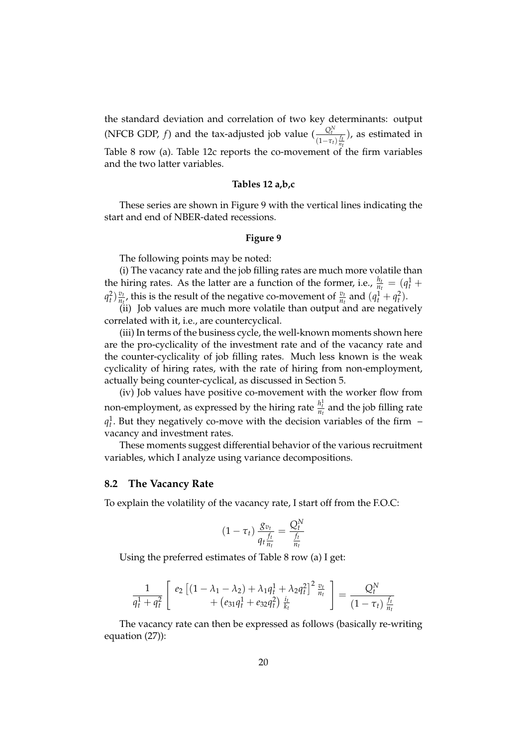the standard deviation and correlation of two key determinants: output (NFCB GDP, $f$) and the tax-adjusted job value ($\frac{Q_t^N}{(1-\tau_t)\frac{f_t}{n_t}}$), as estimated in Table 8 row (a). Table 12c reports the co-movement of the firm variables and the two latter variables.

**Tables 12 a,b,c**

These series are shown in Figure 9 with the vertical lines indicating the start and end of NBER-dated recessions.

**Figure 9**

The following points may be noted:

(i) The vacancy rate and the job filling rates are much more volatile than the hiring rates. As the latter are a function of the former, i.e., $\frac{h_t}{n_t} = (q_t^1 + q_t^2)\frac{v_t}{n_t}$, this is the result of the negative co-movement of $\frac{v_t}{n_t}$ and $(q_t^1 + q_t^2)$.

(ii) Job values are much more volatile than output and are negatively correlated with it, i.e., are countercyclical.

(iii) In terms of the business cycle, the well-known moments shown here are the pro-cyclicality of the investment rate and of the vacancy rate and the counter-cyclicality of job filling rates. Much less known is the weak cyclicality of hiring rates, with the rate of hiring from non-employment, actually being counter-cyclical, as discussed in Section 5.

(iv) Job values have positive co-movement with the worker flow from non-employment, as expressed by the hiring rate $\frac{h_t^1}{n_t}$ and the job filling rate $q_t^1$. But they negatively co-move with the decision variables of the firm – vacancy and investment rates.

These moments suggest differential behavior of the various recruitment variables, which I analyze using variance decompositions.

## 8.2 The Vacancy Rate

To explain the volatility of the vacancy rate, I start off from the F.O.C:

$$(1-\tau_t)\,\frac{g_{v_t}}{q_t\frac{f_t}{n_t}} = \frac{Q_t^N}{\frac{f_t}{n_t}}$$

Using the preferred estimates of Table 8 row (a) I get:

$$\frac{1}{q_t^1 + q_t^2}\left[\begin{array}{c} e_2\left[(1-\lambda_1-\lambda_2)+\lambda_1 q_t^1+\lambda_2 q_t^2\right]^2\frac{v_t}{n_t} \\ +\left(e_{31}q_t^1+e_{32}q_t^2\right)\frac{i_t}{k_t}\end{array}\right] = \frac{Q_t^N}{(1-\tau_t)\,\frac{f_t}{n_t}}$$

The vacancy rate can then be expressed as follows (basically re-writing equation (27)):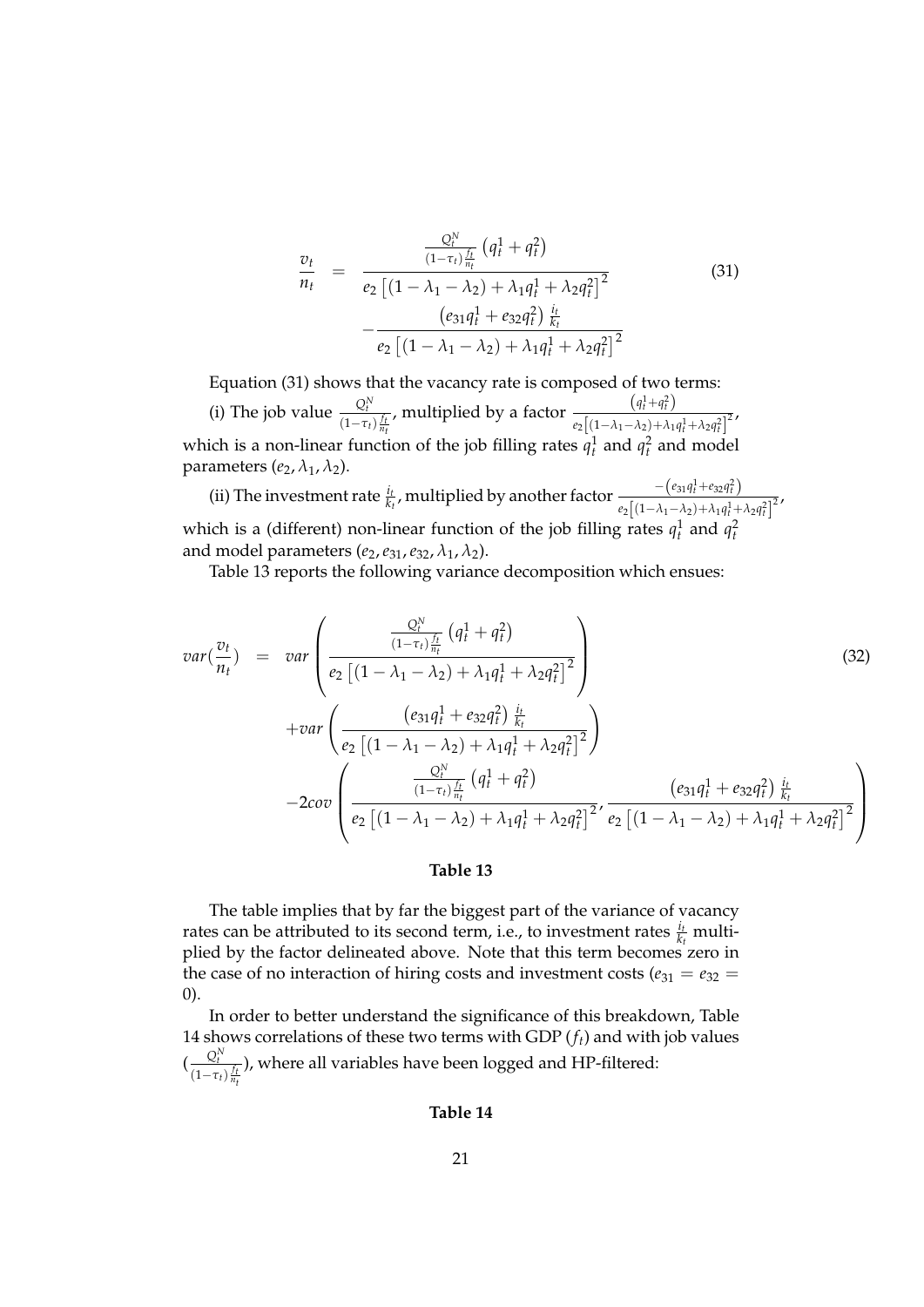$$
\begin{aligned}
\frac{v_t}{n_t} &= \frac{\frac{Q_t^N}{(1-\tau_t)\frac{f_t}{n_t}}\left(q_t^1+q_t^2\right)}{e_2\left[(1-\lambda_1-\lambda_2)+\lambda_1 q_t^1+\lambda_2 q_t^2\right]^2} \\
&\quad -\frac{\left(e_{31}q_t^1+e_{32}q_t^2\right)\frac{i_t}{k_t}}{e_2\left[(1-\lambda_1-\lambda_2)+\lambda_1 q_t^1+\lambda_2 q_t^2\right]^2}
\end{aligned} \tag{31}
$$

Equation (31) shows that the vacancy rate is composed of two terms:

(i) The job value $\frac{Q_t^N}{(1-\tau_t)\frac{f_t}{n_t}}$, multiplied by a factor $\frac{\left(q_t^1+q_t^2\right)}{e_2\left[(1-\lambda_1-\lambda_2)+\lambda_1 q_t^1+\lambda_2 q_t^2\right]^2}$, which is a non-linear function of the job filling rates $q_t^1$ and $q_t^2$ and model parameters ($e_2, \lambda_1, \lambda_2$).

(ii) The investment rate $\frac{i_t}{k_t}$, multiplied by another factor $\frac{-\left(e_{31}q_t^1+e_{32}q_t^2\right)}{e_2\left[(1-\lambda_1-\lambda_2)+\lambda_1 q_t^1+\lambda_2 q_t^2\right]^2}$, which is a (different) non-linear function of the job filling rates $q_t^1$ and $q_t^2$ and model parameters ($e_2, e_{31}, e_{32}, \lambda_1, \lambda_2$).

Table 13 reports the following variance decomposition which ensues:

$$
\begin{aligned}
var\left(\frac{v_t}{n_t}\right) &= var\left(\frac{\frac{Q_t^N}{(1-\tau_t)\frac{f_t}{n_t}}\left(q_t^1+q_t^2\right)}{e_2\left[(1-\lambda_1-\lambda_2)+\lambda_1 q_t^1+\lambda_2 q_t^2\right]^2}\right) \\
&\quad + var\left(\frac{\left(e_{31}q_t^1+e_{32}q_t^2\right)\frac{i_t}{k_t}}{e_2\left[(1-\lambda_1-\lambda_2)+\lambda_1 q_t^1+\lambda_2 q_t^2\right]^2}\right) \\
&\quad - 2cov\left(\frac{\frac{Q_t^N}{(1-\tau_t)\frac{f_t}{n_t}}\left(q_t^1+q_t^2\right)}{e_2\left[(1-\lambda_1-\lambda_2)+\lambda_1 q_t^1+\lambda_2 q_t^2\right]^2}, \frac{\left(e_{31}q_t^1+e_{32}q_t^2\right)\frac{i_t}{k_t}}{e_2\left[(1-\lambda_1-\lambda_2)+\lambda_1 q_t^1+\lambda_2 q_t^2\right]^2}\right)
\end{aligned} \tag{32}
$$

**Table 13**

The table implies that by far the biggest part of the variance of vacancy rates can be attributed to its second term, i.e., to investment rates $\frac{i_t}{k_t}$ multiplied by the factor delineated above. Note that this term becomes zero in the case of no interaction of hiring costs and investment costs ($e_{31} = e_{32} = 0$).

In order to better understand the significance of this breakdown, Table 14 shows correlations of these two terms with GDP ($f_t$) and with job values ($\frac{Q_t^N}{(1-\tau_t)\frac{f_t}{n_t}}$), where all variables have been logged and HP-filtered:

**Table 14**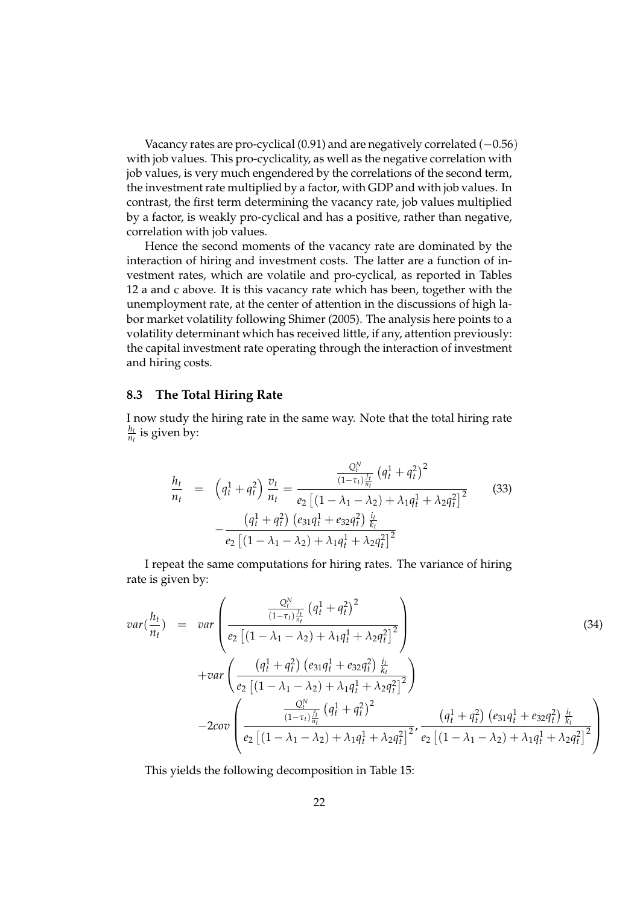Vacancy rates are pro-cyclical (0.91) and are negatively correlated ($-0.56$) with job values. This pro-cyclicality, as well as the negative correlation with job values, is very much engendered by the correlations of the second term, the investment rate multiplied by a factor, with GDP and with job values. In contrast, the first term determining the vacancy rate, job values multiplied by a factor, is weakly pro-cyclical and has a positive, rather than negative, correlation with job values.

Hence the second moments of the vacancy rate are dominated by the interaction of hiring and investment costs. The latter are a function of investment rates, which are volatile and pro-cyclical, as reported in Tables 12 a and c above. It is this vacancy rate which has been, together with the unemployment rate, at the center of attention in the discussions of high labor market volatility following Shimer (2005). The analysis here points to a volatility determinant which has received little, if any, attention previously: the capital investment rate operating through the interaction of investment and hiring costs.

### 8.3 The Total Hiring Rate

I now study the hiring rate in the same way. Note that the total hiring rate $\frac{h_t}{n_t}$ is given by:

$$\frac{h_t}{n_t} = \left(q_t^1 + q_t^2\right) \frac{v_t}{n_t} = \frac{\frac{Q_t^N}{(1-\tau_t)\frac{f_t}{n_t}} \left(q_t^1 + q_t^2\right)^2}{e_2 \left[(1-\lambda_1-\lambda_2) + \lambda_1 q_t^1 + \lambda_2 q_t^2\right]^2} - \frac{\left(q_t^1 + q_t^2\right)\left(e_{31} q_t^1 + e_{32} q_t^2\right) \frac{i_t}{k_t}}{e_2 \left[(1-\lambda_1-\lambda_2) + \lambda_1 q_t^1 + \lambda_2 q_t^2\right]^2} \tag{33}$$

I repeat the same computations for hiring rates. The variance of hiring rate is given by:

$$\begin{aligned} var\left(\frac{h_t}{n_t}\right) = \; & var\left(\frac{\frac{Q_t^N}{(1-\tau_t)\frac{f_t}{n_t}} \left(q_t^1 + q_t^2\right)^2}{e_2 \left[(1-\lambda_1-\lambda_2) + \lambda_1 q_t^1 + \lambda_2 q_t^2\right]^2}\right) \\ & + var\left(\frac{\left(q_t^1 + q_t^2\right)\left(e_{31} q_t^1 + e_{32} q_t^2\right) \frac{i_t}{k_t}}{e_2 \left[(1-\lambda_1-\lambda_2) + \lambda_1 q_t^1 + \lambda_2 q_t^2\right]^2}\right) \\ & - 2cov\left(\frac{\frac{Q_t^N}{(1-\tau_t)\frac{f_t}{n_t}} \left(q_t^1 + q_t^2\right)^2}{e_2 \left[(1-\lambda_1-\lambda_2) + \lambda_1 q_t^1 + \lambda_2 q_t^2\right]^2}, \frac{\left(q_t^1 + q_t^2\right)\left(e_{31} q_t^1 + e_{32} q_t^2\right) \frac{i_t}{k_t}}{e_2 \left[(1-\lambda_1-\lambda_2) + \lambda_1 q_t^1 + \lambda_2 q_t^2\right]^2}\right) \end{aligned} \tag{34}$$

This yields the following decomposition in Table 15: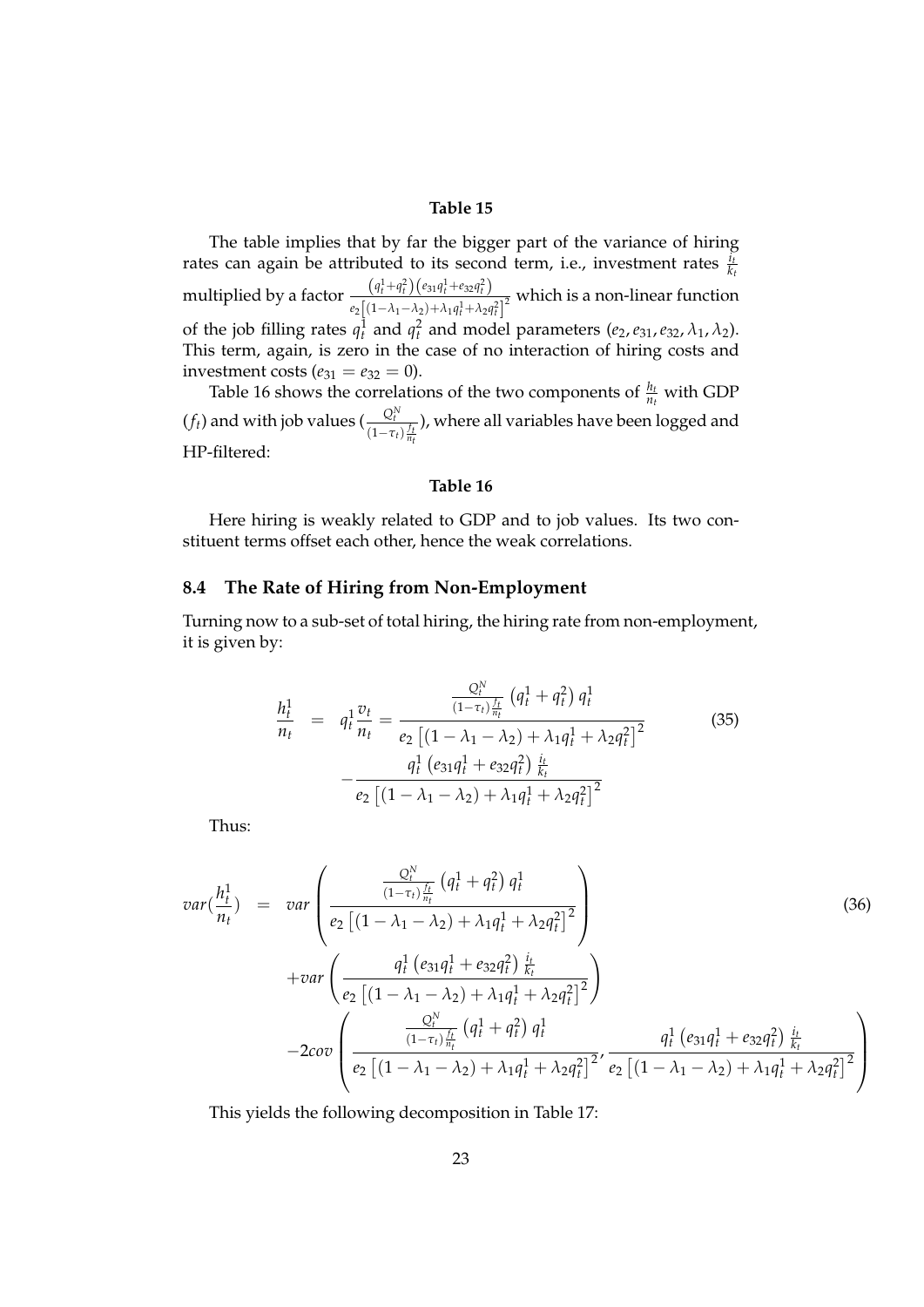**Table 15**

The table implies that by far the bigger part of the variance of hiring rates can again be attributed to its second term, i.e., investment rates $\frac{i_t}{k_t}$ multiplied by a factor $\frac{\left(q_t^1+q_t^2\right)\left(e_{31}q_t^1+e_{32}q_t^2\right)}{e_2\left[(1-\lambda_1-\lambda_2)+\lambda_1 q_t^1+\lambda_2 q_t^2\right]^2}$ which is a non-linear function of the job filling rates $q_t^1$ and $q_t^2$ and model parameters $(e_2, e_{31}, e_{32}, \lambda_1, \lambda_2)$. This term, again, is zero in the case of no interaction of hiring costs and investment costs ($e_{31} = e_{32} = 0$).

Table 16 shows the correlations of the two components of $\frac{h_t}{n_t}$ with GDP ($f_t$) and with job values ($\frac{Q_t^N}{(1-\tau_t)\frac{f_t}{n_t}}$), where all variables have been logged and HP-filtered:

**Table 16**

Here hiring is weakly related to GDP and to job values. Its two constituent terms offset each other, hence the weak correlations.

## 8.4 The Rate of Hiring from Non-Employment

Turning now to a sub-set of total hiring, the hiring rate from non-employment, it is given by:

$$
\begin{aligned}
\frac{h_t^1}{n_t} &= q_t^1 \frac{v_t}{n_t} = \frac{\frac{Q_t^N}{(1-\tau_t)\frac{f_t}{n_t}}\left(q_t^1+q_t^2\right)q_t^1}{e_2\left[(1-\lambda_1-\lambda_2)+\lambda_1 q_t^1+\lambda_2 q_t^2\right]^2} \\
&\quad - \frac{q_t^1\left(e_{31}q_t^1+e_{32}q_t^2\right)\frac{i_t}{k_t}}{e_2\left[(1-\lambda_1-\lambda_2)+\lambda_1 q_t^1+\lambda_2 q_t^2\right]^2}
\end{aligned}
\tag{35}
$$

Thus:

$$
\begin{aligned}
var(\frac{h_t^1}{n_t}) &= var\left(\frac{\frac{Q_t^N}{(1-\tau_t)\frac{f_t}{n_t}}\left(q_t^1+q_t^2\right)q_t^1}{e_2\left[(1-\lambda_1-\lambda_2)+\lambda_1 q_t^1+\lambda_2 q_t^2\right]^2}\right) \\
&\quad + var\left(\frac{q_t^1\left(e_{31}q_t^1+e_{32}q_t^2\right)\frac{i_t}{k_t}}{e_2\left[(1-\lambda_1-\lambda_2)+\lambda_1 q_t^1+\lambda_2 q_t^2\right]^2}\right) \\
&\quad - 2cov\left(\frac{\frac{Q_t^N}{(1-\tau_t)\frac{f_t}{n_t}}\left(q_t^1+q_t^2\right)q_t^1}{e_2\left[(1-\lambda_1-\lambda_2)+\lambda_1 q_t^1+\lambda_2 q_t^2\right]^2}, \frac{q_t^1\left(e_{31}q_t^1+e_{32}q_t^2\right)\frac{i_t}{k_t}}{e_2\left[(1-\lambda_1-\lambda_2)+\lambda_1 q_t^1+\lambda_2 q_t^2\right]^2}\right)
\end{aligned}
\tag{36}
$$

This yields the following decomposition in Table 17: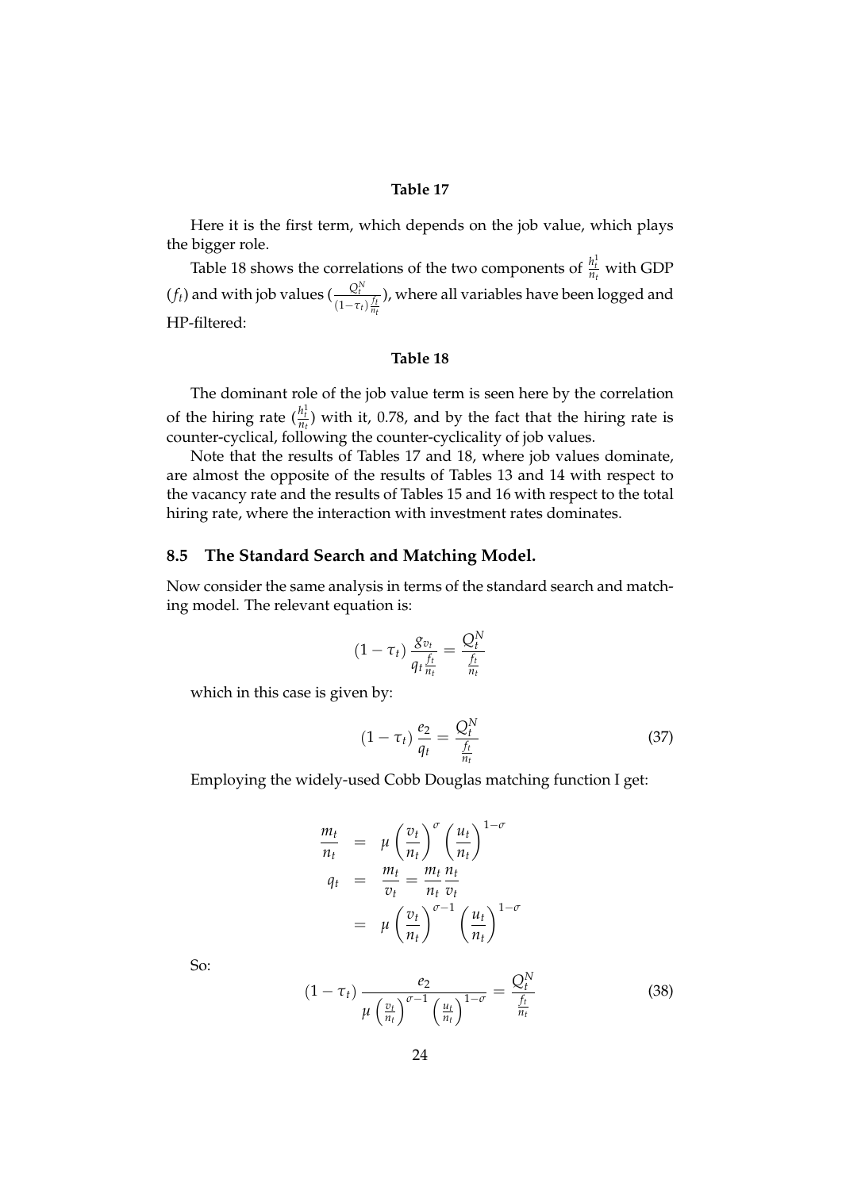**Table 17**

Here it is the first term, which depends on the job value, which plays the bigger role.

Table 18 shows the correlations of the two components of $\frac{h_t^1}{n_t}$ with GDP ($f_t$) and with job values ($\frac{Q_t^N}{(1-\tau_t)\frac{f_t}{n_t}}$), where all variables have been logged and HP-filtered:

**Table 18**

The dominant role of the job value term is seen here by the correlation of the hiring rate ($\frac{h_t^1}{n_t}$) with it, 0.78, and by the fact that the hiring rate is counter-cyclical, following the counter-cyclicality of job values.

Note that the results of Tables 17 and 18, where job values dominate, are almost the opposite of the results of Tables 13 and 14 with respect to the vacancy rate and the results of Tables 15 and 16 with respect to the total hiring rate, where the interaction with investment rates dominates.

## 8.5 The Standard Search and Matching Model.

Now consider the same analysis in terms of the standard search and matching model. The relevant equation is:

$$(1-\tau_t)\,\frac{g_{v_t}}{q_t\frac{f_t}{n_t}} = \frac{Q_t^N}{\frac{f_t}{n_t}}$$

which in this case is given by:

$$(1-\tau_t)\,\frac{e_2}{q_t} = \frac{Q_t^N}{\frac{f_t}{n_t}} \tag{37}$$

Employing the widely-used Cobb Douglas matching function I get:

$$\begin{aligned}
\frac{m_t}{n_t} &= \mu\left(\frac{v_t}{n_t}\right)^{\sigma}\left(\frac{u_t}{n_t}\right)^{1-\sigma} \\
q_t &= \frac{m_t}{v_t} = \frac{m_t}{n_t}\frac{n_t}{v_t} \\
&= \mu\left(\frac{v_t}{n_t}\right)^{\sigma-1}\left(\frac{u_t}{n_t}\right)^{1-\sigma}
\end{aligned}$$

So:

$$(1-\tau_t)\,\frac{e_2}{\mu\left(\frac{v_t}{n_t}\right)^{\sigma-1}\left(\frac{u_t}{n_t}\right)^{1-\sigma}} = \frac{Q_t^N}{\frac{f_t}{n_t}} \tag{38}$$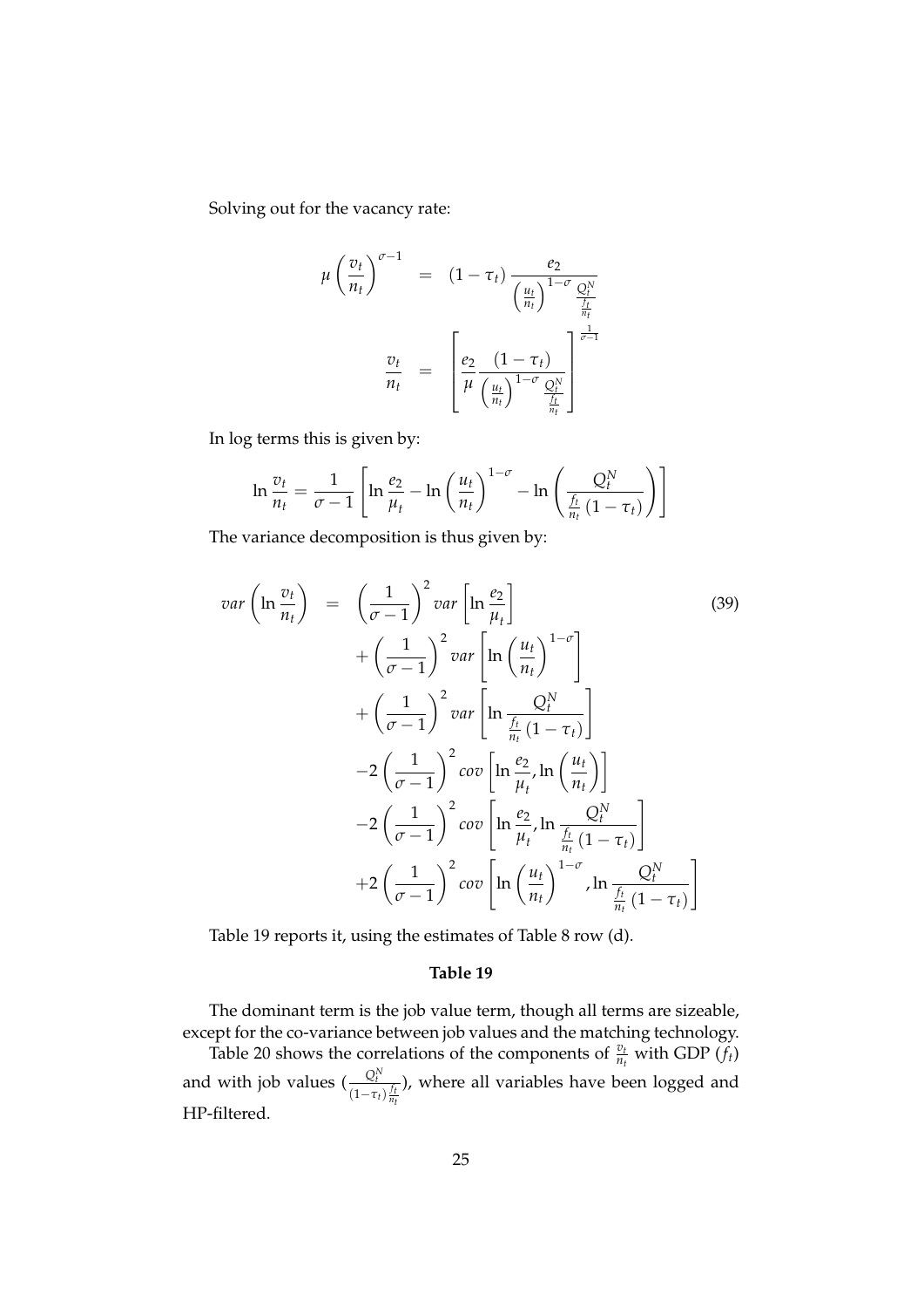Solving out for the vacancy rate:

$$
\begin{aligned}
\mu\left(\frac{v_t}{n_t}\right)^{\sigma-1} &= (1-\tau_t)\frac{e_2}{\left(\frac{u_t}{n_t}\right)^{1-\sigma}\frac{Q_t^N}{\frac{f_t}{n_t}}} \\
\frac{v_t}{n_t} &= \left[\frac{e_2}{\mu}\frac{(1-\tau_t)}{\left(\frac{u_t}{n_t}\right)^{1-\sigma}\frac{Q_t^N}{\frac{f_t}{n_t}}}\right]^{\frac{1}{\sigma-1}}
\end{aligned}
$$

In log terms this is given by:

$$
\ln\frac{v_t}{n_t} = \frac{1}{\sigma-1}\left[\ln\frac{e_2}{\mu_t} - \ln\left(\frac{u_t}{n_t}\right)^{1-\sigma} - \ln\left(\frac{Q_t^N}{\frac{f_t}{n_t}(1-\tau_t)}\right)\right]
$$

The variance decomposition is thus given by:

$$
\begin{aligned}
var\left(\ln\frac{v_t}{n_t}\right) &= \left(\frac{1}{\sigma-1}\right)^2 var\left[\ln\frac{e_2}{\mu_t}\right] \\
&\quad + \left(\frac{1}{\sigma-1}\right)^2 var\left[\ln\left(\frac{u_t}{n_t}\right)^{1-\sigma}\right] \\
&\quad + \left(\frac{1}{\sigma-1}\right)^2 var\left[\ln\frac{Q_t^N}{\frac{f_t}{n_t}(1-\tau_t)}\right] \\
&\quad -2\left(\frac{1}{\sigma-1}\right)^2 cov\left[\ln\frac{e_2}{\mu_t}, \ln\left(\frac{u_t}{n_t}\right)\right] \\
&\quad -2\left(\frac{1}{\sigma-1}\right)^2 cov\left[\ln\frac{e_2}{\mu_t}, \ln\frac{Q_t^N}{\frac{f_t}{n_t}(1-\tau_t)}\right] \\
&\quad +2\left(\frac{1}{\sigma-1}\right)^2 cov\left[\ln\left(\frac{u_t}{n_t}\right)^{1-\sigma}, \ln\frac{Q_t^N}{\frac{f_t}{n_t}(1-\tau_t)}\right]
\end{aligned} \tag{39}
$$

Table 19 reports it, using the estimates of Table 8 row (d).

**Table 19**

The dominant term is the job value term, though all terms are sizeable, except for the co-variance between job values and the matching technology.

Table 20 shows the correlations of the components of $\frac{v_t}{n_t}$ with GDP ($f_t$) and with job values ($\frac{Q_t^N}{(1-\tau_t)\frac{f_t}{n_t}}$), where all variables have been logged and HP-filtered.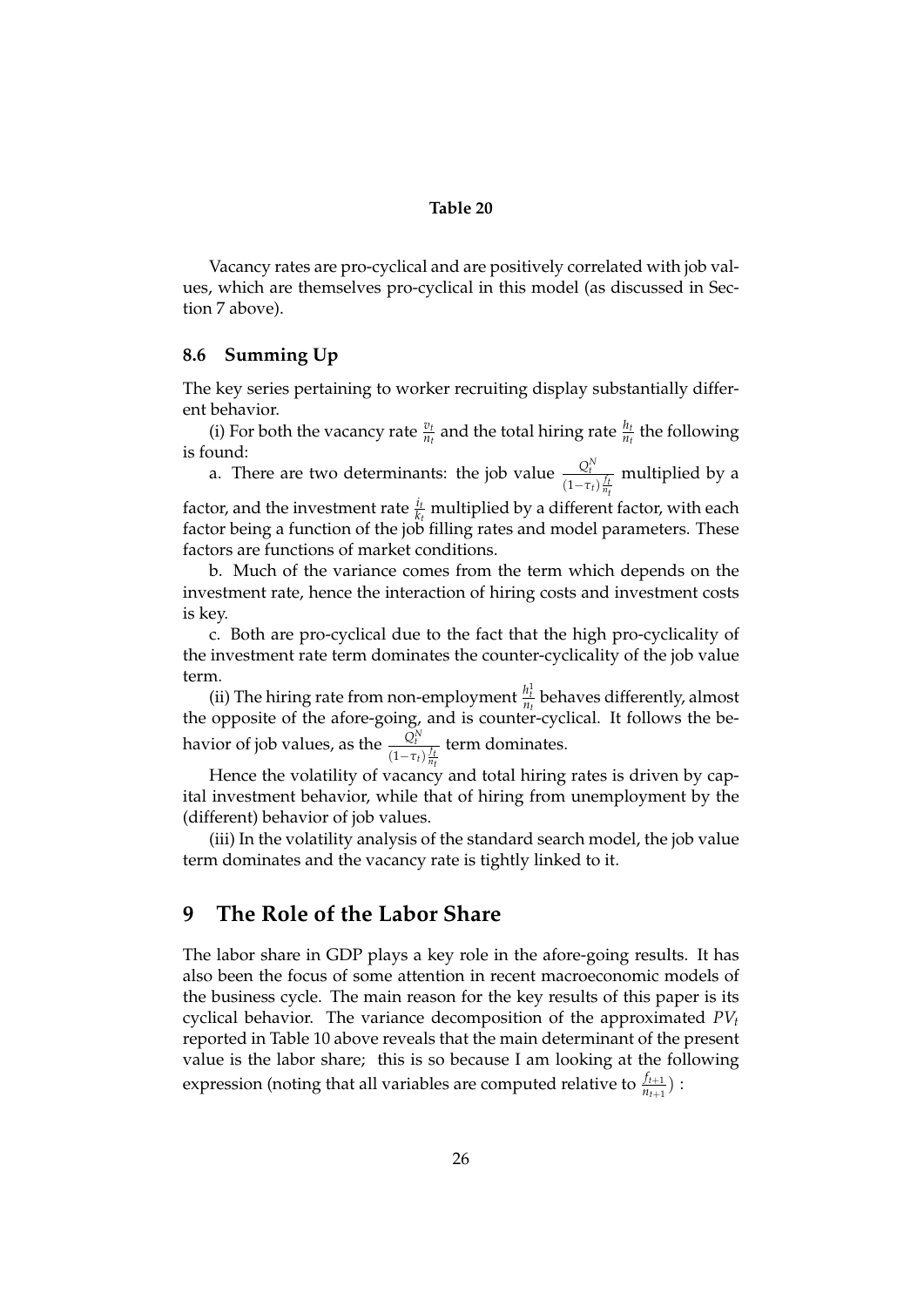**Table 20**

Vacancy rates are pro-cyclical and are positively correlated with job values, which are themselves pro-cyclical in this model (as discussed in Section 7 above).

### 8.6 Summing Up

The key series pertaining to worker recruiting display substantially different behavior.

(i) For both the vacancy rate $\frac{v_t}{n_t}$ and the total hiring rate $\frac{h_t}{n_t}$ the following is found:

a. There are two determinants: the job value $\frac{Q_t^N}{(1-\tau_t)\frac{f_t}{n_t}}$ multiplied by a factor, and the investment rate $\frac{i_t}{k_t}$ multiplied by a different factor, with each factor being a function of the job filling rates and model parameters. These factors are functions of market conditions.

b. Much of the variance comes from the term which depends on the investment rate, hence the interaction of hiring costs and investment costs is key.

c. Both are pro-cyclical due to the fact that the high pro-cyclicality of the investment rate term dominates the counter-cyclicality of the job value term.

(ii) The hiring rate from non-employment $\frac{h_t^1}{n_t}$ behaves differently, almost the opposite of the afore-going, and is counter-cyclical. It follows the behavior of job values, as the $\frac{Q_t^N}{(1-\tau_t)\frac{f_t}{n_t}}$ term dominates.

Hence the volatility of vacancy and total hiring rates is driven by capital investment behavior, while that of hiring from unemployment by the (different) behavior of job values.

(iii) In the volatility analysis of the standard search model, the job value term dominates and the vacancy rate is tightly linked to it.

## 9 The Role of the Labor Share

The labor share in GDP plays a key role in the afore-going results. It has also been the focus of some attention in recent macroeconomic models of the business cycle. The main reason for the key results of this paper is its cyclical behavior. The variance decomposition of the approximated $PV_t$ reported in Table 10 above reveals that the main determinant of the present value is the labor share; this is so because I am looking at the following expression (noting that all variables are computed relative to $\frac{f_{t+1}}{n_{t+1}}$) :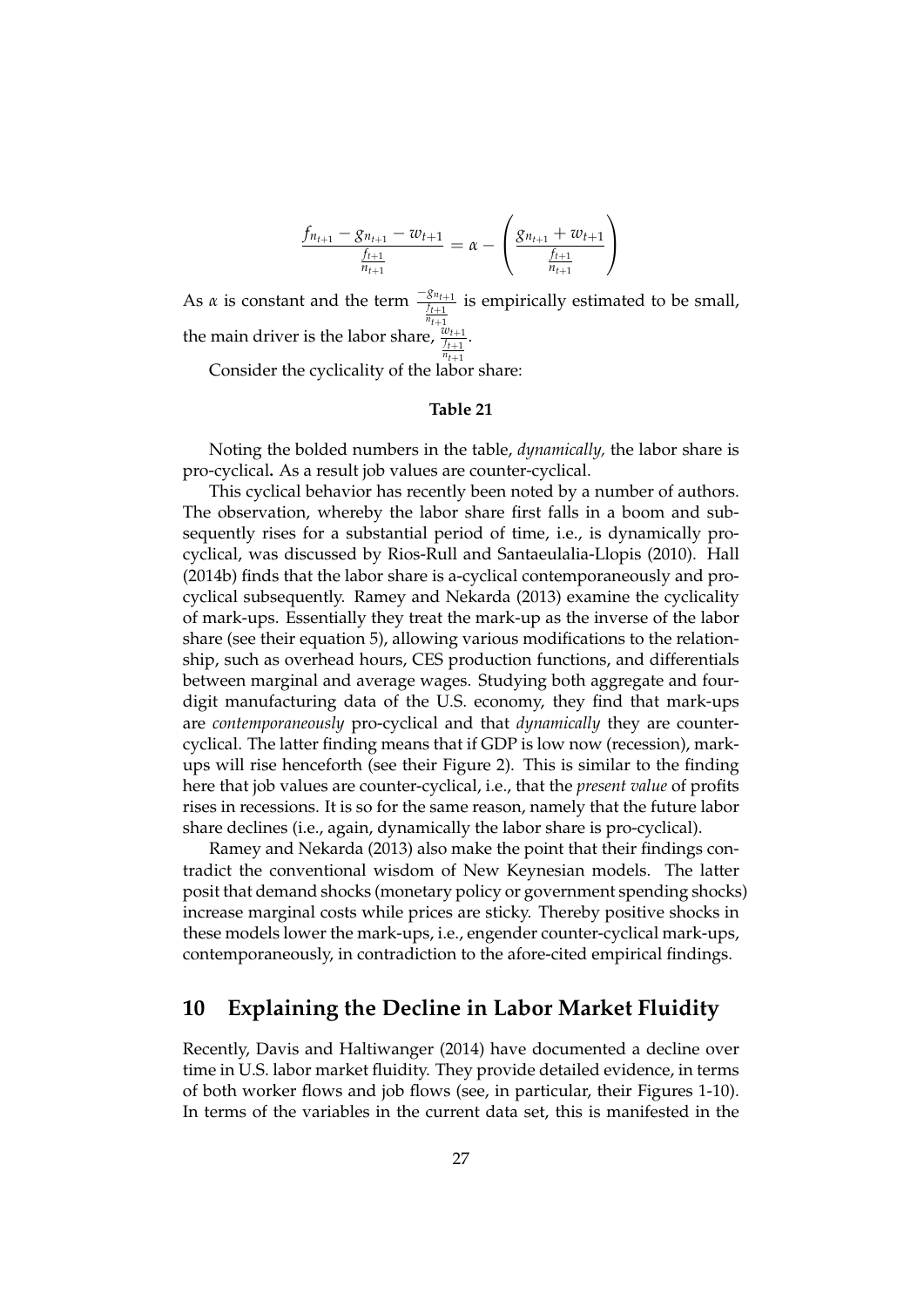$$\frac{f_{n_{t+1}} - g_{n_{t+1}} - w_{t+1}}{\frac{f_{t+1}}{n_{t+1}}} = \alpha - \left( \frac{g_{n_{t+1}} + w_{t+1}}{\frac{f_{t+1}}{n_{t+1}}} \right)$$

As $\alpha$ is constant and the term $\frac{-g_{n_{t+1}}}{\frac{f_{t+1}}{n_{t+1}}}$ is empirically estimated to be small, the main driver is the labor share, $\frac{w_{t+1}}{\frac{f_{t+1}}{n_{t+1}}}$.

Consider the cyclicality of the labor share:

**Table 21**

Noting the bolded numbers in the table, *dynamically,* the labor share is pro-cyclical**.** As a result job values are counter-cyclical.

This cyclical behavior has recently been noted by a number of authors. The observation, whereby the labor share first falls in a boom and subsequently rises for a substantial period of time, i.e., is dynamically pro-cyclical, was discussed by Rios-Rull and Santaeulalia-Llopis (2010). Hall (2014b) finds that the labor share is a-cyclical contemporaneously and pro-cyclical subsequently. Ramey and Nekarda (2013) examine the cyclicality of mark-ups. Essentially they treat the mark-up as the inverse of the labor share (see their equation 5), allowing various modifications to the relationship, such as overhead hours, CES production functions, and differentials between marginal and average wages. Studying both aggregate and four-digit manufacturing data of the U.S. economy, they find that mark-ups are *contemporaneously* pro-cyclical and that *dynamically* they are counter-cyclical. The latter finding means that if GDP is low now (recession), mark-ups will rise henceforth (see their Figure 2). This is similar to the finding here that job values are counter-cyclical, i.e., that the *present value* of profits rises in recessions. It is so for the same reason, namely that the future labor share declines (i.e., again, dynamically the labor share is pro-cyclical).

Ramey and Nekarda (2013) also make the point that their findings contradict the conventional wisdom of New Keynesian models. The latter posit that demand shocks (monetary policy or government spending shocks) increase marginal costs while prices are sticky. Thereby positive shocks in these models lower the mark-ups, i.e., engender counter-cyclical mark-ups, contemporaneously, in contradiction to the afore-cited empirical findings.

## 10 Explaining the Decline in Labor Market Fluidity

Recently, Davis and Haltiwanger (2014) have documented a decline over time in U.S. labor market fluidity. They provide detailed evidence, in terms of both worker flows and job flows (see, in particular, their Figures 1-10). In terms of the variables in the current data set, this is manifested in the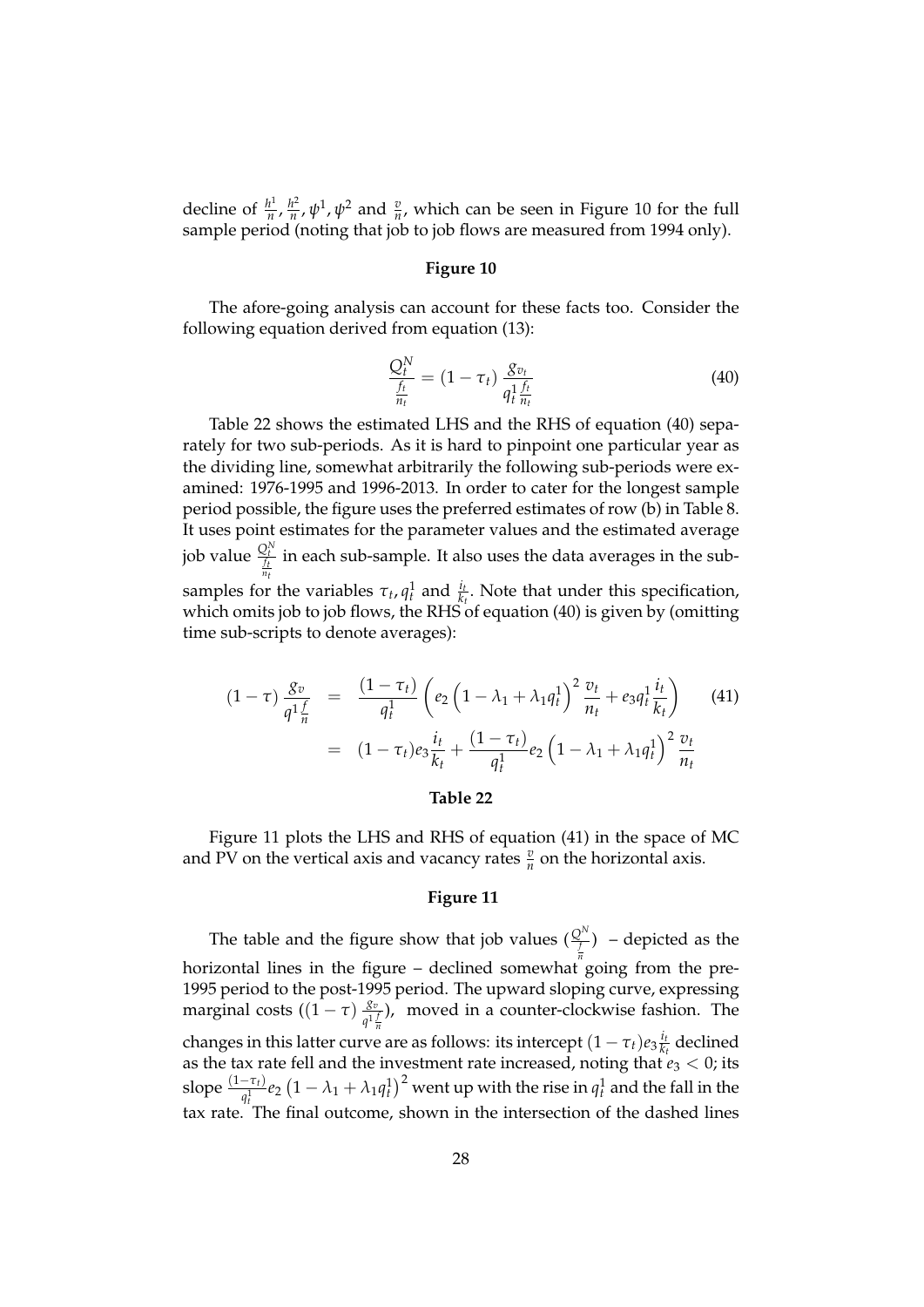decline of $\frac{h^1}{n}$, $\frac{h^2}{n}$, $\psi^1$, $\psi^2$ and $\frac{v}{n}$, which can be seen in Figure 10 for the full sample period (noting that job to job flows are measured from 1994 only).

**Figure 10**

The afore-going analysis can account for these facts too. Consider the following equation derived from equation (13):

$$\frac{Q_t^N}{\frac{f_t}{n_t}} = (1 - \tau_t) \frac{g_{v_t}}{q_t^1 \frac{f_t}{n_t}} \tag{40}$$

Table 22 shows the estimated LHS and the RHS of equation (40) separately for two sub-periods. As it is hard to pinpoint one particular year as the dividing line, somewhat arbitrarily the following sub-periods were examined: 1976-1995 and 1996-2013. In order to cater for the longest sample period possible, the figure uses the preferred estimates of row (b) in Table 8. It uses point estimates for the parameter values and the estimated average job value $\frac{Q_t^N}{\frac{f_t}{n_t}}$ in each sub-sample. It also uses the data averages in the sub-samples for the variables $\tau_t$, $q_t^1$ and $\frac{i_t}{k_t}$. Note that under this specification, which omits job to job flows, the RHS of equation (40) is given by (omitting time sub-scripts to denote averages):

$$\begin{aligned} (1 - \tau) \frac{g_v}{q^1 \frac{f}{n}} &= \frac{(1 - \tau_t)}{q_t^1} \left( e_2 \left( 1 - \lambda_1 + \lambda_1 q_t^1 \right)^2 \frac{v_t}{n_t} + e_3 q_t^1 \frac{i_t}{k_t} \right) \\ &= (1 - \tau_t) e_3 \frac{i_t}{k_t} + \frac{(1 - \tau_t)}{q_t^1} e_2 \left( 1 - \lambda_1 + \lambda_1 q_t^1 \right)^2 \frac{v_t}{n_t} \end{aligned} \tag{41}$$

**Table 22**

Figure 11 plots the LHS and RHS of equation (41) in the space of MC and PV on the vertical axis and vacancy rates $\frac{v}{n}$ on the horizontal axis.

**Figure 11**

The table and the figure show that job values $\left(\frac{Q^N}{\frac{f}{n}}\right)$ – depicted as the horizontal lines in the figure – declined somewhat going from the pre-1995 period to the post-1995 period. The upward sloping curve, expressing marginal costs $\left((1 - \tau) \frac{g_v}{q^1 \frac{f}{n}}\right)$, moved in a counter-clockwise fashion. The changes in this latter curve are as follows: its intercept $(1 - \tau_t) e_3 \frac{i_t}{k_t}$ declined as the tax rate fell and the investment rate increased, noting that $e_3 < 0$; its slope $\frac{(1-\tau_t)}{q_t^1} e_2 \left(1 - \lambda_1 + \lambda_1 q_t^1\right)^2$ went up with the rise in $q_t^1$ and the fall in the tax rate. The final outcome, shown in the intersection of the dashed lines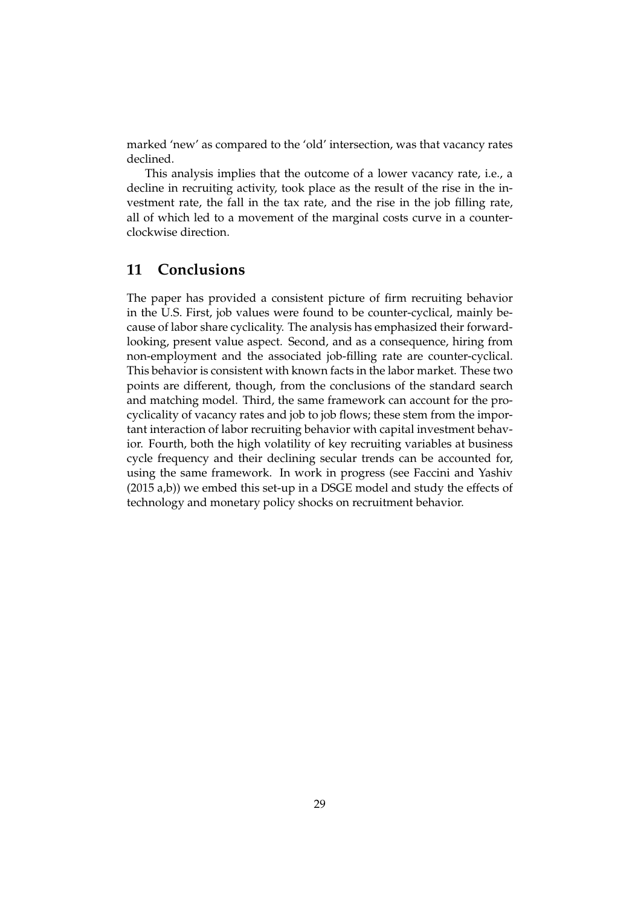marked 'new' as compared to the 'old' intersection, was that vacancy rates declined.

This analysis implies that the outcome of a lower vacancy rate, i.e., a decline in recruiting activity, took place as the result of the rise in the investment rate, the fall in the tax rate, and the rise in the job filling rate, all of which led to a movement of the marginal costs curve in a counter-clockwise direction.

## 11 Conclusions

The paper has provided a consistent picture of firm recruiting behavior in the U.S. First, job values were found to be counter-cyclical, mainly because of labor share cyclicality. The analysis has emphasized their forward-looking, present value aspect. Second, and as a consequence, hiring from non-employment and the associated job-filling rate are counter-cyclical. This behavior is consistent with known facts in the labor market. These two points are different, though, from the conclusions of the standard search and matching model. Third, the same framework can account for the pro-cyclicality of vacancy rates and job to job flows; these stem from the important interaction of labor recruiting behavior with capital investment behavior. Fourth, both the high volatility of key recruiting variables at business cycle frequency and their declining secular trends can be accounted for, using the same framework. In work in progress (see Faccini and Yashiv (2015 a,b)) we embed this set-up in a DSGE model and study the effects of technology and monetary policy shocks on recruitment behavior.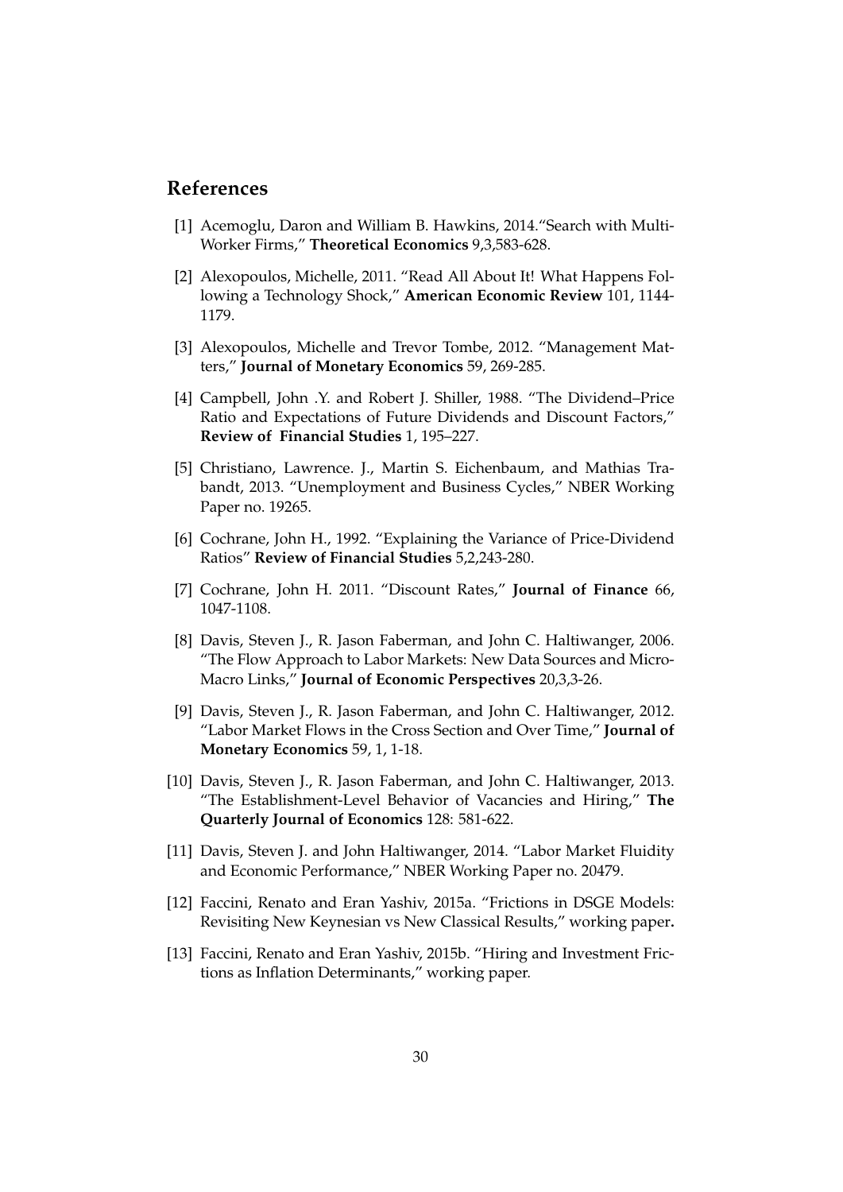## References

[1] Acemoglu, Daron and William B. Hawkins, 2014."Search with Multi-Worker Firms," **Theoretical Economics** 9,3,583-628.

[2] Alexopoulos, Michelle, 2011. "Read All About It! What Happens Following a Technology Shock," **American Economic Review** 101, 1144-1179.

[3] Alexopoulos, Michelle and Trevor Tombe, 2012. "Management Matters," **Journal of Monetary Economics** 59, 269-285.

[4] Campbell, John .Y. and Robert J. Shiller, 1988. "The Dividend–Price Ratio and Expectations of Future Dividends and Discount Factors," **Review of Financial Studies** 1, 195–227.

[5] Christiano, Lawrence. J., Martin S. Eichenbaum, and Mathias Trabandt, 2013. "Unemployment and Business Cycles," NBER Working Paper no. 19265.

[6] Cochrane, John H., 1992. "Explaining the Variance of Price-Dividend Ratios" **Review of Financial Studies** 5,2,243-280.

[7] Cochrane, John H. 2011. "Discount Rates," **Journal of Finance** 66, 1047-1108.

[8] Davis, Steven J., R. Jason Faberman, and John C. Haltiwanger, 2006. "The Flow Approach to Labor Markets: New Data Sources and Micro-Macro Links," **Journal of Economic Perspectives** 20,3,3-26.

[9] Davis, Steven J., R. Jason Faberman, and John C. Haltiwanger, 2012. "Labor Market Flows in the Cross Section and Over Time," **Journal of Monetary Economics** 59, 1, 1-18.

[10] Davis, Steven J., R. Jason Faberman, and John C. Haltiwanger, 2013. "The Establishment-Level Behavior of Vacancies and Hiring," **The Quarterly Journal of Economics** 128: 581-622.

[11] Davis, Steven J. and John Haltiwanger, 2014. "Labor Market Fluidity and Economic Performance," NBER Working Paper no. 20479.

[12] Faccini, Renato and Eran Yashiv, 2015a. "Frictions in DSGE Models: Revisiting New Keynesian vs New Classical Results," working paper.

[13] Faccini, Renato and Eran Yashiv, 2015b. "Hiring and Investment Frictions as Inflation Determinants," working paper.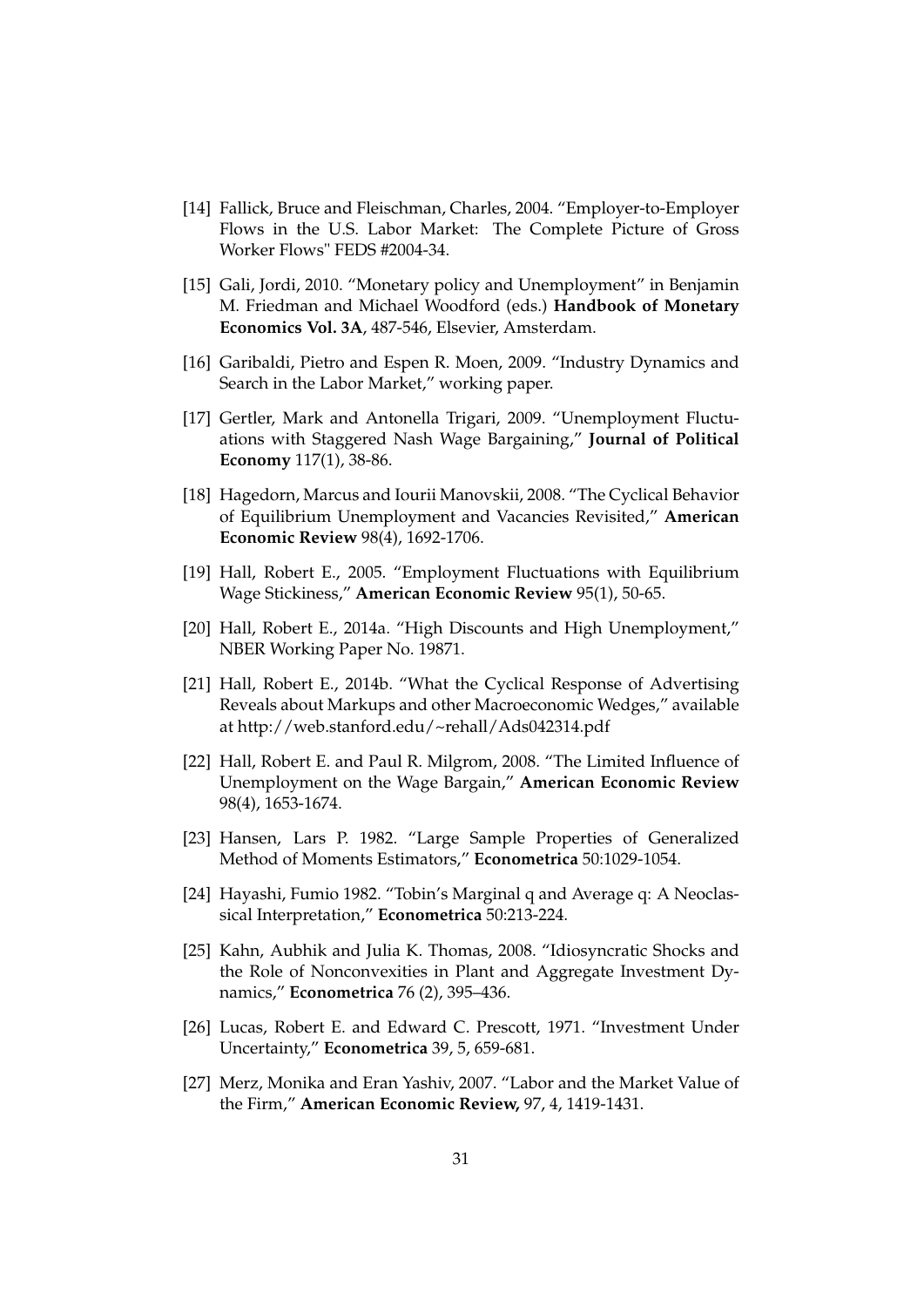[14] Fallick, Bruce and Fleischman, Charles, 2004. "Employer-to-Employer Flows in the U.S. Labor Market: The Complete Picture of Gross Worker Flows" FEDS #2004-34.

[15] Gali, Jordi, 2010. "Monetary policy and Unemployment" in Benjamin M. Friedman and Michael Woodford (eds.) **Handbook of Monetary Economics Vol. 3A**, 487-546, Elsevier, Amsterdam.

[16] Garibaldi, Pietro and Espen R. Moen, 2009. "Industry Dynamics and Search in the Labor Market," working paper.

[17] Gertler, Mark and Antonella Trigari, 2009. "Unemployment Fluctuations with Staggered Nash Wage Bargaining," **Journal of Political Economy** 117(1), 38-86.

[18] Hagedorn, Marcus and Iourii Manovskii, 2008. "The Cyclical Behavior of Equilibrium Unemployment and Vacancies Revisited," **American Economic Review** 98(4), 1692-1706.

[19] Hall, Robert E., 2005. "Employment Fluctuations with Equilibrium Wage Stickiness," **American Economic Review** 95(1), 50-65.

[20] Hall, Robert E., 2014a. "High Discounts and High Unemployment," NBER Working Paper No. 19871.

[21] Hall, Robert E., 2014b. "What the Cyclical Response of Advertising Reveals about Markups and other Macroeconomic Wedges," available at http://web.stanford.edu/~rehall/Ads042314.pdf

[22] Hall, Robert E. and Paul R. Milgrom, 2008. "The Limited Influence of Unemployment on the Wage Bargain," **American Economic Review** 98(4), 1653-1674.

[23] Hansen, Lars P. 1982. "Large Sample Properties of Generalized Method of Moments Estimators," **Econometrica** 50:1029-1054.

[24] Hayashi, Fumio 1982. "Tobin's Marginal q and Average q: A Neoclassical Interpretation," **Econometrica** 50:213-224.

[25] Kahn, Aubhik and Julia K. Thomas, 2008. "Idiosyncratic Shocks and the Role of Nonconvexities in Plant and Aggregate Investment Dynamics," **Econometrica** 76 (2), 395–436.

[26] Lucas, Robert E. and Edward C. Prescott, 1971. "Investment Under Uncertainty," **Econometrica** 39, 5, 659-681.

[27] Merz, Monika and Eran Yashiv, 2007. "Labor and the Market Value of the Firm," **American Economic Review,** 97, 4, 1419-1431.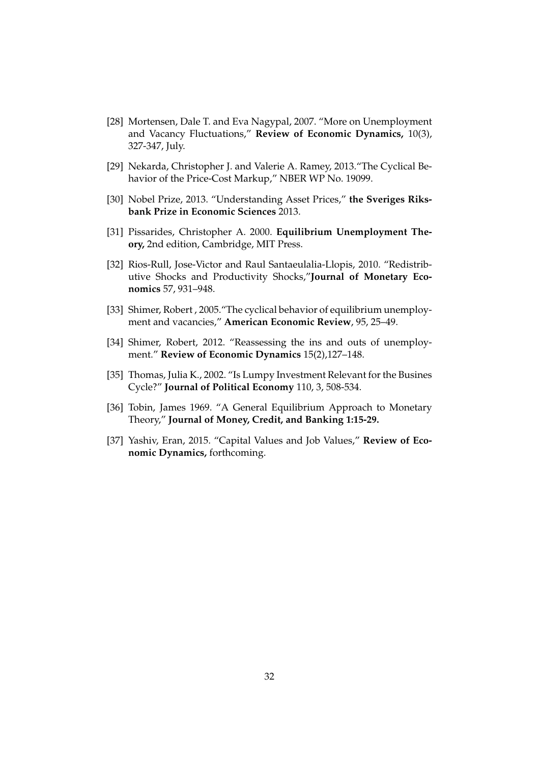[28] Mortensen, Dale T. and Eva Nagypal, 2007. "More on Unemployment and Vacancy Fluctuations," **Review of Economic Dynamics,** 10(3), 327-347, July.

[29] Nekarda, Christopher J. and Valerie A. Ramey, 2013."The Cyclical Behavior of the Price-Cost Markup," NBER WP No. 19099.

[30] Nobel Prize, 2013. "Understanding Asset Prices," **the Sveriges Riksbank Prize in Economic Sciences** 2013.

[31] Pissarides, Christopher A. 2000. **Equilibrium Unemployment Theory,** 2nd edition, Cambridge, MIT Press.

[32] Rios-Rull, Jose-Victor and Raul Santaeulalia-Llopis, 2010. "Redistributive Shocks and Productivity Shocks,"**Journal of Monetary Economics** 57, 931–948.

[33] Shimer, Robert , 2005."The cyclical behavior of equilibrium unemployment and vacancies," **American Economic Review**, 95, 25–49.

[34] Shimer, Robert, 2012. "Reassessing the ins and outs of unemployment." **Review of Economic Dynamics** 15(2),127–148.

[35] Thomas, Julia K., 2002. "Is Lumpy Investment Relevant for the Busines Cycle?" **Journal of Political Economy** 110, 3, 508-534.

[36] Tobin, James 1969. "A General Equilibrium Approach to Monetary Theory," **Journal of Money, Credit, and Banking 1:15-29.**

[37] Yashiv, Eran, 2015. "Capital Values and Job Values," **Review of Economic Dynamics,** forthcoming.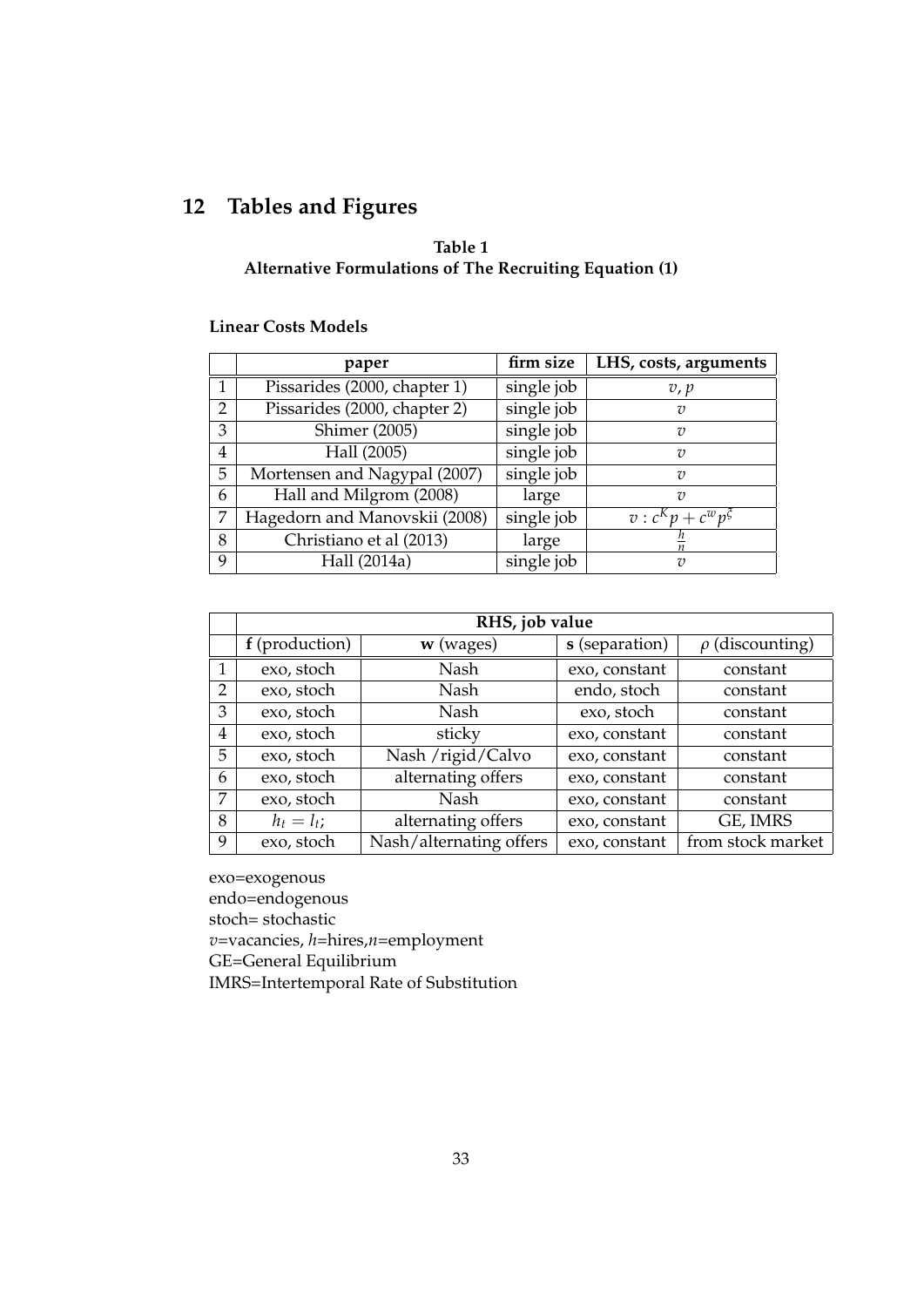## 12 Tables and Figures

**Table 1**
**Alternative Formulations of The Recruiting Equation (1)**

**Linear Costs Models**

| | **paper** | **firm size** | **LHS, costs, arguments** |
|---|---|---|---|
| 1 | Pissarides (2000, chapter 1) | single job | $v, p$ |
| 2 | Pissarides (2000, chapter 2) | single job | $v$ |
| 3 | Shimer (2005) | single job | $v$ |
| 4 | Hall (2005) | single job | $v$ |
| 5 | Mortensen and Nagypal (2007) | single job | $v$ |
| 6 | Hall and Milgrom (2008) | large | $v$ |
| 7 | Hagedorn and Manovskii (2008) | single job | $v : c^K p + c^w p^\xi$ |
| 8 | Christiano et al (2013) | large | $\frac{h}{n}$ |
| 9 | Hall (2014a) | single job | $v$ |

| | **RHS, job value** | | | |
|---|---|---|---|---|
| | **f** (production) | **w** (wages) | **s** (separation) | $\rho$ (discounting) |
| 1 | exo, stoch | Nash | exo, constant | constant |
| 2 | exo, stoch | Nash | endo, stoch | constant |
| 3 | exo, stoch | Nash | exo, stoch | constant |
| 4 | exo, stoch | sticky | exo, constant | constant |
| 5 | exo, stoch | Nash /rigid/Calvo | exo, constant | constant |
| 6 | exo, stoch | alternating offers | exo, constant | constant |
| 7 | exo, stoch | Nash | exo, constant | constant |
| 8 | $h_t = l_t$; | alternating offers | exo, constant | GE, IMRS |
| 9 | exo, stoch | Nash/alternating offers | exo, constant | from stock market |

exo=exogenous
endo=endogenous
stoch= stochastic
$v$=vacancies, $h$=hires,$n$=employment
GE=General Equilibrium
IMRS=Intertemporal Rate of Substitution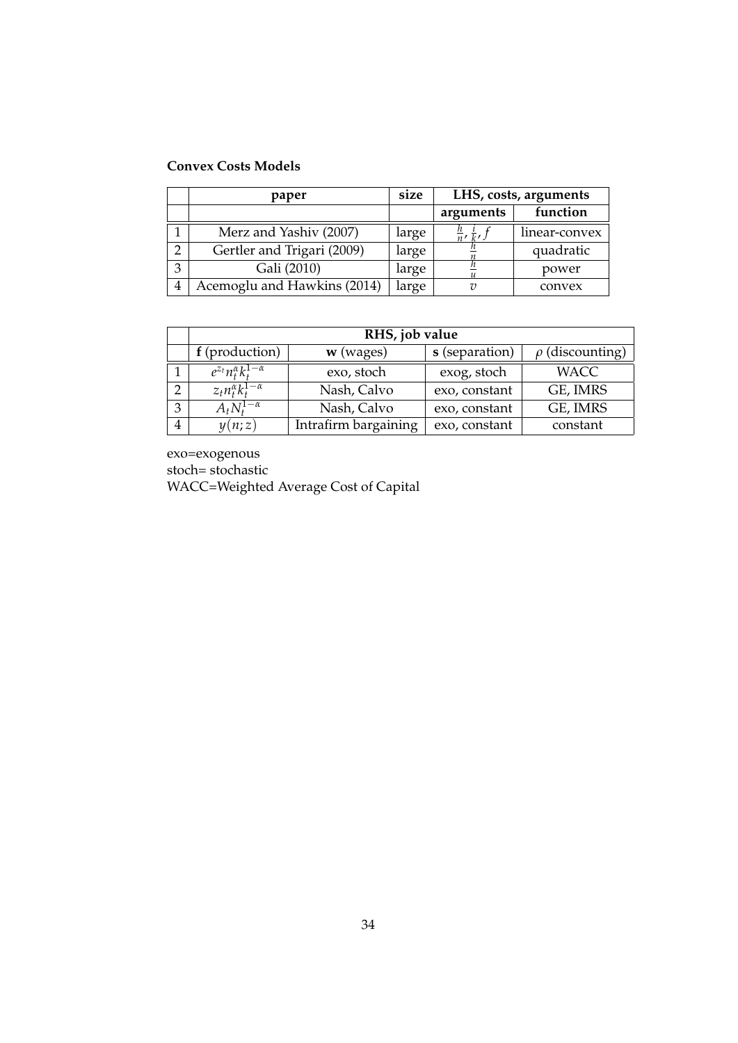**Convex Costs Models**

| | paper | size | LHS, costs, arguments | |
|---|---|---|---|---|
| | | | **arguments** | **function** |
| 1 | Merz and Yashiv (2007) | large | $\frac{h}{n}, \frac{i}{k}, f$ | linear-convex |
| 2 | Gertler and Trigari (2009) | large | $\frac{h}{n}$ | quadratic |
| 3 | Gali (2010) | large | $\frac{h}{u}$ | power |
| 4 | Acemoglu and Hawkins (2014) | large | $v$ | convex |

| | RHS, job value | | | |
|---|---|---|---|---|
| | **f** (production) | **w** (wages) | **s** (separation) | $\rho$ (discounting) |
| 1 | $e^{z_t} n_t^{\alpha} k_t^{1-\alpha}$ | exo, stoch | exog, stoch | WACC |
| 2 | $z_t n_t^{\alpha} k_t^{1-\alpha}$ | Nash, Calvo | exo, constant | GE, IMRS |
| 3 | $A_t N_t^{1-\alpha}$ | Nash, Calvo | exo, constant | GE, IMRS |
| 4 | $y(n; z)$ | Intrafirm bargaining | exo, constant | constant |

exo=exogenous
stoch= stochastic
WACC=Weighted Average Cost of Capital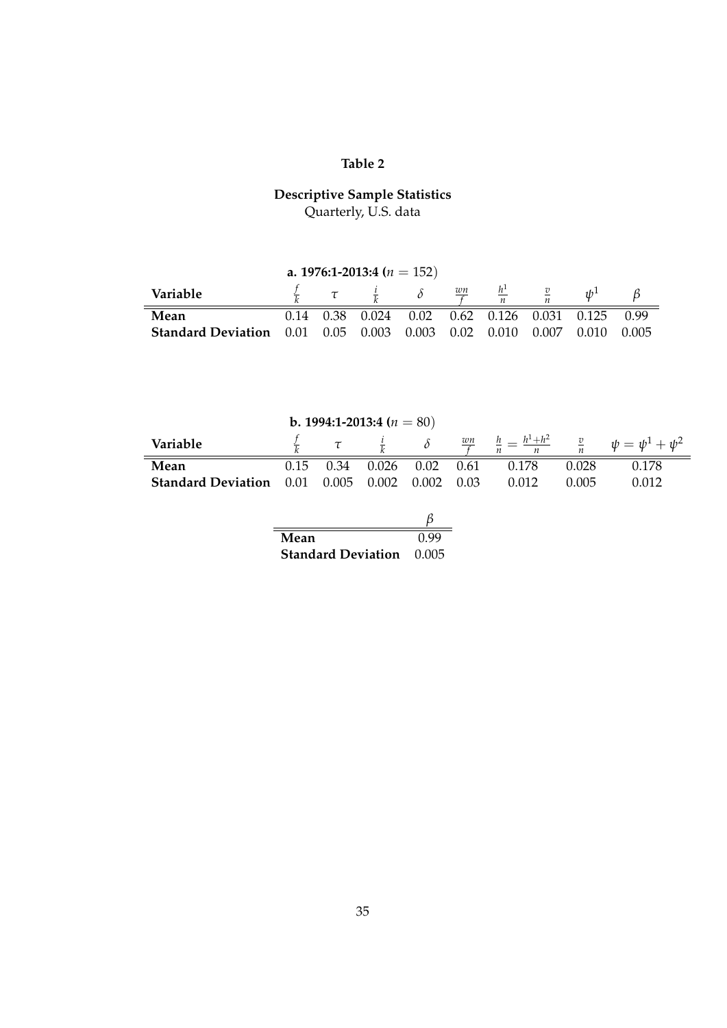# Table 2

## Descriptive Sample Statistics

Quarterly, U.S. data

**a. 1976:1-2013:4 ($n = 152$)**

| Variable | $\frac{f}{k}$ | $\tau$ | $\frac{i}{k}$ | $\delta$ | $\frac{wn}{f}$ | $\frac{h^1}{n}$ | $\frac{v}{n}$ | $\psi^1$ | $\beta$ |
|---|---|---|---|---|---|---|---|---|---|
| **Mean** | 0.14 | 0.38 | 0.024 | 0.02 | 0.62 | 0.126 | 0.031 | 0.125 | 0.99 |
| **Standard Deviation** | 0.01 | 0.05 | 0.003 | 0.003 | 0.02 | 0.010 | 0.007 | 0.010 | 0.005 |

**b. 1994:1-2013:4 ($n = 80$)**

| Variable | $\frac{f}{k}$ | $\tau$ | $\frac{i}{k}$ | $\delta$ | $\frac{wn}{f}$ | $\frac{h}{n} = \frac{h^1+h^2}{n}$ | $\frac{v}{n}$ | $\psi = \psi^1 + \psi^2$ | $\beta$ |
|---|---|---|---|---|---|---|---|---|---|
| **Mean** | 0.15 | 0.34 | 0.026 | 0.02 | 0.61 | 0.178 | 0.028 | 0.178 | 0.99 |
| **Standard Deviation** | 0.01 | 0.005 | 0.002 | 0.002 | 0.03 | 0.012 | 0.005 | 0.012 | 0.005 |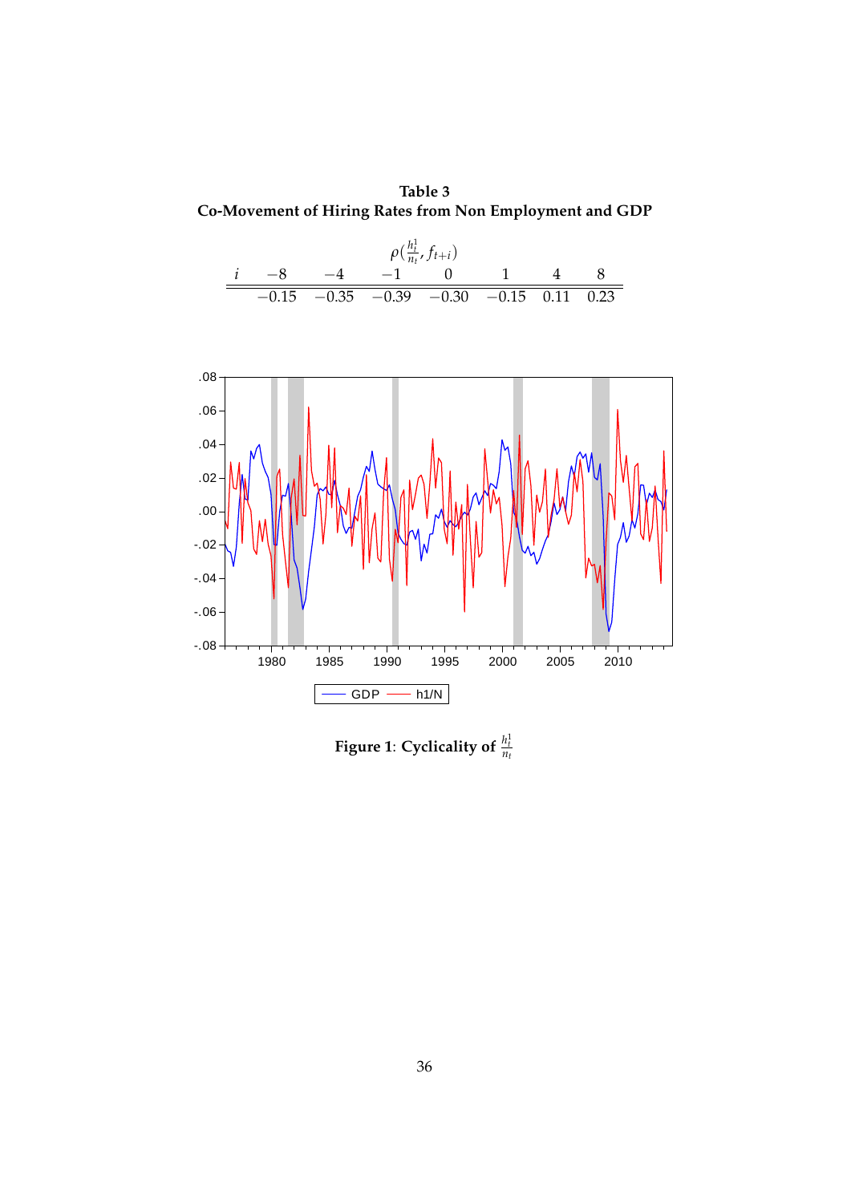**Table 3**
**Co-Movement of Hiring Rates from Non Employment and GDP**

| | | | $\rho(\frac{h_t^1}{n_t}, f_{t+i})$ | | | | |
|---|---|---|---|---|---|---|---|
| $i$ | $-8$ | $-4$ | $-1$ | $0$ | $1$ | $4$ | $8$ |
| | $-0.15$ | $-0.35$ | $-0.39$ | $-0.30$ | $-0.15$ | $0.11$ | $0.23$ |

**Figure 1**: **Cyclicality of** $\frac{h_t^1}{n_t}$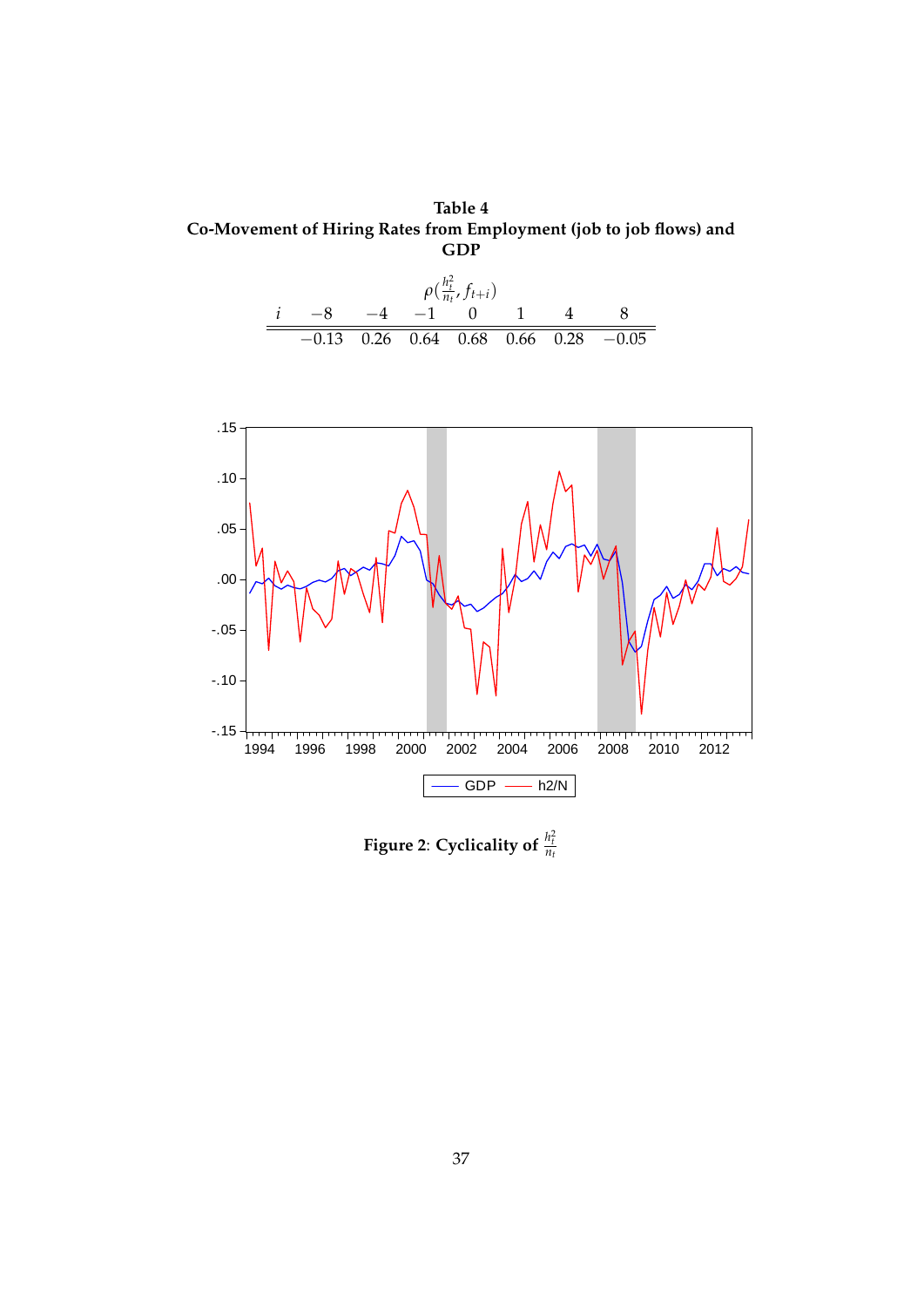**Table 4**
**Co-Movement of Hiring Rates from Employment (job to job flows) and GDP**

| | $\rho(\frac{h_t^2}{n_t}, f_{t+i})$ | | | | | | |
|---|---|---|---|---|---|---|---|
| $i$ | $-8$ | $-4$ | $-1$ | $0$ | $1$ | $4$ | $8$ |
| | $-0.13$ | 0.26 | 0.64 | 0.68 | 0.66 | 0.28 | $-0.05$ |

**Figure 2**: **Cyclicality of** $\frac{h_t^2}{n_t}$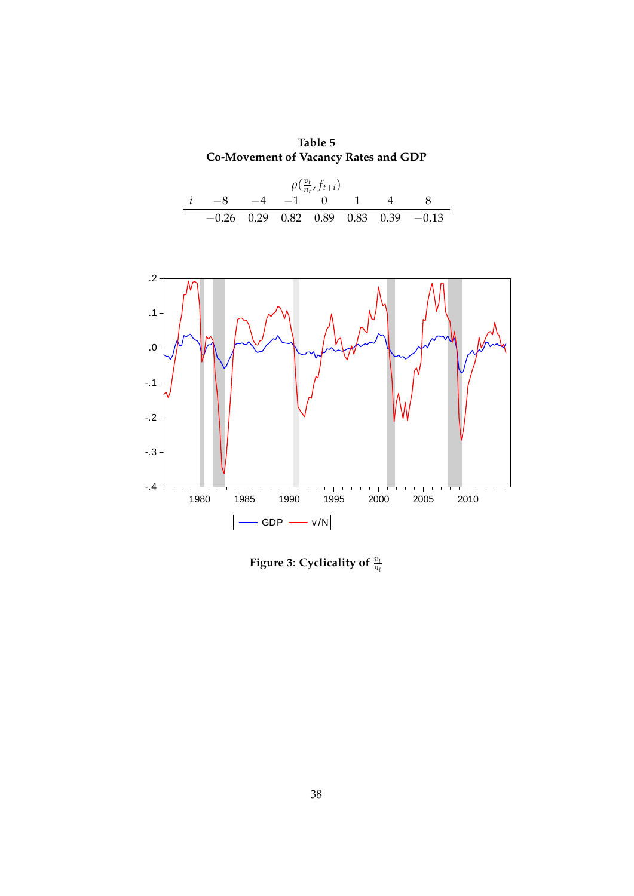**Table 5**
**Co-Movement of Vacancy Rates and GDP**

| | $\rho(\frac{v_t}{n_t}, f_{t+i})$ | | | | | | |
|---|---|---|---|---|---|---|---|
| $i$ | $-8$ | $-4$ | $-1$ | $0$ | $1$ | $4$ | $8$ |
| | $-0.26$ | $0.29$ | $0.82$ | $0.89$ | $0.83$ | $0.39$ | $-0.13$ |

**Figure 3**: **Cyclicality of $\frac{v_t}{n_t}$**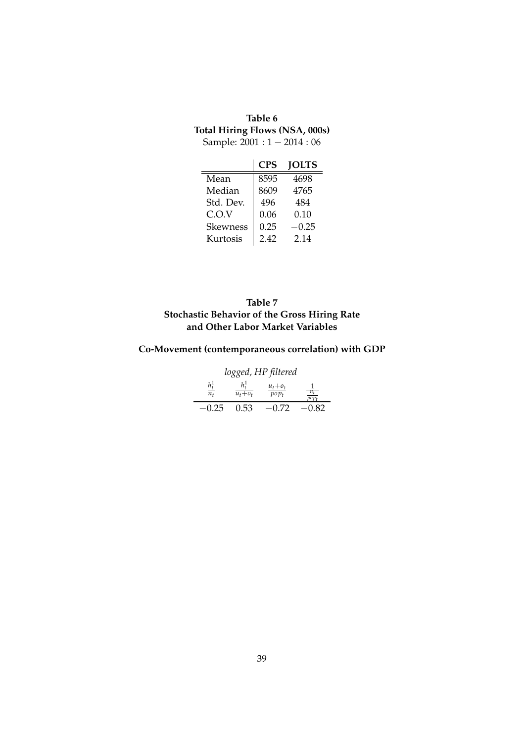**Table 6**
**Total Hiring Flows (NSA, 000s)**
Sample: $2001:1-2014:06$

| | **CPS** | **JOLTS** |
|---|---|---|
| Mean | 8595 | 4698 |
| Median | 8609 | 4765 |
| Std. Dev. | 496 | 484 |
| C.O.V | 0.06 | 0.10 |
| Skewness | 0.25 | $-0.25$ |
| Kurtosis | 2.42 | 2.14 |

**Table 7**
**Stochastic Behavior of the Gross Hiring Rate and Other Labor Market Variables**

**Co-Movement (contemporaneous correlation) with GDP**

*logged, HP filtered*

| $\frac{h_t^1}{n_t}$ | $\frac{h_t^1}{u_t+o_t}$ | $\frac{u_t+o_t}{pop_t}$ | $\frac{1}{\frac{n_t}{pop_t}}$ |
|---|---|---|---|
| $-0.25$ | 0.53 | $-0.72$ | $-0.82$ |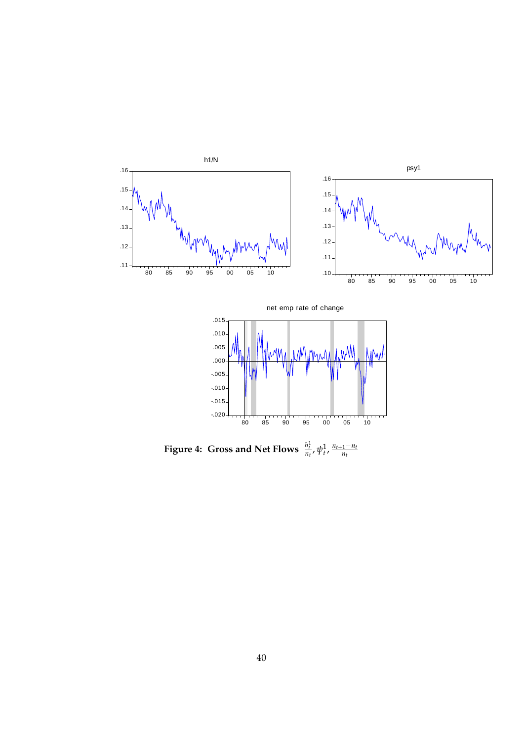**Figure 4: Gross and Net Flows $\frac{h_t^1}{n_t}$, $\psi_t^1$, $\frac{n_{t+1}-n_t}{n_t}$**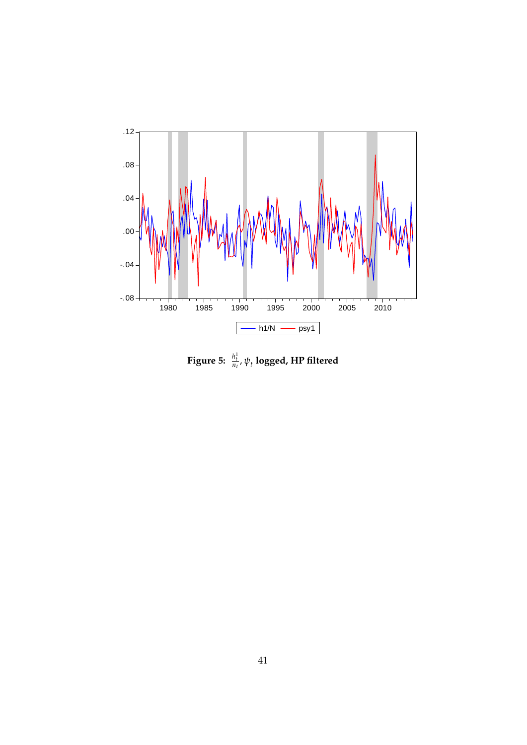**Figure 5:** $\frac{h_t^1}{n_t}$, $\psi_t$ **logged, HP filtered**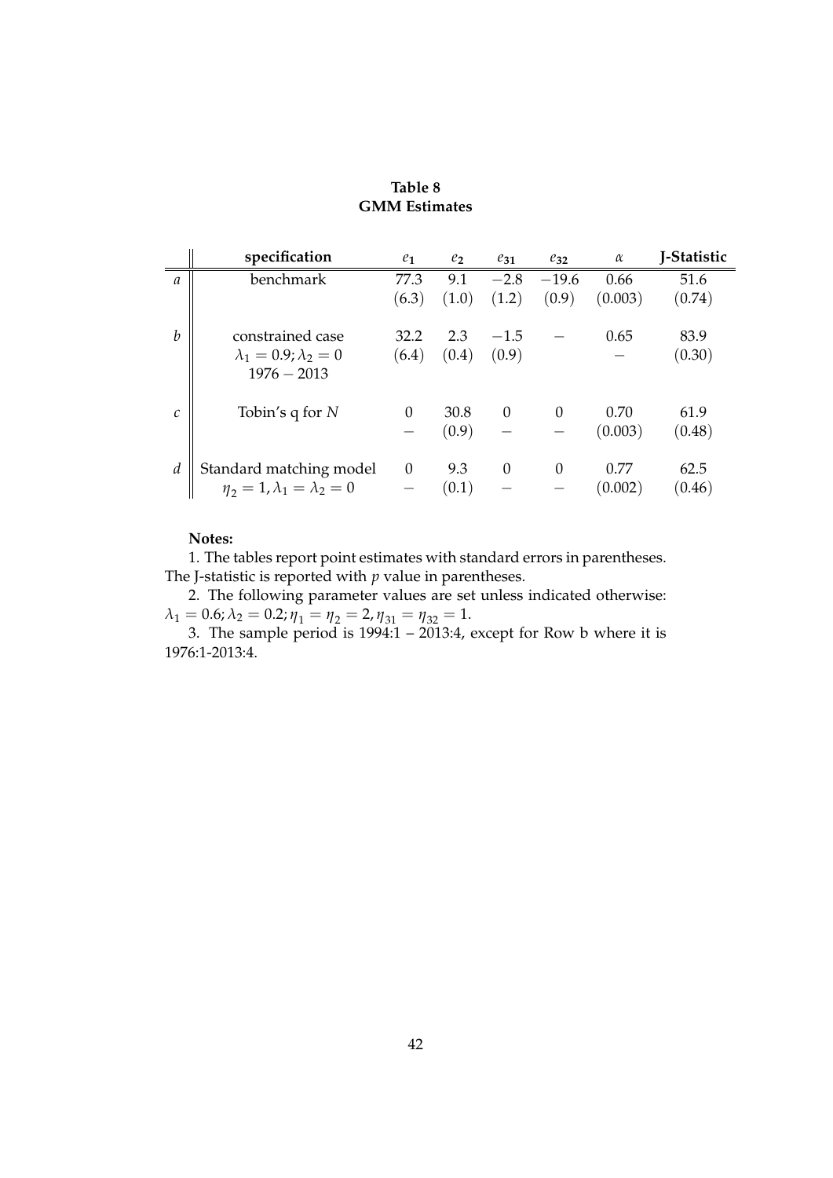**Table 8**
**GMM Estimates**

| | specification | $e_1$ | $e_2$ | $e_{31}$ | $e_{32}$ | $\alpha$ | J-Statistic |
|---|---|---|---|---|---|---|---|
| $a$ | benchmark | 77.3 | 9.1 | $-2.8$ | $-19.6$ | 0.66 | 51.6 |
| | | (6.3) | (1.0) | (1.2) | (0.9) | (0.003) | (0.74) |
| $b$ | constrained case | 32.2 | 2.3 | $-1.5$ | $-$ | 0.65 | 83.9 |
| | $\lambda_1 = 0.9; \lambda_2 = 0$ | (6.4) | (0.4) | (0.9) | | $-$ | (0.30) |
| | $1976 - 2013$ | | | | | | |
| $c$ | Tobin's q for $N$ | 0 | 30.8 | 0 | 0 | 0.70 | 61.9 |
| | | $-$ | (0.9) | $-$ | $-$ | (0.003) | (0.48) |
| $d$ | Standard matching model | 0 | 9.3 | 0 | 0 | 0.77 | 62.5 |
| | $\eta_2 = 1, \lambda_1 = \lambda_2 = 0$ | $-$ | (0.1) | $-$ | $-$ | (0.002) | (0.46) |

**Notes:**

1. The tables report point estimates with standard errors in parentheses. The J-statistic is reported with $p$ value in parentheses.

2. The following parameter values are set unless indicated otherwise: $\lambda_1 = 0.6; \lambda_2 = 0.2; \eta_1 = \eta_2 = 2, \eta_{31} = \eta_{32} = 1$.

3. The sample period is 1994:1 – 2013:4, except for Row b where it is 1976:1-2013:4.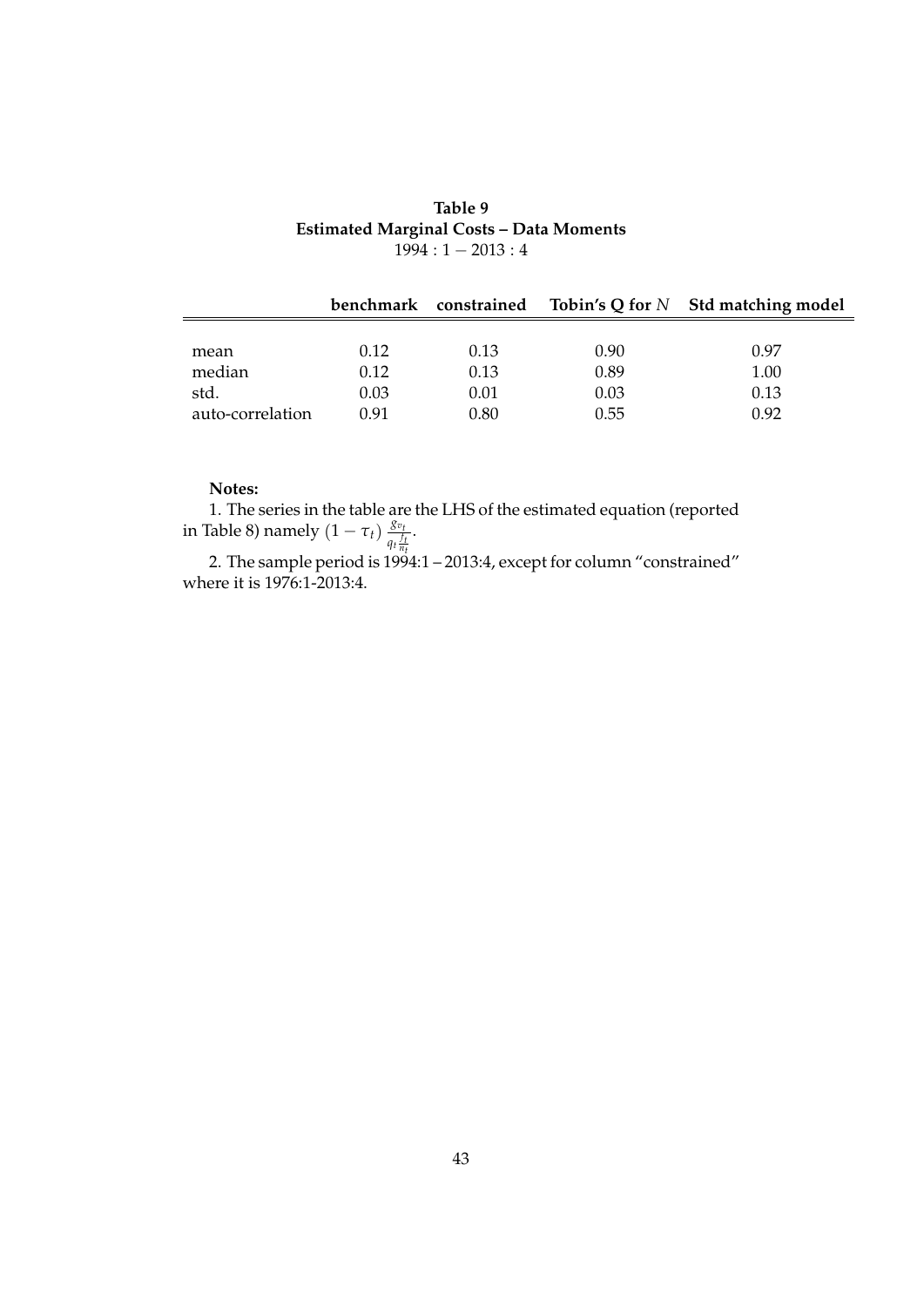**Table 9**
**Estimated Marginal Costs – Data Moments**
$1994:1-2013:4$

| | **benchmark** | **constrained** | **Tobin's Q for $N$** | **Std matching model** |
|---|---|---|---|---|
| mean | 0.12 | 0.13 | 0.90 | 0.97 |
| median | 0.12 | 0.13 | 0.89 | 1.00 |
| std. | 0.03 | 0.01 | 0.03 | 0.13 |
| auto-correlation | 0.91 | 0.80 | 0.55 | 0.92 |

**Notes:**

1. The series in the table are the LHS of the estimated equation (reported in Table 8) namely $(1-\tau_t)\frac{g_{v_t}}{q_t\frac{f_t}{n_t}}$.

2. The sample period is 1994:1 – 2013:4, except for column "constrained" where it is 1976:1-2013:4.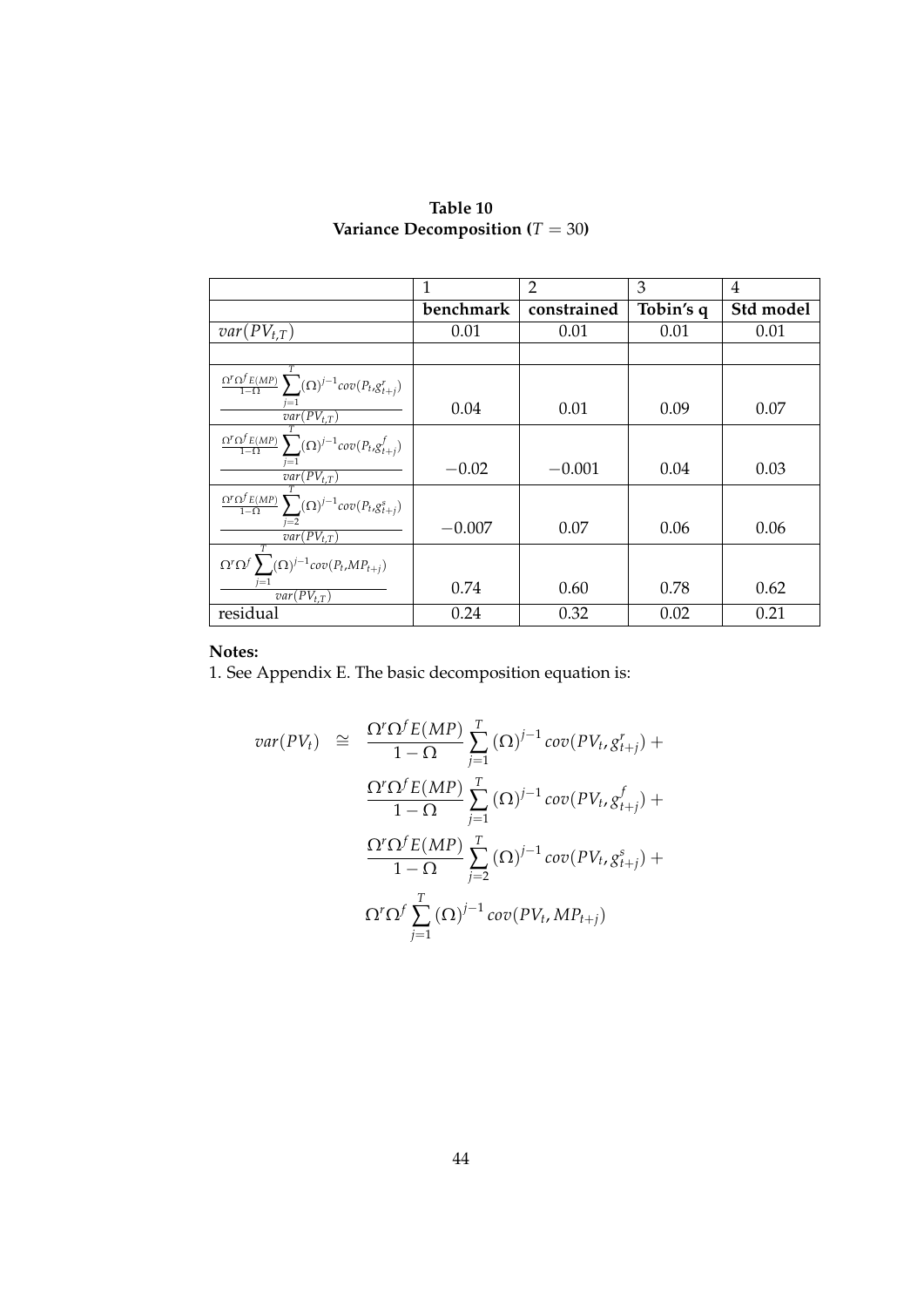**Table 10**
**Variance Decomposition ($T = 30$)**

| | 1 | 2 | 3 | 4 |
|---|---|---|---|---|
| | **benchmark** | **constrained** | **Tobin's q** | **Std model** |
| $var(PV_{t,T})$ | 0.01 | 0.01 | 0.01 | 0.01 |
| | | | | |
| $\frac{\frac{\Omega^r \Omega^f E(MP)}{1-\Omega} \sum_{j=1}^{T} (\Omega)^{j-1} cov(P_t, g^r_{t+j})}{var(PV_{t,T})}$ | 0.04 | 0.01 | 0.09 | 0.07 |
| $\frac{\frac{\Omega^r \Omega^f E(MP)}{1-\Omega} \sum_{j=1}^{T} (\Omega)^{j-1} cov(P_t, g^f_{t+j})}{var(PV_{t,T})}$ | $-0.02$ | $-0.001$ | 0.04 | 0.03 |
| $\frac{\frac{\Omega^r \Omega^f E(MP)}{1-\Omega} \sum_{j=2}^{T} (\Omega)^{j-1} cov(P_t, g^s_{t+j})}{var(PV_{t,T})}$ | $-0.007$ | 0.07 | 0.06 | 0.06 |
| $\frac{\Omega^r \Omega^f \sum_{j=1}^{T} (\Omega)^{j-1} cov(P_t, MP_{t+j})}{var(PV_{t,T})}$ | 0.74 | 0.60 | 0.78 | 0.62 |
| residual | 0.24 | 0.32 | 0.02 | 0.21 |

**Notes:**
1. See Appendix E. The basic decomposition equation is:

$$
\begin{aligned}
var(PV_t) \quad \cong \quad & \frac{\Omega^r \Omega^f E(MP)}{1-\Omega} \sum_{j=1}^{T} (\Omega)^{j-1} cov(PV_t, g^r_{t+j}) + \\
& \frac{\Omega^r \Omega^f E(MP)}{1-\Omega} \sum_{j=1}^{T} (\Omega)^{j-1} cov(PV_t, g^f_{t+j}) + \\
& \frac{\Omega^r \Omega^f E(MP)}{1-\Omega} \sum_{j=2}^{T} (\Omega)^{j-1} cov(PV_t, g^s_{t+j}) + \\
& \Omega^r \Omega^f \sum_{j=1}^{T} (\Omega)^{j-1} cov(PV_t, MP_{t+j})
\end{aligned}
$$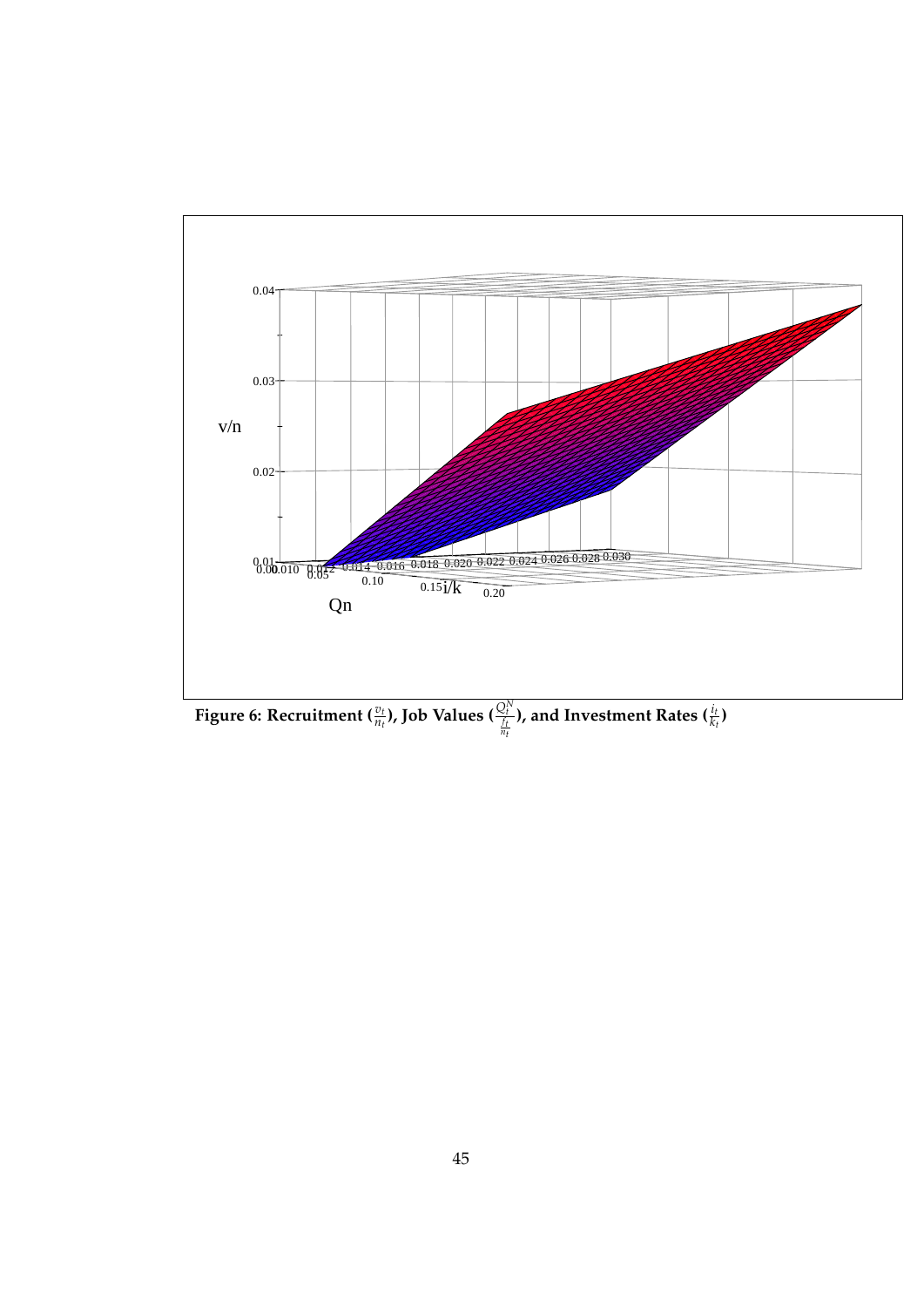**Figure 6: Recruitment ($\frac{v_t}{n_t}$), Job Values ($\frac{Q_t^N}{\frac{f_t}{n_t}}$), and Investment Rates ($\frac{i_t}{k_t}$)**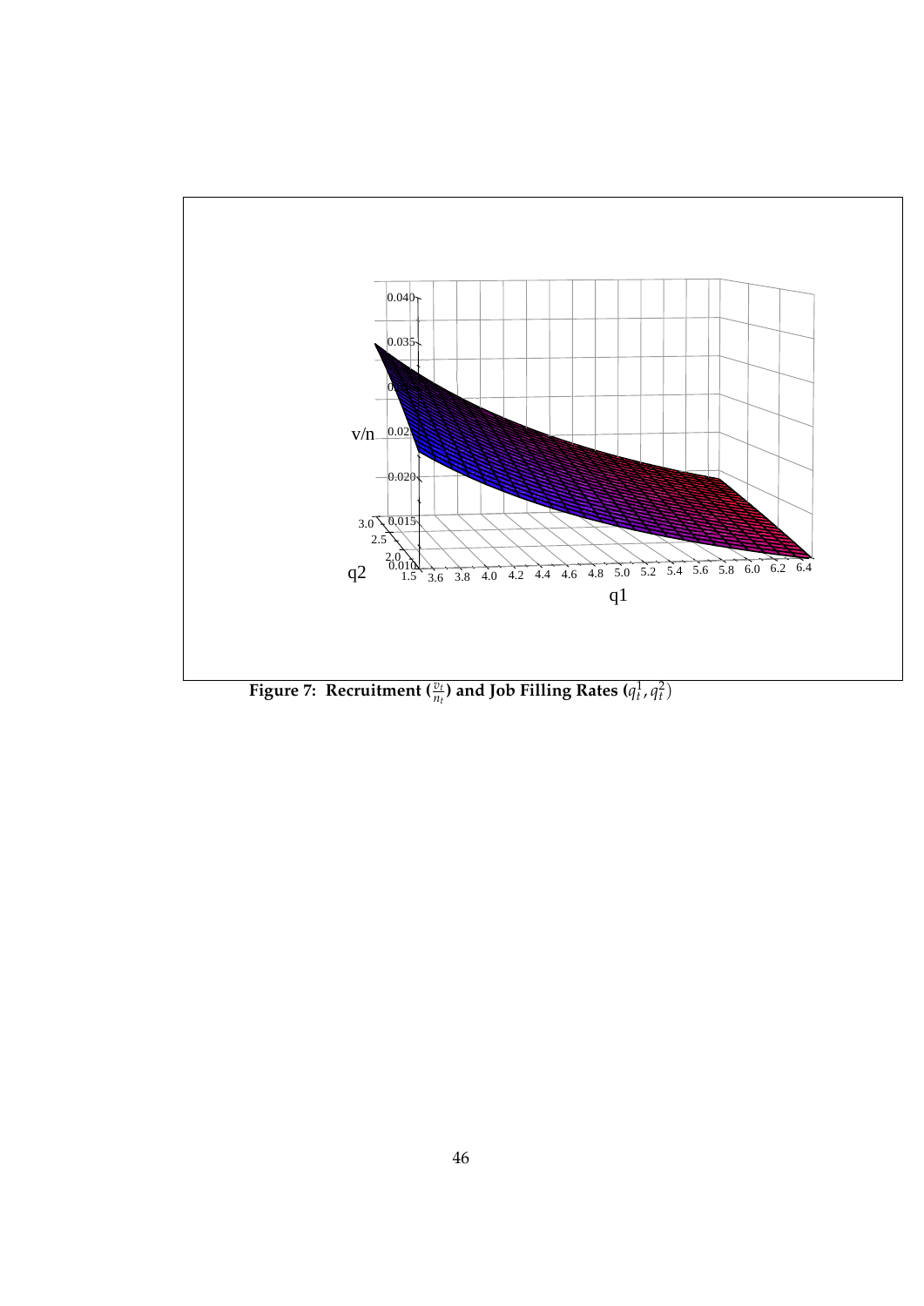**Figure 7: Recruitment ($\frac{v_t}{n_t}$) and Job Filling Rates ($q_t^1, q_t^2$)**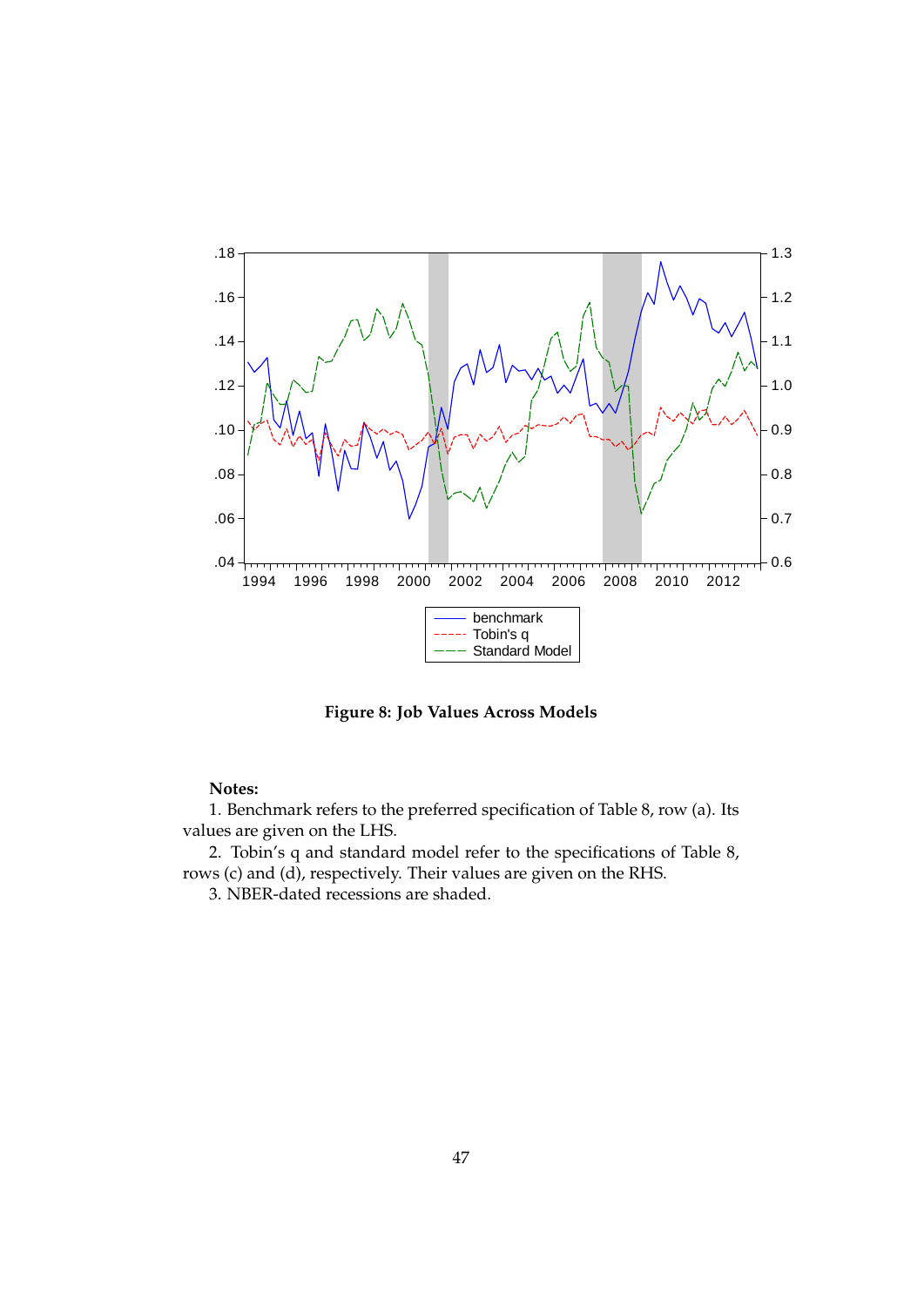**Figure 8: Job Values Across Models**

**Notes:**

1. Benchmark refers to the preferred specification of Table 8, row (a). Its values are given on the LHS.

2. Tobin's q and standard model refer to the specifications of Table 8, rows (c) and (d), respectively. Their values are given on the RHS.

3. NBER-dated recessions are shaded.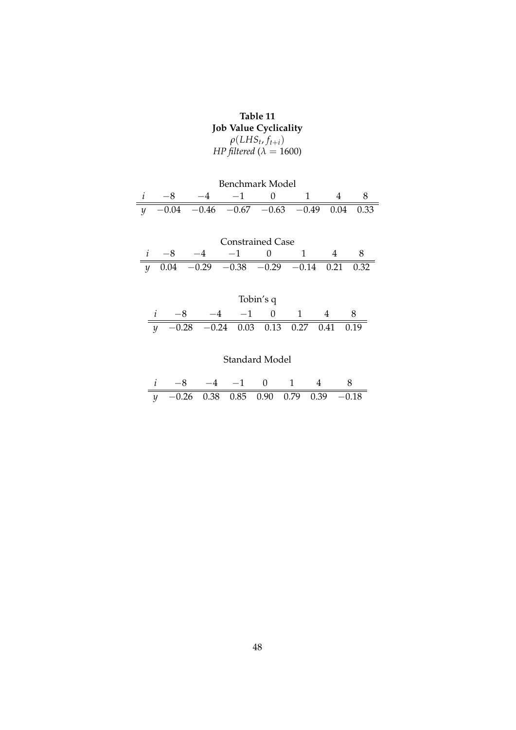**Table 11**

**Job Value Cyclicality**

$\rho(LHS_t, f_{t+i})$

*HP filtered* ($\lambda = 1600$)

Benchmark Model

| $i$ | $-8$ | $-4$ | $-1$ | $0$ | $1$ | $4$ | $8$ |
|---|---|---|---|---|---|---|---|
| $y$ | $-0.04$ | $-0.46$ | $-0.67$ | $-0.63$ | $-0.49$ | $0.04$ | $0.33$ |

Constrained Case

| $i$ | $-8$ | $-4$ | $-1$ | $0$ | $1$ | $4$ | $8$ |
|---|---|---|---|---|---|---|---|
| $y$ | $0.04$ | $-0.29$ | $-0.38$ | $-0.29$ | $-0.14$ | $0.21$ | $0.32$ |

Tobin's q

| $i$ | $-8$ | $-4$ | $-1$ | $0$ | $1$ | $4$ | $8$ |
|---|---|---|---|---|---|---|---|
| $y$ | $-0.28$ | $-0.24$ | $0.03$ | $0.13$ | $0.27$ | $0.41$ | $0.19$ |

Standard Model

| $i$ | $-8$ | $-4$ | $-1$ | $0$ | $1$ | $4$ | $8$ |
|---|---|---|---|---|---|---|---|
| $y$ | $-0.26$ | $0.38$ | $0.85$ | $0.90$ | $0.79$ | $0.39$ | $-0.18$ |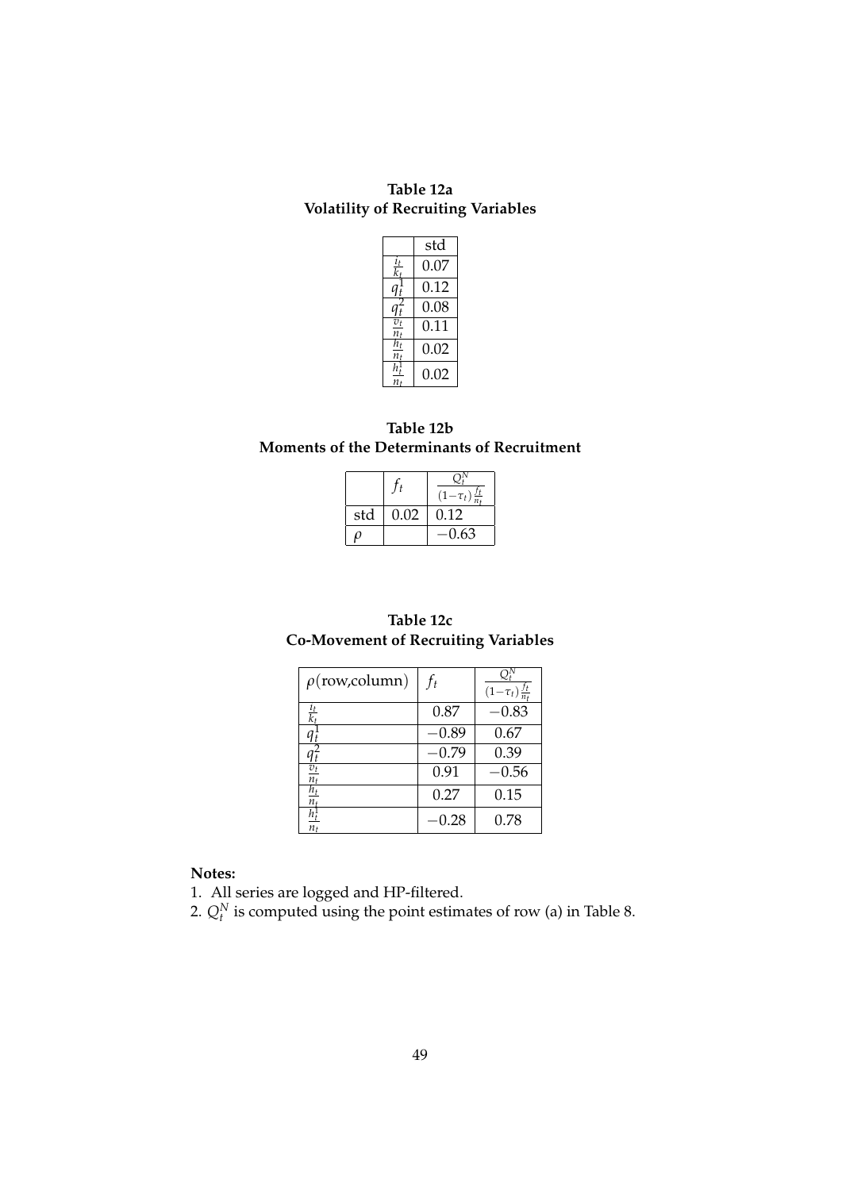**Table 12a**
**Volatility of Recruiting Variables**

| | std |
|---|---|
| $\frac{i_t}{k_t}$ | 0.07 |
| $q_t^1$ | 0.12 |
| $q_t^2$ | 0.08 |
| $\frac{v_t}{n_t}$ | 0.11 |
| $\frac{h_t}{n_t}$ | 0.02 |
| $\frac{h_t^1}{n_t}$ | 0.02 |

**Table 12b**
**Moments of the Determinants of Recruitment**

| | $f_t$ | $\frac{Q_t^N}{(1-\tau_t)\frac{f_t}{n_t}}$ |
|---|---|---|
| std | 0.02 | 0.12 |
| $\rho$ | | $-0.63$ |

**Table 12c**
**Co-Movement of Recruiting Variables**

| $\rho$(row,column) | $f_t$ | $\frac{Q_t^N}{(1-\tau_t)\frac{f_t}{n_t}}$ |
|---|---|---|
| $\frac{i_t}{k_t}$ | 0.87 | $-0.83$ |
| $q_t^1$ | $-0.89$ | 0.67 |
| $q_t^2$ | $-0.79$ | 0.39 |
| $\frac{v_t}{n_t}$ | 0.91 | $-0.56$ |
| $\frac{h_t}{n_t}$ | 0.27 | 0.15 |
| $\frac{h_t^1}{n_t}$ | $-0.28$ | 0.78 |

**Notes:**

1. All series are logged and HP-filtered.
2. $Q_t^N$ is computed using the point estimates of row (a) in Table 8.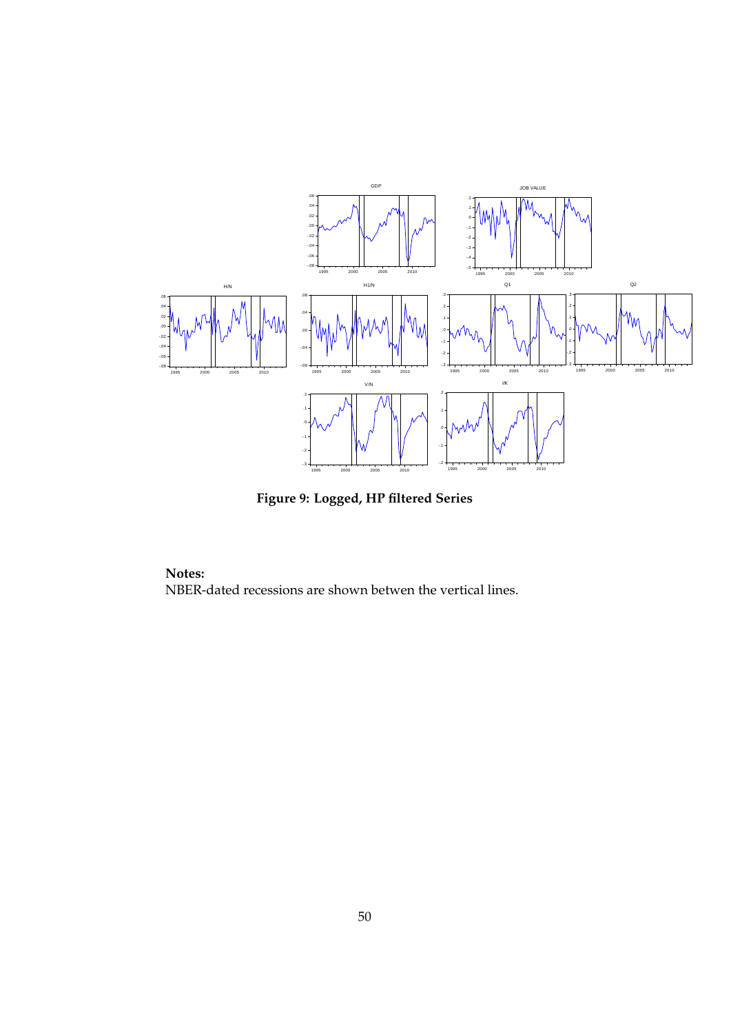**Figure 9: Logged, HP filtered Series**

**Notes:**
NBER-dated recessions are shown betwen the vertical lines.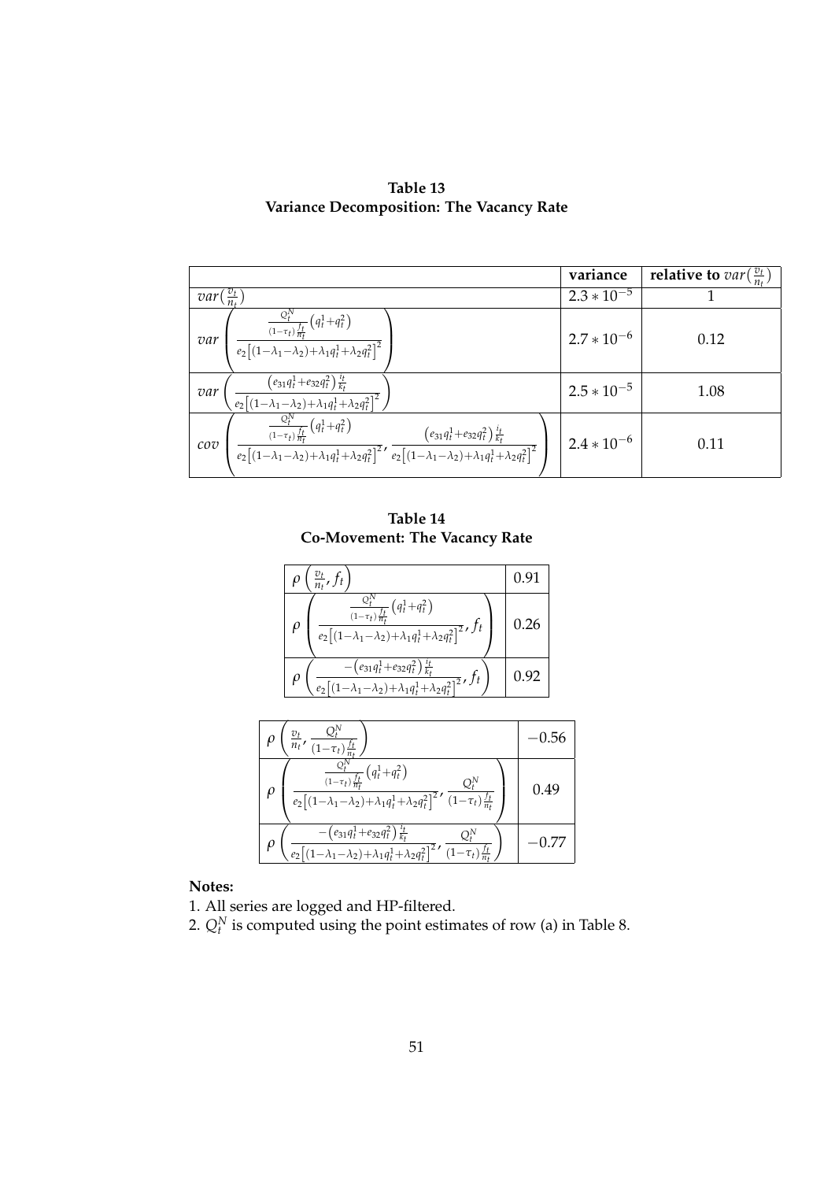**Table 13**
**Variance Decomposition: The Vacancy Rate**

| | variance | relative to $var(\frac{v_t}{n_t})$ |
|---|---|---|
| $var(\frac{v_t}{n_t})$ | $2.3 * 10^{-5}$ | 1 |
| $var\left(\frac{\frac{Q_t^N}{(1-\tau_t)\frac{f_t}{n_t}}\left(q_t^1+q_t^2\right)}{e_2\left[(1-\lambda_1-\lambda_2)+\lambda_1 q_t^1+\lambda_2 q_t^2\right]^2}\right)$ | $2.7 * 10^{-6}$ | 0.12 |
| $var\left(\frac{\left(e_{31}q_t^1+e_{32}q_t^2\right)\frac{i_t}{k_t}}{e_2\left[(1-\lambda_1-\lambda_2)+\lambda_1 q_t^1+\lambda_2 q_t^2\right]^2}\right)$ | $2.5 * 10^{-5}$ | 1.08 |
| $cov\left(\frac{\frac{Q_t^N}{(1-\tau_t)\frac{f_t}{n_t}}\left(q_t^1+q_t^2\right)}{e_2\left[(1-\lambda_1-\lambda_2)+\lambda_1 q_t^1+\lambda_2 q_t^2\right]^2}, \frac{\left(e_{31}q_t^1+e_{32}q_t^2\right)\frac{i_t}{k_t}}{e_2\left[(1-\lambda_1-\lambda_2)+\lambda_1 q_t^1+\lambda_2 q_t^2\right]^2}\right)$ | $2.4 * 10^{-6}$ | 0.11 |

**Table 14**
**Co-Movement: The Vacancy Rate**

| | |
|---|---|
| $\rho\left(\frac{v_t}{n_t}, f_t\right)$ | 0.91 |
| $\rho\left(\frac{\frac{Q_t^N}{(1-\tau_t)\frac{f_t}{n_t}}\left(q_t^1+q_t^2\right)}{e_2\left[(1-\lambda_1-\lambda_2)+\lambda_1 q_t^1+\lambda_2 q_t^2\right]^2}, f_t\right)$ | 0.26 |
| $\rho\left(\frac{-\left(e_{31}q_t^1+e_{32}q_t^2\right)\frac{i_t}{k_t}}{e_2\left[(1-\lambda_1-\lambda_2)+\lambda_1 q_t^1+\lambda_2 q_t^2\right]^2}, f_t\right)$ | 0.92 |

| | |
|---|---|
| $\rho\left(\frac{v_t}{n_t}, \frac{Q_t^N}{(1-\tau_t)\frac{f_t}{n_t}}\right)$ | $-0.56$ |
| $\rho\left(\frac{\frac{Q_t^N}{(1-\tau_t)\frac{f_t}{n_t}}\left(q_t^1+q_t^2\right)}{e_2\left[(1-\lambda_1-\lambda_2)+\lambda_1 q_t^1+\lambda_2 q_t^2\right]^2}, \frac{Q_t^N}{(1-\tau_t)\frac{f_t}{n_t}}\right)$ | 0.49 |
| $\rho\left(\frac{-\left(e_{31}q_t^1+e_{32}q_t^2\right)\frac{i_t}{k_t}}{e_2\left[(1-\lambda_1-\lambda_2)+\lambda_1 q_t^1+\lambda_2 q_t^2\right]^2}, \frac{Q_t^N}{(1-\tau_t)\frac{f_t}{n_t}}\right)$ | $-0.77$ |

**Notes:**

1. All series are logged and HP-filtered.
2. $Q_t^N$ is computed using the point estimates of row (a) in Table 8.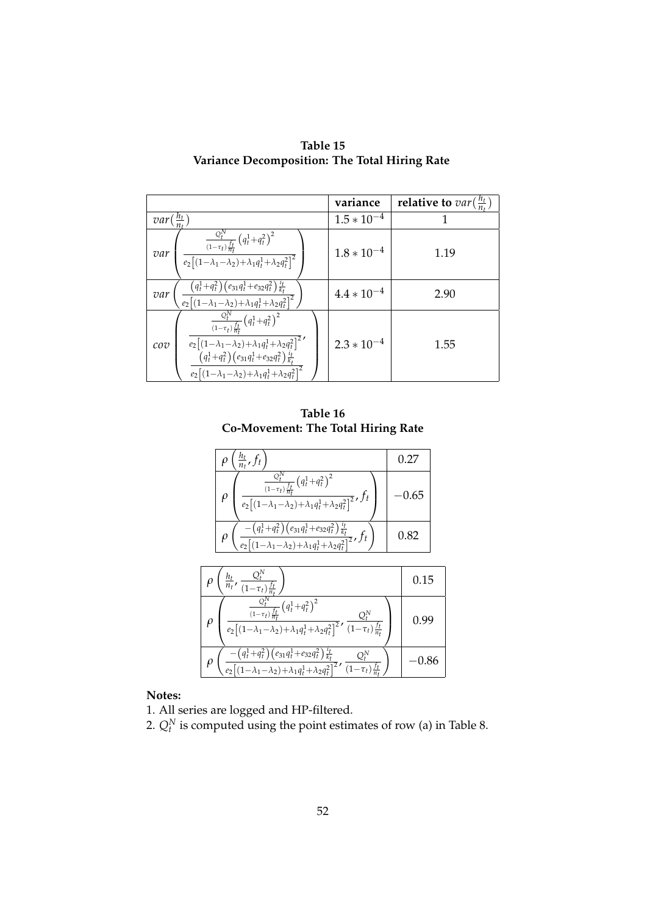**Table 15**
**Variance Decomposition: The Total Hiring Rate**

| | variance | relative to $var(\frac{h_t}{n_t})$ |
|---|---|---|
| $var(\frac{h_t}{n_t})$ | $1.5 * 10^{-4}$ | 1 |
| $var\left(\frac{\frac{Q_t^N}{(1-\tau_t)\frac{f_t}{n_t}}\left(q_t^1+q_t^2\right)^2}{e_2\left[(1-\lambda_1-\lambda_2)+\lambda_1 q_t^1+\lambda_2 q_t^2\right]^2}\right)$ | $1.8 * 10^{-4}$ | 1.19 |
| $var\left(\frac{\left(q_t^1+q_t^2\right)\left(e_{31}q_t^1+e_{32}q_t^2\right)\frac{i_t}{k_t}}{e_2\left[(1-\lambda_1-\lambda_2)+\lambda_1 q_t^1+\lambda_2 q_t^2\right]^2}\right)$ | $4.4 * 10^{-4}$ | 2.90 |
| $cov\left(\frac{\frac{Q_t^N}{(1-\tau_t)\frac{f_t}{n_t}}\left(q_t^1+q_t^2\right)^2}{e_2\left[(1-\lambda_1-\lambda_2)+\lambda_1 q_t^1+\lambda_2 q_t^2\right]^2}, \frac{\left(q_t^1+q_t^2\right)\left(e_{31}q_t^1+e_{32}q_t^2\right)\frac{i_t}{k_t}}{e_2\left[(1-\lambda_1-\lambda_2)+\lambda_1 q_t^1+\lambda_2 q_t^2\right]^2}\right)$ | $2.3 * 10^{-4}$ | 1.55 |

**Table 16**
**Co-Movement: The Total Hiring Rate**

| | |
|---|---|
| $\rho\left(\frac{h_t}{n_t}, f_t\right)$ | 0.27 |
| $\rho\left(\frac{\frac{Q_t^N}{(1-\tau_t)\frac{f_t}{n_t}}\left(q_t^1+q_t^2\right)^2}{e_2\left[(1-\lambda_1-\lambda_2)+\lambda_1 q_t^1+\lambda_2 q_t^2\right]^2}, f_t\right)$ | $-0.65$ |
| $\rho\left(\frac{-\left(q_t^1+q_t^2\right)\left(e_{31}q_t^1+e_{32}q_t^2\right)\frac{i_t}{k_t}}{e_2\left[(1-\lambda_1-\lambda_2)+\lambda_1 q_t^1+\lambda_2 q_t^2\right]^2}, f_t\right)$ | 0.82 |

| | |
|---|---|
| $\rho\left(\frac{h_t}{n_t}, \frac{Q_t^N}{(1-\tau_t)\frac{f_t}{n_t}}\right)$ | 0.15 |
| $\rho\left(\frac{\frac{Q_t^N}{(1-\tau_t)\frac{f_t}{n_t}}\left(q_t^1+q_t^2\right)^2}{e_2\left[(1-\lambda_1-\lambda_2)+\lambda_1 q_t^1+\lambda_2 q_t^2\right]^2}, \frac{Q_t^N}{(1-\tau_t)\frac{f_t}{n_t}}\right)$ | 0.99 |
| $\rho\left(\frac{-\left(q_t^1+q_t^2\right)\left(e_{31}q_t^1+e_{32}q_t^2\right)\frac{i_t}{k_t}}{e_2\left[(1-\lambda_1-\lambda_2)+\lambda_1 q_t^1+\lambda_2 q_t^2\right]^2}, \frac{Q_t^N}{(1-\tau_t)\frac{f_t}{n_t}}\right)$ | $-0.86$ |

**Notes:**

1. All series are logged and HP-filtered.
2. $Q_t^N$ is computed using the point estimates of row (a) in Table 8.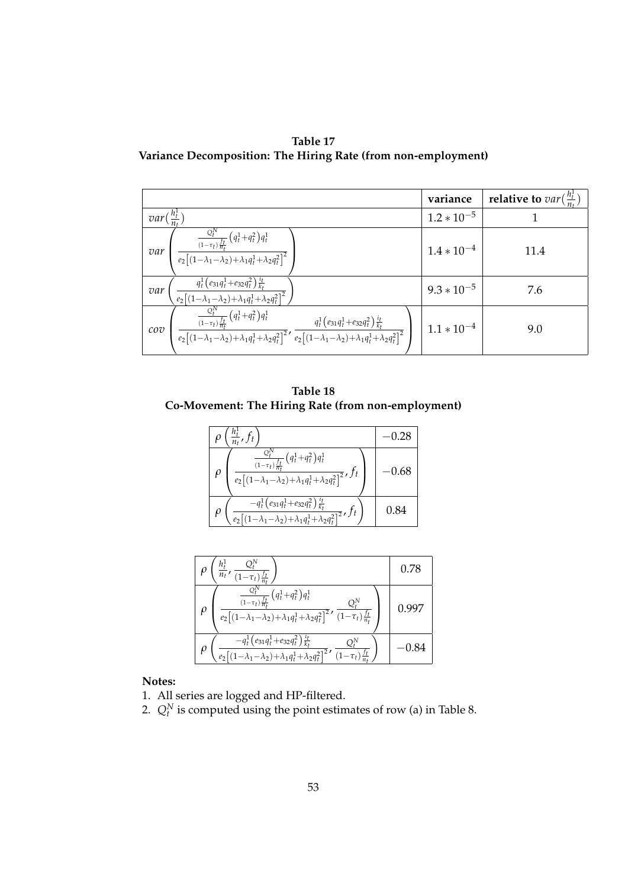**Table 17**
**Variance Decomposition: The Hiring Rate (from non-employment)**

| | variance | relative to $var(\frac{h_t^1}{n_t})$ |
|---|---|---|
| $var(\frac{h_t^1}{n_t})$ | $1.2 * 10^{-5}$ | 1 |
| $var\left(\frac{\frac{Q_t^N}{(1-\tau_t)\frac{f_t}{n_t}}\left(q_t^1+q_t^2\right)q_t^1}{e_2\left[(1-\lambda_1-\lambda_2)+\lambda_1 q_t^1+\lambda_2 q_t^2\right]^2}\right)$ | $1.4 * 10^{-4}$ | 11.4 |
| $var\left(\frac{q_t^1\left(e_{31}q_t^1+e_{32}q_t^2\right)\frac{i_t}{k_t}}{e_2\left[(1-\lambda_1-\lambda_2)+\lambda_1 q_t^1+\lambda_2 q_t^2\right]^2}\right)$ | $9.3 * 10^{-5}$ | 7.6 |
| $cov\left(\frac{\frac{Q_t^N}{(1-\tau_t)\frac{f_t}{n_t}}\left(q_t^1+q_t^2\right)q_t^1}{e_2\left[(1-\lambda_1-\lambda_2)+\lambda_1 q_t^1+\lambda_2 q_t^2\right]^2}, \frac{q_t^1\left(e_{31}q_t^1+e_{32}q_t^2\right)\frac{i_t}{k_t}}{e_2\left[(1-\lambda_1-\lambda_2)+\lambda_1 q_t^1+\lambda_2 q_t^2\right]^2}\right)$ | $1.1 * 10^{-4}$ | 9.0 |

**Table 18**
**Co-Movement: The Hiring Rate (from non-employment)**

| | |
|---|---|
| $\rho\left(\frac{h_t^1}{n_t}, f_t\right)$ | $-0.28$ |
| $\rho\left(\frac{\frac{Q_t^N}{(1-\tau_t)\frac{f_t}{n_t}}\left(q_t^1+q_t^2\right)q_t^1}{e_2\left[(1-\lambda_1-\lambda_2)+\lambda_1 q_t^1+\lambda_2 q_t^2\right]^2}, f_t\right)$ | $-0.68$ |
| $\rho\left(\frac{-q_t^1\left(e_{31}q_t^1+e_{32}q_t^2\right)\frac{i_t}{k_t}}{e_2\left[(1-\lambda_1-\lambda_2)+\lambda_1 q_t^1+\lambda_2 q_t^2\right]^2}, f_t\right)$ | 0.84 |

| | |
|---|---|
| $\rho\left(\frac{h_t^1}{n_t}, \frac{Q_t^N}{(1-\tau_t)\frac{f_t}{n_t}}\right)$ | 0.78 |
| $\rho\left(\frac{\frac{Q_t^N}{(1-\tau_t)\frac{f_t}{n_t}}\left(q_t^1+q_t^2\right)q_t^1}{e_2\left[(1-\lambda_1-\lambda_2)+\lambda_1 q_t^1+\lambda_2 q_t^2\right]^2}, \frac{Q_t^N}{(1-\tau_t)\frac{f_t}{n_t}}\right)$ | 0.997 |
| $\rho\left(\frac{-q_t^1\left(e_{31}q_t^1+e_{32}q_t^2\right)\frac{i_t}{k_t}}{e_2\left[(1-\lambda_1-\lambda_2)+\lambda_1 q_t^1+\lambda_2 q_t^2\right]^2}, \frac{Q_t^N}{(1-\tau_t)\frac{f_t}{n_t}}\right)$ | $-0.84$ |

**Notes:**

1. All series are logged and HP-filtered.
2. $Q_t^N$ is computed using the point estimates of row (a) in Table 8.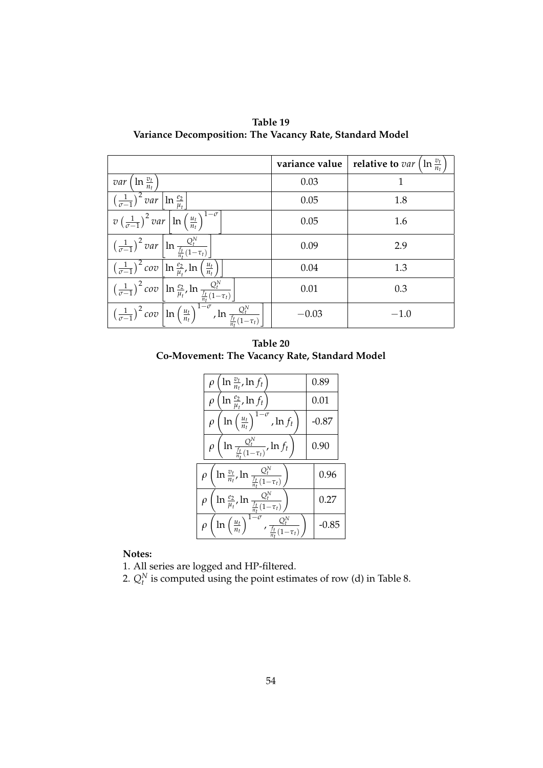**Table 19**
**Variance Decomposition: The Vacancy Rate, Standard Model**

| | variance value | relative to $var\left(\ln \frac{v_t}{n_t}\right)$ |
|---|---|---|
| $var\left(\ln \frac{v_t}{n_t}\right)$ | 0.03 | 1 |
| $\left(\frac{1}{\sigma-1}\right)^2 var\left[\ln \frac{e_2}{\mu_t}\right]$ | 0.05 | 1.8 |
| $v\left(\frac{1}{\sigma-1}\right)^2 var\left[\ln \left(\frac{u_t}{n_t}\right)^{1-\sigma}\right]$ | 0.05 | 1.6 |
| $\left(\frac{1}{\sigma-1}\right)^2 var\left[\ln \frac{Q_t^N}{\frac{f_t}{n_t}(1-\tau_t)}\right]$ | 0.09 | 2.9 |
| $\left(\frac{1}{\sigma-1}\right)^2 cov\left[\ln \frac{e_2}{\mu_t}, \ln\left(\frac{u_t}{n_t}\right)\right]$ | 0.04 | 1.3 |
| $\left(\frac{1}{\sigma-1}\right)^2 cov\left[\ln \frac{e_2}{\mu_t}, \ln \frac{Q_t^N}{\frac{f_t}{n_t}(1-\tau_t)}\right]$ | 0.01 | 0.3 |
| $\left(\frac{1}{\sigma-1}\right)^2 cov\left[\ln \left(\frac{u_t}{n_t}\right)^{1-\sigma}, \ln \frac{Q_t^N}{\frac{f_t}{n_t}(1-\tau_t)}\right]$ | $-0.03$ | $-1.0$ |

**Table 20**
**Co-Movement: The Vacancy Rate, Standard Model**

| | |
|---|---|
| $\rho\left(\ln \frac{v_t}{n_t}, \ln f_t\right)$ | 0.89 |
| $\rho\left(\ln \frac{e_2}{\mu_t}, \ln f_t\right)$ | 0.01 |
| $\rho\left(\ln \left(\frac{u_t}{n_t}\right)^{1-\sigma}, \ln f_t\right)$ | -0.87 |
| $\rho\left(\ln \frac{Q_t^N}{\frac{f_t}{n_t}(1-\tau_t)}, \ln f_t\right)$ | 0.90 |
| $\rho\left(\ln \frac{v_t}{n_t}, \ln \frac{Q_t^N}{\frac{f_t}{n_t}(1-\tau_t)}\right)$ | 0.96 |
| $\rho\left(\ln \frac{e_2}{\mu_t}, \ln \frac{Q_t^N}{\frac{f_t}{n_t}(1-\tau_t)}\right)$ | 0.27 |
| $\rho\left(\ln \left(\frac{u_t}{n_t}\right)^{1-\sigma}, \frac{Q_t^N}{\frac{f_t}{n_t}(1-\tau_t)}\right)$ | -0.85 |

**Notes:**

1. All series are logged and HP-filtered.
2. $Q_t^N$ is computed using the point estimates of row (d) in Table 8.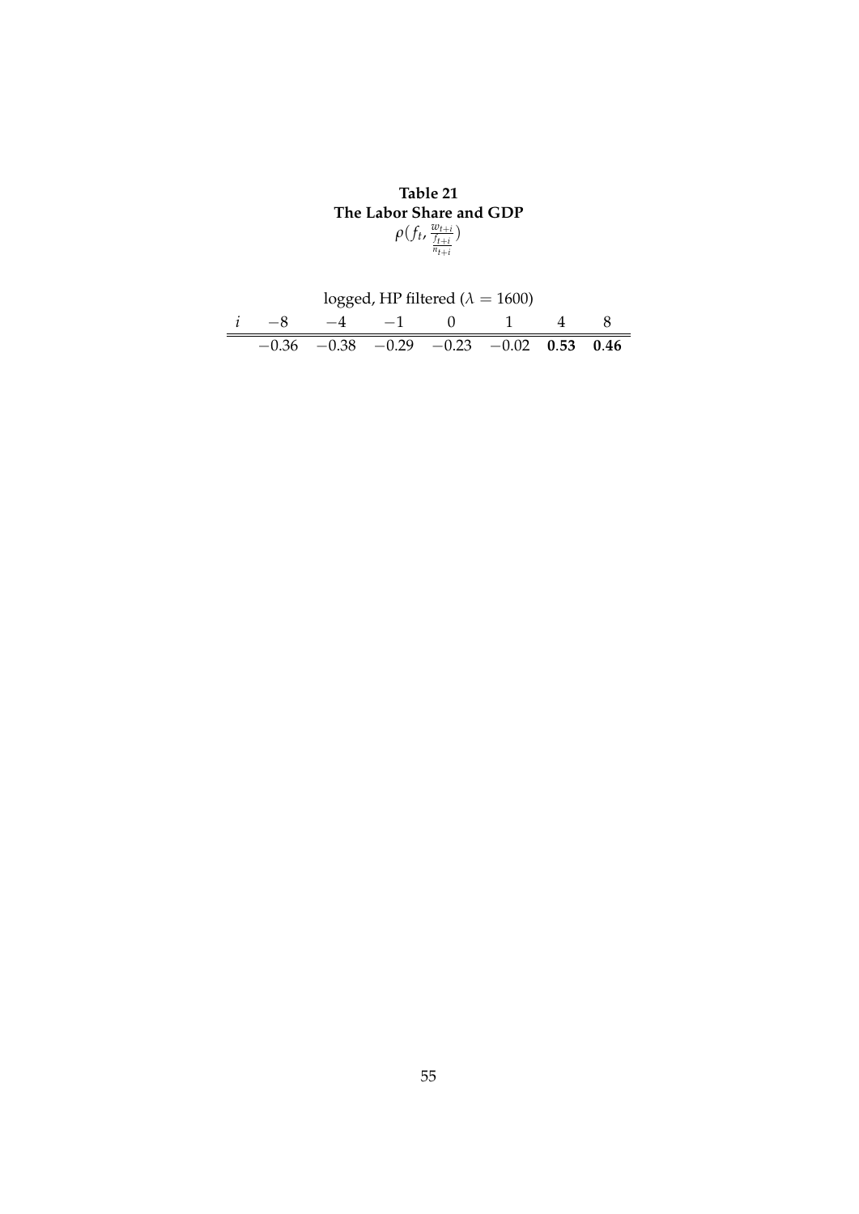**Table 21**
**The Labor Share and GDP**

$$\rho(f_t, \frac{w_{t+i}}{\frac{f_{t+i}}{n_{t+i}}})$$

| logged, HP filtered ($\lambda = 1600$) | | | | | | | |
|---|---|---|---|---|---|---|---|
| $i$ | $-8$ | $-4$ | $-1$ | $0$ | $1$ | $4$ | $8$ |
| | $-0.36$ | $-0.38$ | $-0.29$ | $-0.23$ | $-0.02$ | **0.53** | **0.46** |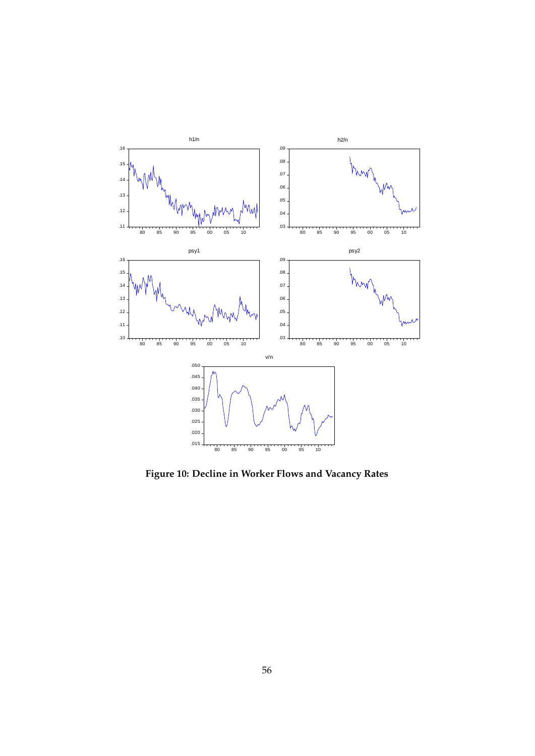**Figure 10: Decline in Worker Flows and Vacancy Rates**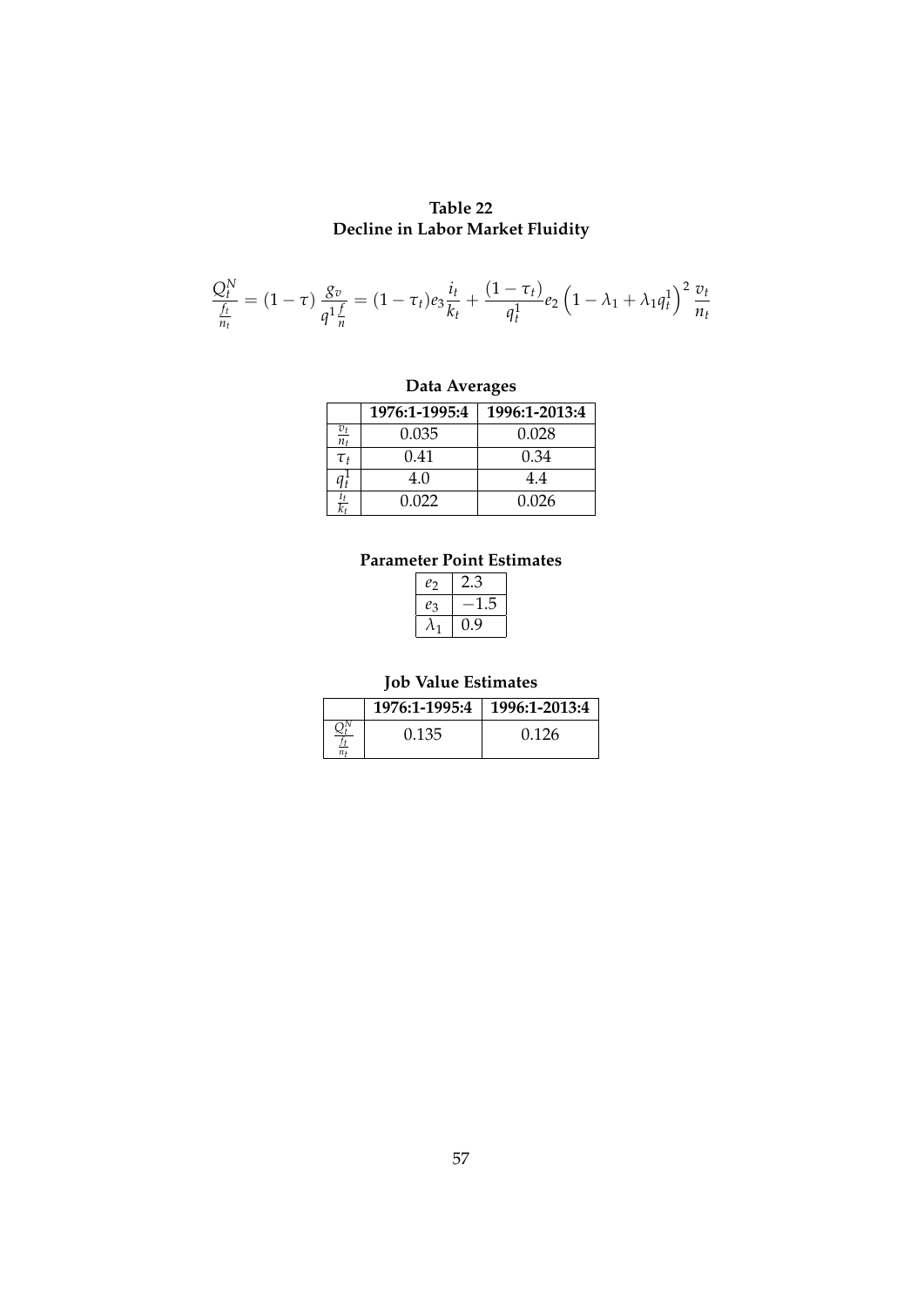**Table 22**
**Decline in Labor Market Fluidity**

$$\frac{Q_t^N}{\frac{f_t}{n_t}} = (1-\tau)\frac{g_v}{q^1\frac{f}{n}} = (1-\tau_t)e_3\frac{i_t}{k_t} + \frac{(1-\tau_t)}{q_t^1}e_2\left(1-\lambda_1+\lambda_1 q_t^1\right)^2\frac{v_t}{n_t}$$

**Data Averages**

| | 1976:1-1995:4 | 1996:1-2013:4 |
|---|---|---|
| $\frac{v_t}{n_t}$ | 0.035 | 0.028 |
| $\tau_t$ | 0.41 | 0.34 |
| $q_t^1$ | 4.0 | 4.4 |
| $\frac{i_t}{k_t}$ | 0.022 | 0.026 |

**Parameter Point Estimates**

| | |
|---|---|
| $e_2$ | 2.3 |
| $e_3$ | $-1.5$ |
| $\lambda_1$ | 0.9 |

**Job Value Estimates**

| | 1976:1-1995:4 | 1996:1-2013:4 |
|---|---|---|
| $\frac{Q_t^N}{\frac{f_t}{n_t}}$ | 0.135 | 0.126 |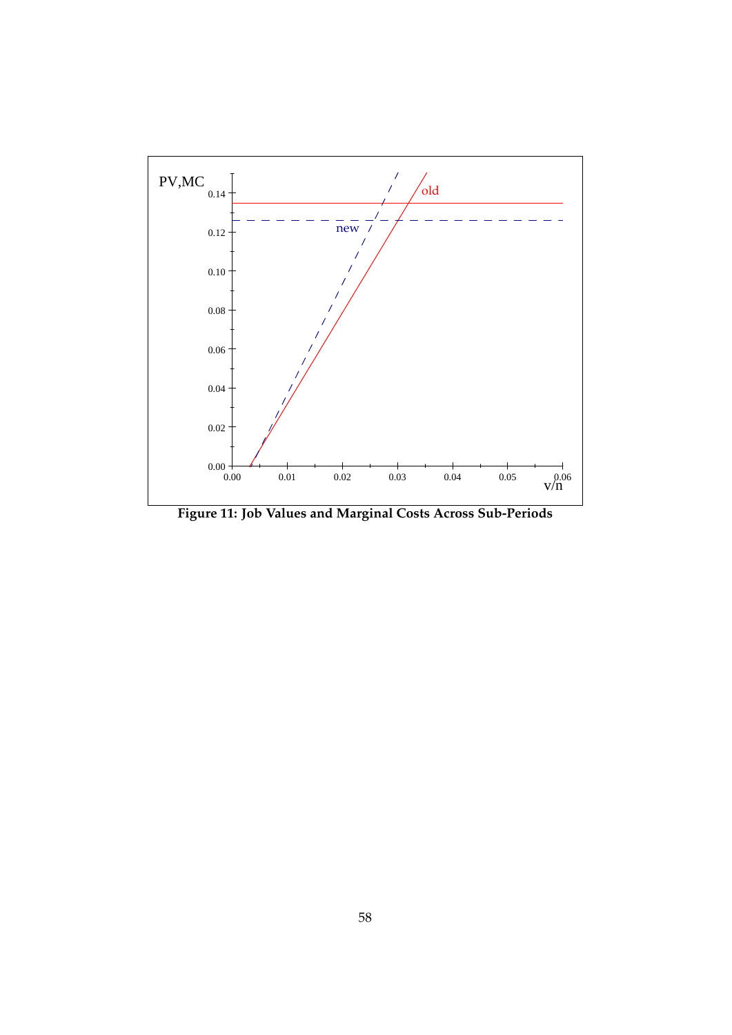**Figure 11: Job Values and Marginal Costs Across Sub-Periods**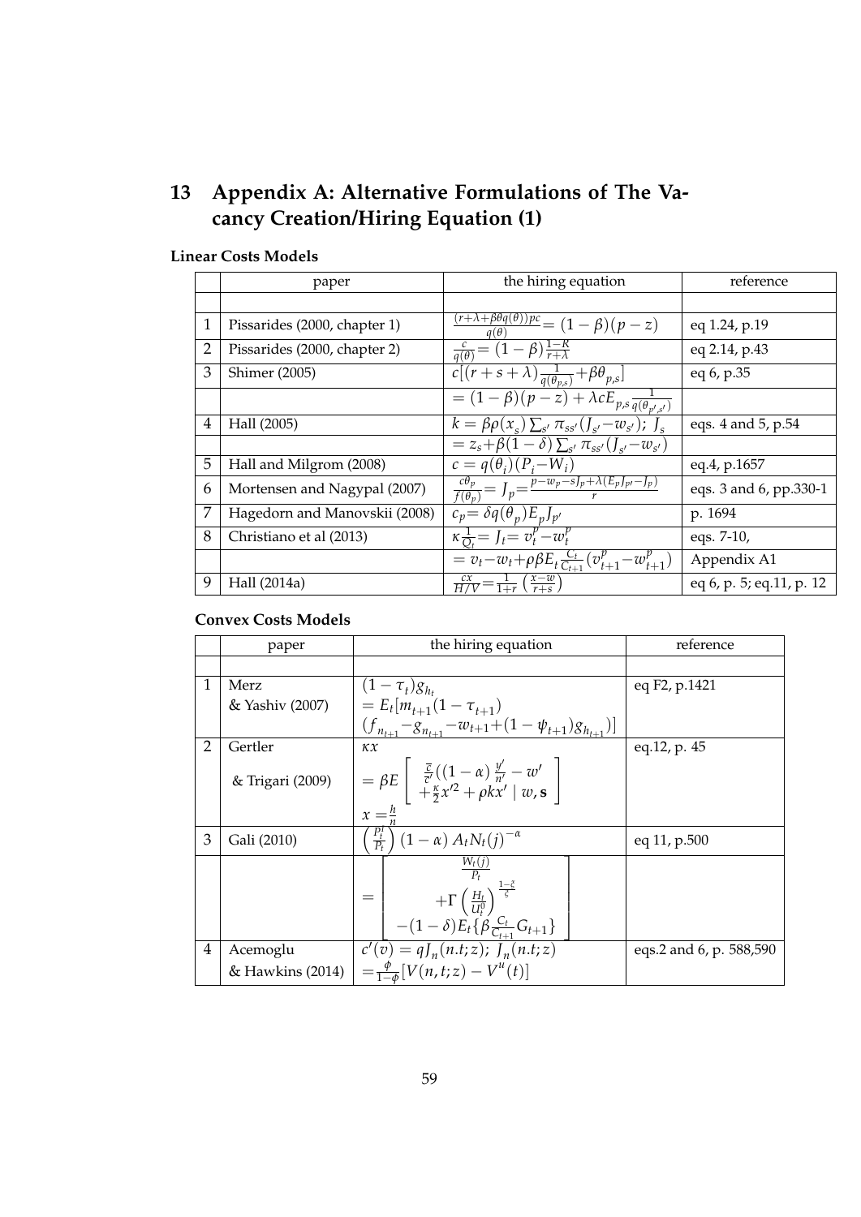# 13 Appendix A: Alternative Formulations of The Vacancy Creation/Hiring Equation (1)

**Linear Costs Models**

| | paper | the hiring equation | reference |
|---|---|---|---|
| | | | |
| 1 | Pissarides (2000, chapter 1) | $\frac{(r+\lambda+\beta\theta q(\theta))pc}{q(\theta)} = (1-\beta)(p-z)$ | eq 1.24, p.19 |
| 2 | Pissarides (2000, chapter 2) | $\frac{c}{q(\theta)} = (1-\beta)\frac{1-R}{r+\lambda}$ | eq 2.14, p.43 |
| 3 | Shimer (2005) | $c[(r+s+\lambda)\frac{1}{q(\theta_{p,s})} + \beta\theta_{p,s}]$ | eq 6, p.35 |
| | | $= (1-\beta)(p-z) + \lambda c E_{p,s}\frac{1}{q(\theta_{p',s'})}$ | |
| 4 | Hall (2005) | $k = \beta\rho(x_s)\sum_{s'}\pi_{ss'}(J_{s'} - w_{s'})$; $J_s$ | eqs. 4 and 5, p.54 |
| | | $= z_s + \beta(1-\delta)\sum_{s'}\pi_{ss'}(J_{s'} - w_{s'})$ | |
| 5 | Hall and Milgrom (2008) | $c = q(\theta_i)(P_i - W_i)$ | eq.4, p.1657 |
| 6 | Mortensen and Nagypal (2007) | $\frac{c\theta_p}{f(\theta_p)} = J_p = \frac{p - w_p - sJ_p + \lambda(E_p J_{p'} - J_p)}{r}$ | eqs. 3 and 6, pp.330-1 |
| 7 | Hagedorn and Manovskii (2008) | $c_p = \delta q(\theta_p)E_p J_{p'}$ | p. 1694 |
| 8 | Christiano et al (2013) | $\kappa\frac{1}{Q_t} = J_t = v_t^p - w_t^p$ | eqs. 7-10, |
| | | $= v_t - w_t + \rho\beta E_t\frac{C_t}{C_{t+1}}(v_{t+1}^p - w_{t+1}^p)$ | Appendix A1 |
| 9 | Hall (2014a) | $\frac{cx}{H/V} = \frac{1}{1+r}\left(\frac{x-w}{r+s}\right)$ | eq 6, p. 5; eq.11, p. 12 |

**Convex Costs Models**

| | paper | the hiring equation | reference |
|---|---|---|---|
| | | | |
| 1 | Merz & Yashiv (2007) | $(1-\tau_t)g_{h_t}$ $= E_t[m_{t+1}(1-\tau_{t+1})$ $(f_{n_{t+1}} - g_{n_{t+1}} - w_{t+1} + (1-\psi_{t+1})g_{h_{t+1}})]$ | eq F2, p.1421 |
| 2 | Gertler & Trigari (2009) | $\kappa x$ $= \beta E\left[\begin{array}{c}\frac{\overline{c}}{\overline{c}'}((1-\alpha)\frac{y'}{n'} - w' \\ +\frac{\kappa}{2}x'^2 + \rho k x' \mid w, \mathbf{s}\end{array}\right]$ $x = \frac{h}{n}$ | eq.12, p. 45 |
| 3 | Gali (2010) | $\left(\frac{P_t^I}{P_t}\right)(1-\alpha)A_t N_t(j)^{-\alpha}$ $= \left[\begin{array}{c}\frac{W_t(j)}{P_t} \\ +\Gamma\left(\frac{H_t}{U_t^0}\right)^{\frac{1-\xi}{\xi}} \\ -(1-\delta)E_t\{\beta\frac{C_t}{C_{t+1}}G_{t+1}\}\end{array}\right]$ | eq 11, p.500 |
| 4 | Acemoglu & Hawkins (2014) | $c'(v) = qJ_n(n.t;z)$; $J_n(n.t;z)$ $= \frac{\phi}{1-\phi}[V(n,t;z) - V^u(t)]$ | eqs.2 and 6, p. 588,590 |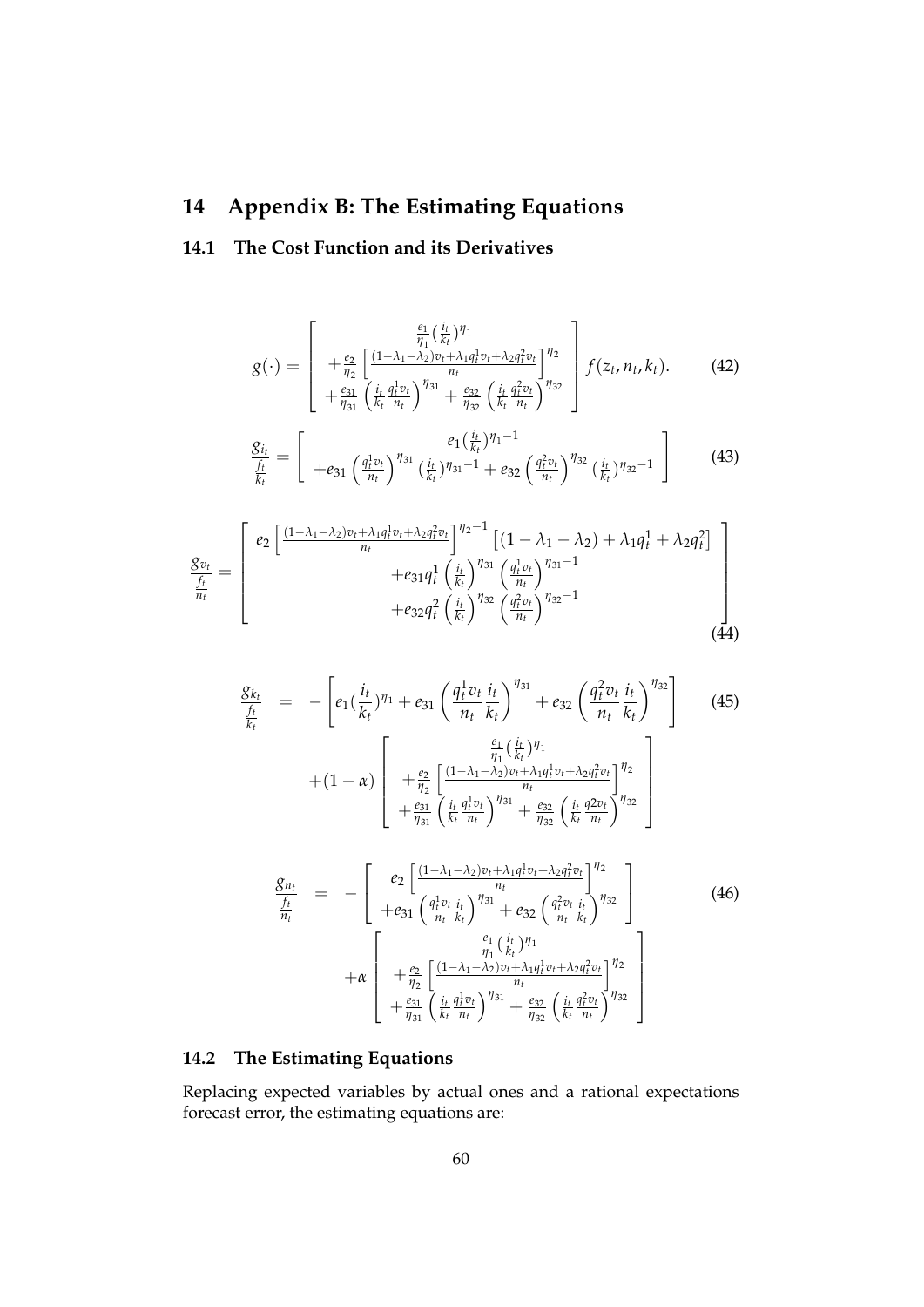# 14 Appendix B: The Estimating Equations

## 14.1 The Cost Function and its Derivatives

$$
g(\cdot) = \begin{bmatrix} \frac{e_1}{\eta_1}(\frac{i_t}{k_t})^{\eta_1} \\ +\frac{e_2}{\eta_2}\left[\frac{(1-\lambda_1-\lambda_2)v_t+\lambda_1 q_t^1 v_t+\lambda_2 q_t^2 v_t}{n_t}\right]^{\eta_2} \\ +\frac{e_{31}}{\eta_{31}}\left(\frac{i_t}{k_t}\frac{q_t^1 v_t}{n_t}\right)^{\eta_{31}} + \frac{e_{32}}{\eta_{32}}\left(\frac{i_t}{k_t}\frac{q_t^2 v_t}{n_t}\right)^{\eta_{32}} \end{bmatrix} f(z_t, n_t, k_t). \tag{42}
$$

$$
\frac{g_{i_t}}{\frac{f_t}{k_t}} = \begin{bmatrix} e_1(\frac{i_t}{k_t})^{\eta_1-1} \\ +e_{31}\left(\frac{q_t^1 v_t}{n_t}\right)^{\eta_{31}}(\frac{i_t}{k_t})^{\eta_{31}-1} + e_{32}\left(\frac{q_t^2 v_t}{n_t}\right)^{\eta_{32}}(\frac{i_t}{k_t})^{\eta_{32}-1} \end{bmatrix} \tag{43}
$$

$$
\frac{g_{v_t}}{\frac{f_t}{n_t}} = \begin{bmatrix} e_2\left[\frac{(1-\lambda_1-\lambda_2)v_t+\lambda_1 q_t^1 v_t+\lambda_2 q_t^2 v_t}{n_t}\right]^{\eta_2-1}\left[(1-\lambda_1-\lambda_2)+\lambda_1 q_t^1+\lambda_2 q_t^2\right] \\ +e_{31} q_t^1\left(\frac{i_t}{k_t}\right)^{\eta_{31}}\left(\frac{q_t^1 v_t}{n_t}\right)^{\eta_{31}-1} \\ +e_{32} q_t^2\left(\frac{i_t}{k_t}\right)^{\eta_{32}}\left(\frac{q_t^2 v_t}{n_t}\right)^{\eta_{32}-1} \end{bmatrix} \tag{44}
$$

$$
\begin{aligned}
\frac{g_{k_t}}{\frac{f_t}{k_t}} &= -\left[e_1(\frac{i_t}{k_t})^{\eta_1} + e_{31}\left(\frac{q_t^1 v_t}{n_t}\frac{i_t}{k_t}\right)^{\eta_{31}} + e_{32}\left(\frac{q_t^2 v_t}{n_t}\frac{i_t}{k_t}\right)^{\eta_{32}}\right] \\
&\quad +(1-\alpha)\begin{bmatrix} \frac{e_1}{\eta_1}(\frac{i_t}{k_t})^{\eta_1} \\ +\frac{e_2}{\eta_2}\left[\frac{(1-\lambda_1-\lambda_2)v_t+\lambda_1 q_t^1 v_t+\lambda_2 q_t^2 v_t}{n_t}\right]^{\eta_2} \\ +\frac{e_{31}}{\eta_{31}}\left(\frac{i_t}{k_t}\frac{q_t^1 v_t}{n_t}\right)^{\eta_{31}} + \frac{e_{32}}{\eta_{32}}\left(\frac{i_t}{k_t}\frac{q2 v_t}{n_t}\right)^{\eta_{32}} \end{bmatrix}
\end{aligned} \tag{45}
$$

$$
\begin{aligned}
\frac{g_{n_t}}{\frac{f_t}{n_t}} &= -\begin{bmatrix} e_2\left[\frac{(1-\lambda_1-\lambda_2)v_t+\lambda_1 q_t^1 v_t+\lambda_2 q_t^2 v_t}{n_t}\right]^{\eta_2} \\ +e_{31}\left(\frac{q_t^1 v_t}{n_t}\frac{i_t}{k_t}\right)^{\eta_{31}} + e_{32}\left(\frac{q_t^2 v_t}{n_t}\frac{i_t}{k_t}\right)^{\eta_{32}} \end{bmatrix} \\
&\quad +\alpha\begin{bmatrix} \frac{e_1}{\eta_1}(\frac{i_t}{k_t})^{\eta_1} \\ +\frac{e_2}{\eta_2}\left[\frac{(1-\lambda_1-\lambda_2)v_t+\lambda_1 q_t^1 v_t+\lambda_2 q_t^2 v_t}{n_t}\right]^{\eta_2} \\ +\frac{e_{31}}{\eta_{31}}\left(\frac{i_t}{k_t}\frac{q_t^1 v_t}{n_t}\right)^{\eta_{31}} + \frac{e_{32}}{\eta_{32}}\left(\frac{i_t}{k_t}\frac{q_t^2 v_t}{n_t}\right)^{\eta_{32}} \end{bmatrix}
\end{aligned} \tag{46}
$$

## 14.2 The Estimating Equations

Replacing expected variables by actual ones and a rational expectations forecast error, the estimating equations are: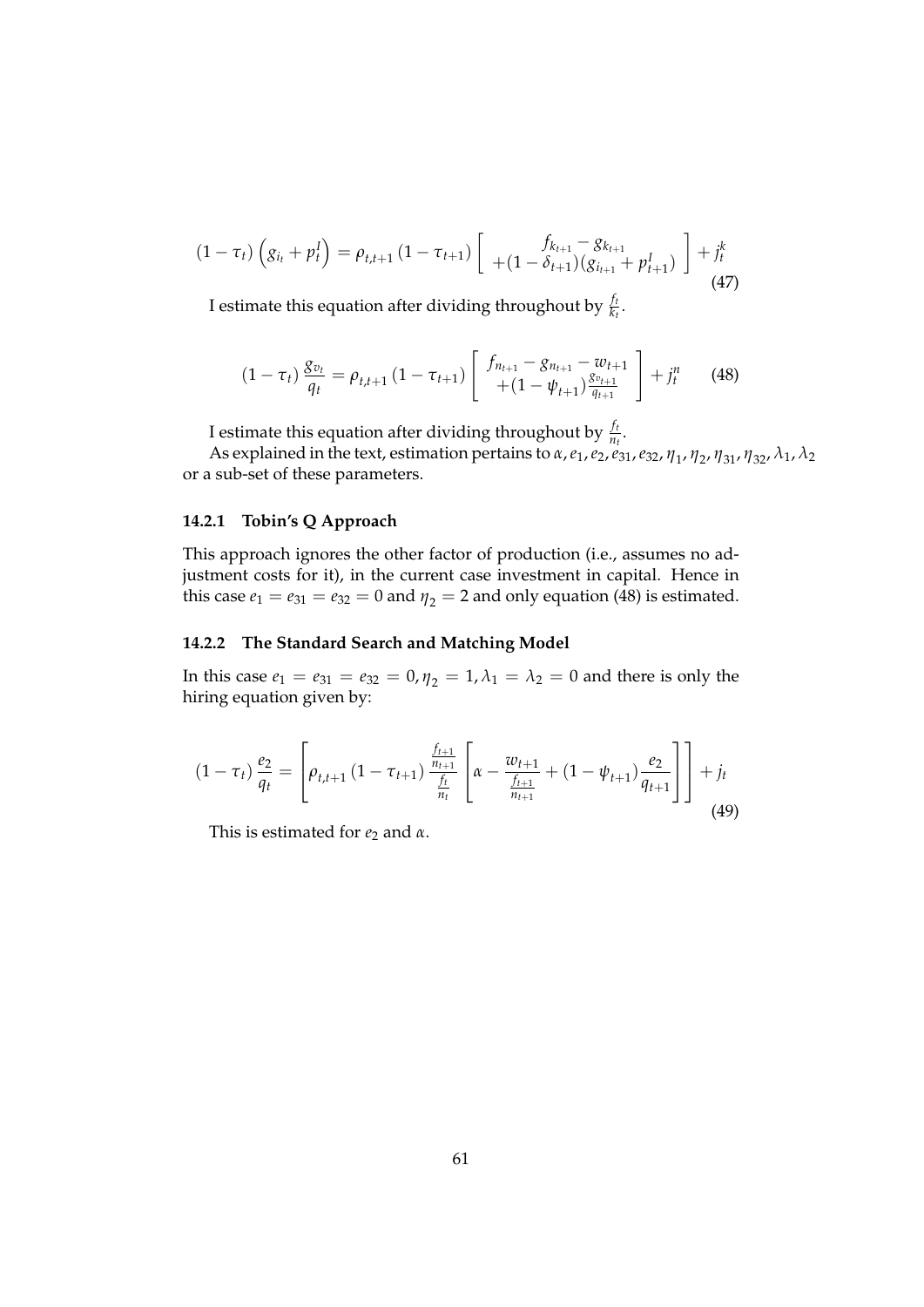$$(1-\tau_t)\left(g_{i_t}+p_t^I\right)=\rho_{t,t+1}\left(1-\tau_{t+1}\right)\left[\begin{array}{c} f_{k_{t+1}}-g_{k_{t+1}} \\ +(1-\delta_{t+1})(g_{i_{t+1}}+p_{t+1}^I) \end{array}\right]+j_t^k \tag{47}$$

I estimate this equation after dividing throughout by $\frac{f_t}{k_t}$.

$$(1-\tau_t)\frac{g_{v_t}}{q_t}=\rho_{t,t+1}\left(1-\tau_{t+1}\right)\left[\begin{array}{c} f_{n_{t+1}}-g_{n_{t+1}}-w_{t+1} \\ +(1-\psi_{t+1})\frac{g_{v_{t+1}}}{q_{t+1}} \end{array}\right]+j_t^n \tag{48}$$

I estimate this equation after dividing throughout by $\frac{f_t}{n_t}$.

As explained in the text, estimation pertains to $\alpha, e_1, e_2, e_{31}, e_{32}, \eta_1, \eta_2, \eta_{31}, \eta_{32}, \lambda_1, \lambda_2$ or a sub-set of these parameters.

### 14.2.1 Tobin's Q Approach

This approach ignores the other factor of production (i.e., assumes no adjustment costs for it), in the current case investment in capital. Hence in this case $e_1 = e_{31} = e_{32} = 0$ and $\eta_2 = 2$ and only equation (48) is estimated.

### 14.2.2 The Standard Search and Matching Model

In this case $e_1 = e_{31} = e_{32} = 0, \eta_2 = 1, \lambda_1 = \lambda_2 = 0$ and there is only the hiring equation given by:

$$(1-\tau_t)\frac{e_2}{q_t}=\left[\rho_{t,t+1}\left(1-\tau_{t+1}\right)\frac{\frac{f_{t+1}}{n_{t+1}}}{\frac{f_t}{n_t}}\left[\alpha-\frac{w_{t+1}}{\frac{f_{t+1}}{n_{t+1}}}+(1-\psi_{t+1})\frac{e_2}{q_{t+1}}\right]\right]+j_t \tag{49}$$

This is estimated for $e_2$ and $\alpha$.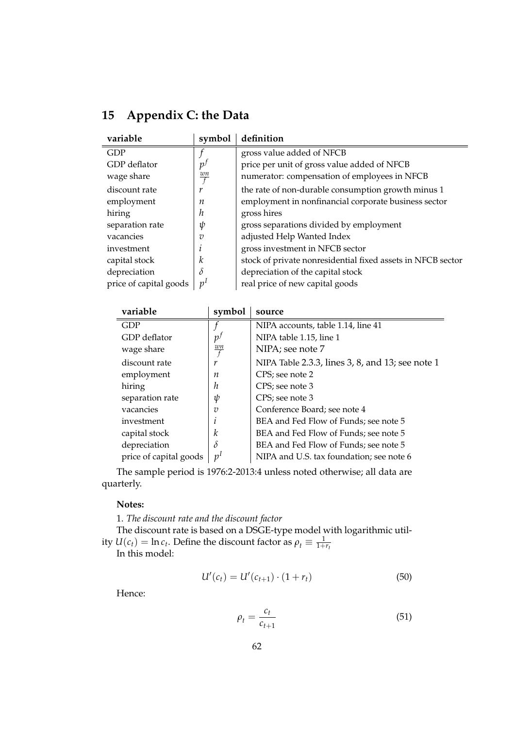## 15 Appendix C: the Data

| variable | symbol | definition |
|---|---|---|
| GDP | $f$ | gross value added of NFCB |
| GDP deflator | $p^f$ | price per unit of gross value added of NFCB |
| wage share | $\frac{wn}{f}$ | numerator: compensation of employees in NFCB |
| discount rate | $r$ | the rate of non-durable consumption growth minus 1 |
| employment | $n$ | employment in nonfinancial corporate business sector |
| hiring | $h$ | gross hires |
| separation rate | $\psi$ | gross separations divided by employment |
| vacancies | $v$ | adjusted Help Wanted Index |
| investment | $i$ | gross investment in NFCB sector |
| capital stock | $k$ | stock of private nonresidential fixed assets in NFCB sector |
| depreciation | $\delta$ | depreciation of the capital stock |
| price of capital goods | $p^I$ | real price of new capital goods |

| variable | symbol | source |
|---|---|---|
| GDP | $f$ | NIPA accounts, table 1.14, line 41 |
| GDP deflator | $p^f$ | NIPA table 1.15, line 1 |
| wage share | $\frac{wn}{f}$ | NIPA; see note 7 |
| discount rate | $r$ | NIPA Table 2.3.3, lines 3, 8, and 13; see note 1 |
| employment | $n$ | CPS; see note 2 |
| hiring | $h$ | CPS; see note 3 |
| separation rate | $\psi$ | CPS; see note 3 |
| vacancies | $v$ | Conference Board; see note 4 |
| investment | $i$ | BEA and Fed Flow of Funds; see note 5 |
| capital stock | $k$ | BEA and Fed Flow of Funds; see note 5 |
| depreciation | $\delta$ | BEA and Fed Flow of Funds; see note 5 |
| price of capital goods | $p^I$ | NIPA and U.S. tax foundation; see note 6 |

The sample period is 1976:2-2013:4 unless noted otherwise; all data are quarterly.

**Notes:**

1. *The discount rate and the discount factor*

The discount rate is based on a DSGE-type model with logarithmic utility $U(c_t) = \ln c_t$. Define the discount factor as $\rho_t \equiv \frac{1}{1+r_t}$

In this model:

$$U'(c_t) = U'(c_{t+1}) \cdot (1 + r_t) \tag{50}$$

Hence:

$$\rho_t = \frac{c_t}{c_{t+1}} \tag{51}$$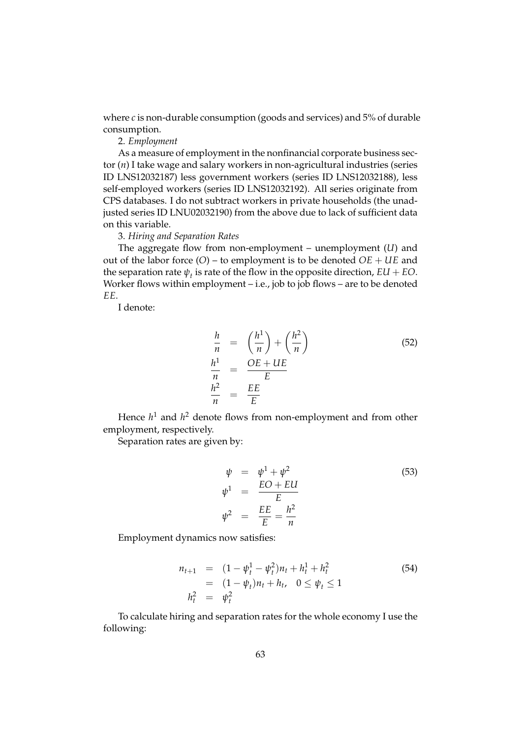where $c$ is non-durable consumption (goods and services) and 5% of durable consumption.

2. *Employment*

As a measure of employment in the nonfinancial corporate business sector ($n$) I take wage and salary workers in non-agricultural industries (series ID LNS12032187) less government workers (series ID LNS12032188), less self-employed workers (series ID LNS12032192). All series originate from CPS databases. I do not subtract workers in private households (the unadjusted series ID LNU02032190) from the above due to lack of sufficient data on this variable.

3. *Hiring and Separation Rates*

The aggregate flow from non-employment – unemployment ($U$) and out of the labor force ($O$) – to employment is to be denoted $OE + UE$ and the separation rate $\psi_t$ is rate of the flow in the opposite direction, $EU + EO$. Worker flows within employment – i.e., job to job flows – are to be denoted $EE$.

I denote:

$$
\begin{aligned}
\frac{h}{n} &= \left(\frac{h^1}{n}\right) + \left(\frac{h^2}{n}\right) \\
\frac{h^1}{n} &= \frac{OE + UE}{E} \\
\frac{h^2}{n} &= \frac{EE}{E}
\end{aligned}
\tag{52}
$$

Hence $h^1$ and $h^2$ denote flows from non-employment and from other employment, respectively.

Separation rates are given by:

$$
\begin{aligned}
\psi &= \psi^1 + \psi^2 \\
\psi^1 &= \frac{EO + EU}{E} \\
\psi^2 &= \frac{EE}{E} = \frac{h^2}{n}
\end{aligned}
\tag{53}
$$

Employment dynamics now satisfies:

$$
\begin{aligned}
n_{t+1} &= (1 - \psi_t^1 - \psi_t^2) n_t + h_t^1 + h_t^2 \\
&= (1 - \psi_t) n_t + h_t, \quad 0 \leq \psi_t \leq 1 \\
h_t^2 &= \psi_t^2
\end{aligned}
\tag{54}
$$

To calculate hiring and separation rates for the whole economy I use the following: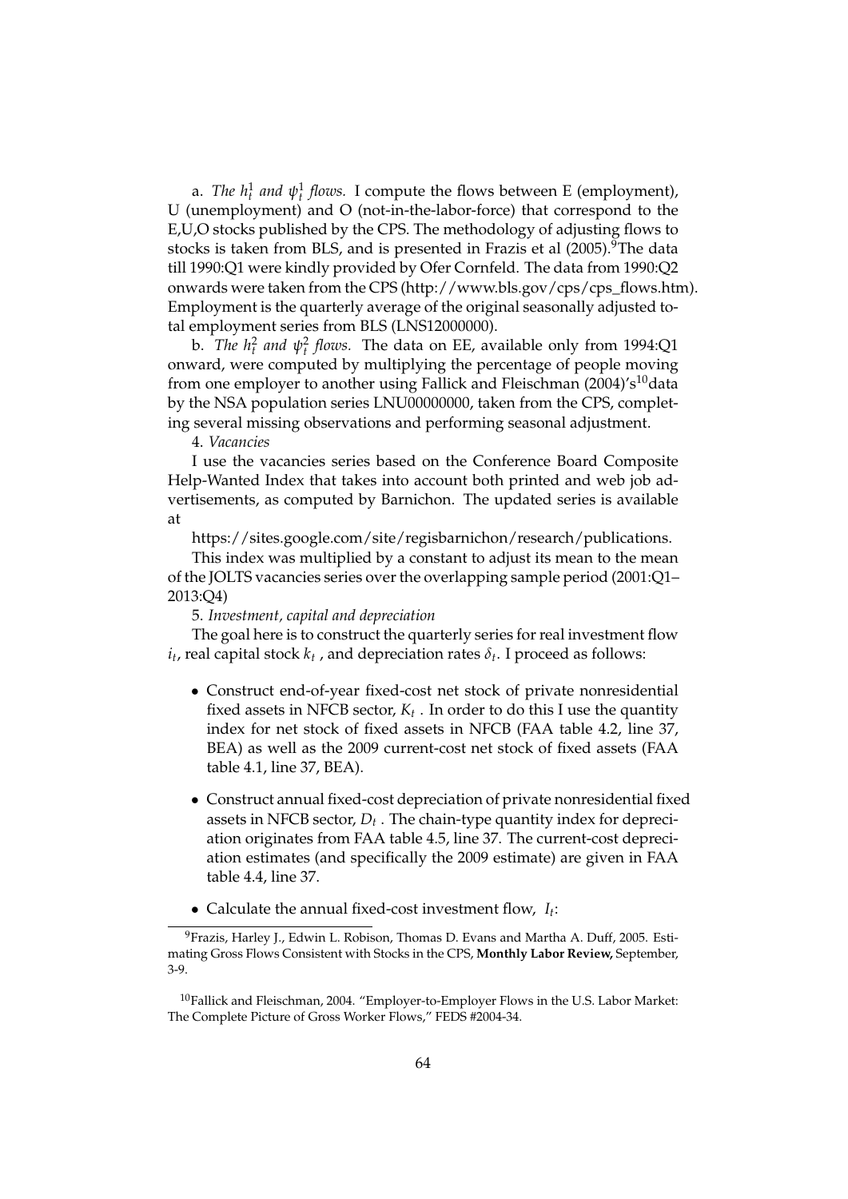a. *The $h_t^1$ and $\psi_t^1$ flows.* I compute the flows between E (employment), U (unemployment) and O (not-in-the-labor-force) that correspond to the E,U,O stocks published by the CPS. The methodology of adjusting flows to stocks is taken from BLS, and is presented in Frazis et al (2005).[9] The data till 1990:Q1 were kindly provided by Ofer Cornfeld. The data from 1990:Q2 onwards were taken from the CPS (http://www.bls.gov/cps/cps_flows.htm). Employment is the quarterly average of the original seasonally adjusted total employment series from BLS (LNS12000000).

b. *The $h_t^2$ and $\psi_t^2$ flows.* The data on EE, available only from 1994:Q1 onward, were computed by multiplying the percentage of people moving from one employer to another using Fallick and Fleischman (2004)'s[10] data by the NSA population series LNU00000000, taken from the CPS, completing several missing observations and performing seasonal adjustment.

4. *Vacancies*

I use the vacancies series based on the Conference Board Composite Help-Wanted Index that takes into account both printed and web job advertisements, as computed by Barnichon. The updated series is available at

https://sites.google.com/site/regisbarnichon/research/publications.

This index was multiplied by a constant to adjust its mean to the mean of the JOLTS vacancies series over the overlapping sample period (2001:Q1–2013:Q4)

5. *Investment, capital and depreciation*

The goal here is to construct the quarterly series for real investment flow $i_t$, real capital stock $k_t$ , and depreciation rates $\delta_t$. I proceed as follows:

- Construct end-of-year fixed-cost net stock of private nonresidential fixed assets in NFCB sector, $K_t$ . In order to do this I use the quantity index for net stock of fixed assets in NFCB (FAA table 4.2, line 37, BEA) as well as the 2009 current-cost net stock of fixed assets (FAA table 4.1, line 37, BEA).

- Construct annual fixed-cost depreciation of private nonresidential fixed assets in NFCB sector, $D_t$ . The chain-type quantity index for depreciation originates from FAA table 4.5, line 37. The current-cost depreciation estimates (and specifically the 2009 estimate) are given in FAA table 4.4, line 37.

- Calculate the annual fixed-cost investment flow, $I_t$:

---

[9] Frazis, Harley J., Edwin L. Robison, Thomas D. Evans and Martha A. Duff, 2005. Estimating Gross Flows Consistent with Stocks in the CPS, **Monthly Labor Review,** September, 3-9.

[10] Fallick and Fleischman, 2004. "Employer-to-Employer Flows in the U.S. Labor Market: The Complete Picture of Gross Worker Flows," FEDS #2004-34.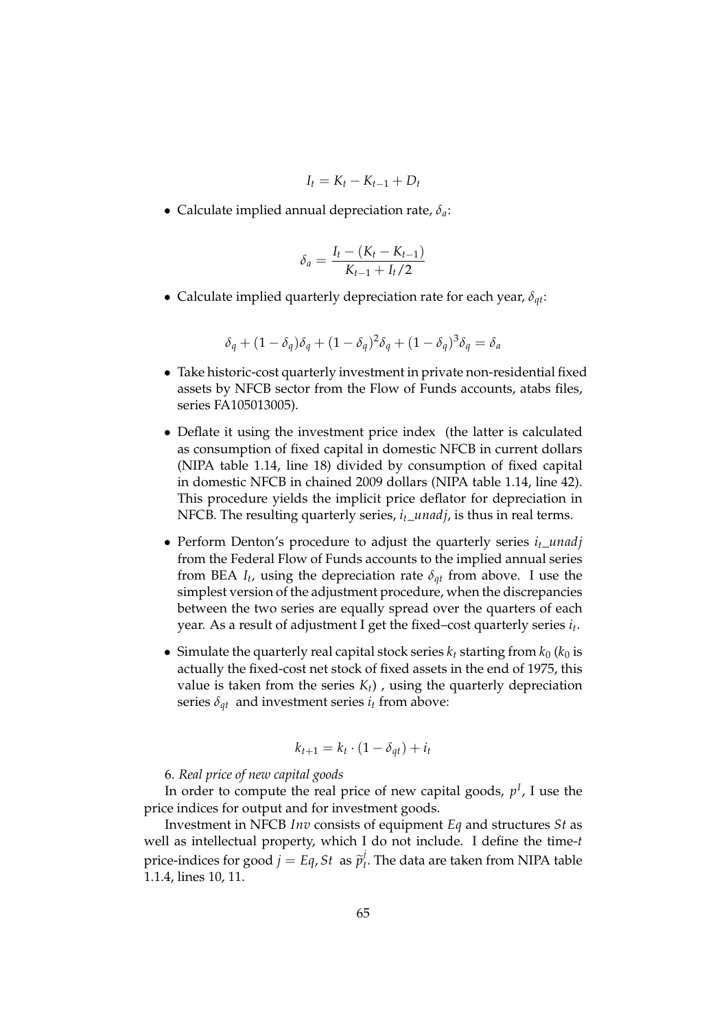$$I_t = K_t - K_{t-1} + D_t$$

- Calculate implied annual depreciation rate, $\delta_a$:

$$\delta_a = \frac{I_t - (K_t - K_{t-1})}{K_{t-1} + I_t/2}$$

- Calculate implied quarterly depreciation rate for each year, $\delta_{qt}$:

$$\delta_q + (1-\delta_q)\delta_q + (1-\delta_q)^2\delta_q + (1-\delta_q)^3\delta_q = \delta_a$$

- Take historic-cost quarterly investment in private non-residential fixed assets by NFCB sector from the Flow of Funds accounts, atabs files, series FA105013005).
- Deflate it using the investment price index (the latter is calculated as consumption of fixed capital in domestic NFCB in current dollars (NIPA table 1.14, line 18) divided by consumption of fixed capital in domestic NFCB in chained 2009 dollars (NIPA table 1.14, line 42). This procedure yields the implicit price deflator for depreciation in NFCB. The resulting quarterly series, $i_t\_unadj$, is thus in real terms.
- Perform Denton's procedure to adjust the quarterly series $i_t\_unadj$ from the Federal Flow of Funds accounts to the implied annual series from BEA $I_t$, using the depreciation rate $\delta_{qt}$ from above. I use the simplest version of the adjustment procedure, when the discrepancies between the two series are equally spread over the quarters of each year. As a result of adjustment I get the fixed–cost quarterly series $i_t$.
- Simulate the quarterly real capital stock series $k_t$ starting from $k_0$ ($k_0$ is actually the fixed-cost net stock of fixed assets in the end of 1975, this value is taken from the series $K_t$) , using the quarterly depreciation series $\delta_{qt}$ and investment series $i_t$ from above:

$$k_{t+1} = k_t \cdot (1-\delta_{qt}) + i_t$$

6. *Real price of new capital goods*

In order to compute the real price of new capital goods, $p^I$, I use the price indices for output and for investment goods.

Investment in NFCB $Inv$ consists of equipment $Eq$ and structures $St$ as well as intellectual property, which I do not include. I define the time-$t$ price-indices for good $j = Eq, St$ as $\widetilde{p}_t^j$. The data are taken from NIPA table 1.1.4, lines 10, 11.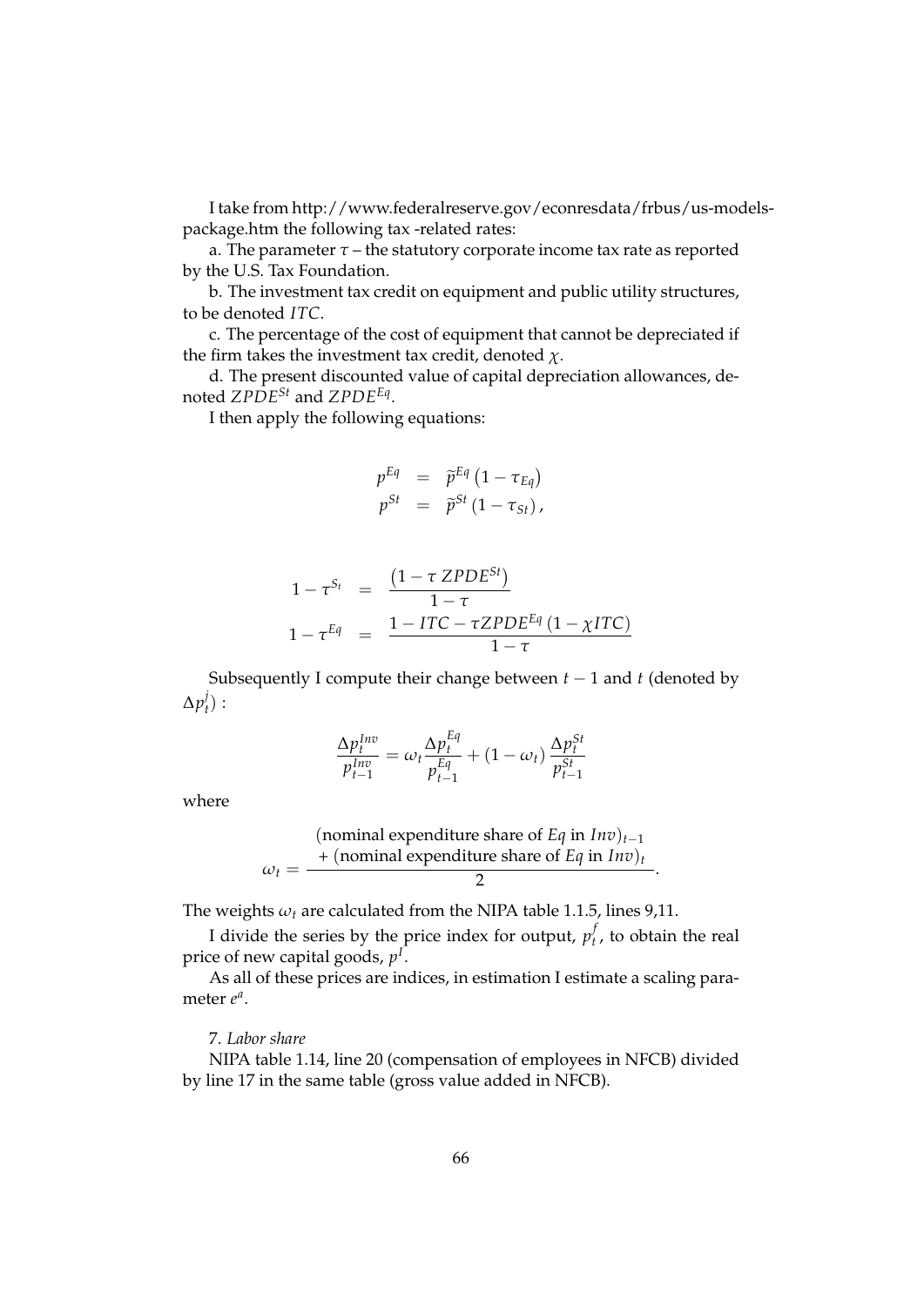I take from http://www.federalreserve.gov/econresdata/frbus/us-models-package.htm the following tax -related rates:

a. The parameter $\tau$ – the statutory corporate income tax rate as reported by the U.S. Tax Foundation.

b. The investment tax credit on equipment and public utility structures, to be denoted $ITC$.

c. The percentage of the cost of equipment that cannot be depreciated if the firm takes the investment tax credit, denoted $\chi$.

d. The present discounted value of capital depreciation allowances, denoted $ZPDE^{St}$ and $ZPDE^{Eq}$.

I then apply the following equations:

$$
\begin{aligned}
p^{Eq} &= \widetilde{p}^{Eq}\left(1-\tau_{Eq}\right) \\
p^{St} &= \widetilde{p}^{St}\left(1-\tau_{St}\right),
\end{aligned}
$$

$$
\begin{aligned}
1-\tau^{S_t} &= \frac{\left(1-\tau\, ZPDE^{St}\right)}{1-\tau} \\
1-\tau^{Eq} &= \frac{1-ITC-\tau ZPDE^{Eq}\left(1-\chi ITC\right)}{1-\tau}
\end{aligned}
$$

Subsequently I compute their change between $t-1$ and $t$ (denoted by $\Delta p_t^j$) :

$$
\frac{\Delta p_t^{Inv}}{p_{t-1}^{Inv}} = \omega_t \frac{\Delta p_t^{Eq}}{p_{t-1}^{Eq}} + \left(1-\omega_t\right)\frac{\Delta p_t^{St}}{p_{t-1}^{St}}
$$

where

$$
\omega_t = \frac{\begin{array}{c}(\text{nominal expenditure share of } Eq \text{ in } Inv)_{t-1} \\ +\ (\text{nominal expenditure share of } Eq \text{ in } Inv)_t\end{array}}{2}.
$$

The weights $\omega_t$ are calculated from the NIPA table 1.1.5, lines 9,11.

I divide the series by the price index for output, $p_t^f$, to obtain the real price of new capital goods, $p^I$.

As all of these prices are indices, in estimation I estimate a scaling parameter $e^a$.

7. *Labor share*

NIPA table 1.14, line 20 (compensation of employees in NFCB) divided by line 17 in the same table (gross value added in NFCB).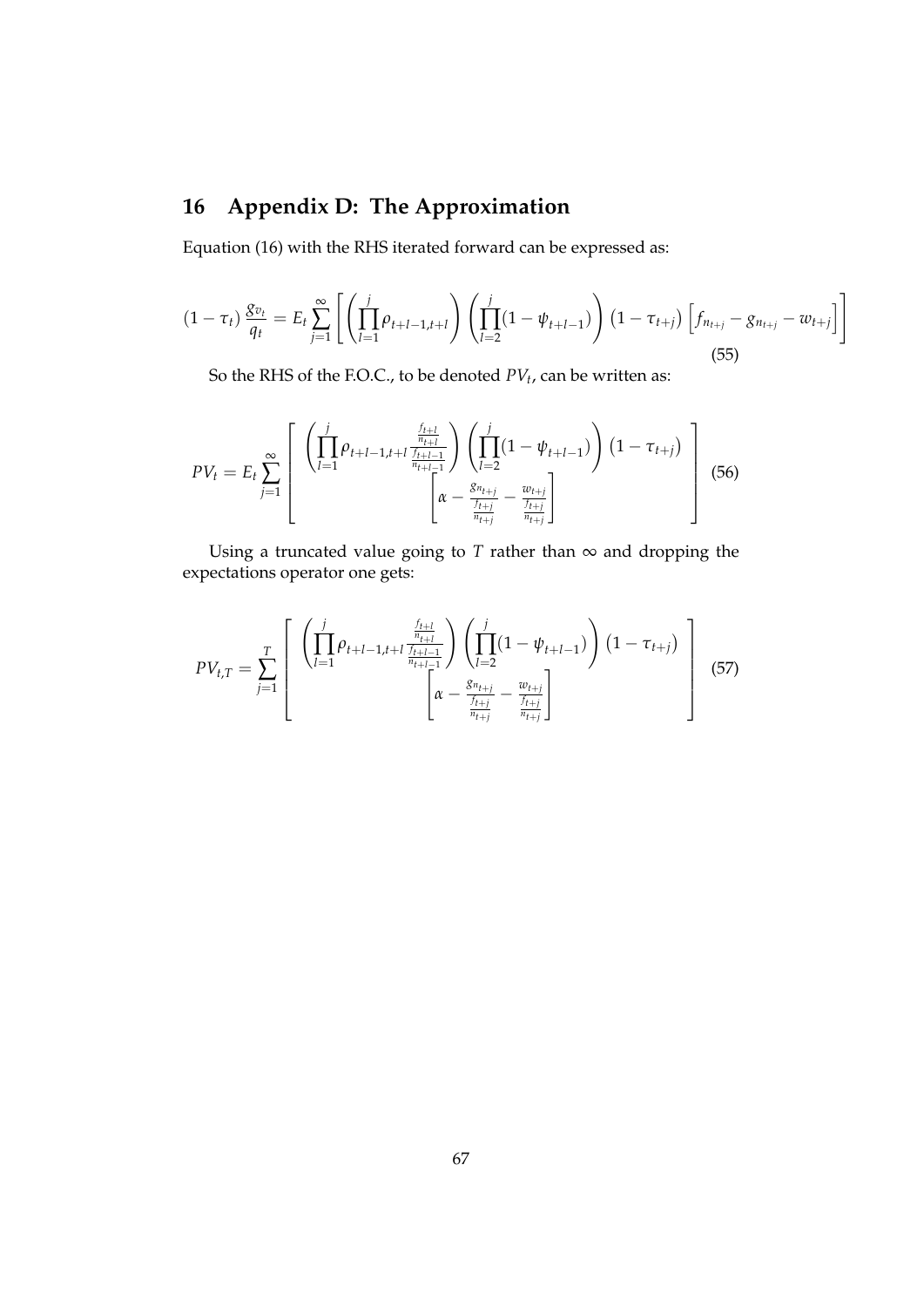# 16 Appendix D: The Approximation

Equation (16) with the RHS iterated forward can be expressed as:

$$(1-\tau_t)\frac{g_{v_t}}{q_t} = E_t \sum_{j=1}^{\infty}\left[\left(\prod_{l=1}^{j}\rho_{t+l-1,t+l}\right)\left(\prod_{l=2}^{j}(1-\psi_{t+l-1})\right)\left(1-\tau_{t+j}\right)\left[f_{n_{t+j}} - g_{n_{t+j}} - w_{t+j}\right]\right] \tag{55}$$

So the RHS of the F.O.C., to be denoted $PV_t$, can be written as:

$$PV_t = E_t \sum_{j=1}^{\infty}\left[\begin{array}{c}\left(\prod_{l=1}^{j}\rho_{t+l-1,t+l}\frac{\frac{f_{t+l}}{n_{t+l}}}{\frac{f_{t+l-1}}{n_{t+l-1}}}\right)\left(\prod_{l=2}^{j}(1-\psi_{t+l-1})\right)\left(1-\tau_{t+j}\right) \\ \left[\alpha - \frac{g_{n_{t+j}}}{\frac{f_{t+j}}{n_{t+j}}} - \frac{w_{t+j}}{\frac{f_{t+j}}{n_{t+j}}}\right]\end{array}\right] \tag{56}$$

Using a truncated value going to $T$ rather than $\infty$ and dropping the expectations operator one gets:

$$PV_{t,T} = \sum_{j=1}^{T}\left[\begin{array}{c}\left(\prod_{l=1}^{j}\rho_{t+l-1,t+l}\frac{\frac{f_{t+l}}{n_{t+l}}}{\frac{f_{t+l-1}}{n_{t+l-1}}}\right)\left(\prod_{l=2}^{j}(1-\psi_{t+l-1})\right)\left(1-\tau_{t+j}\right) \\ \left[\alpha - \frac{g_{n_{t+j}}}{\frac{f_{t+j}}{n_{t+j}}} - \frac{w_{t+j}}{\frac{f_{t+j}}{n_{t+j}}}\right]\end{array}\right] \tag{57}$$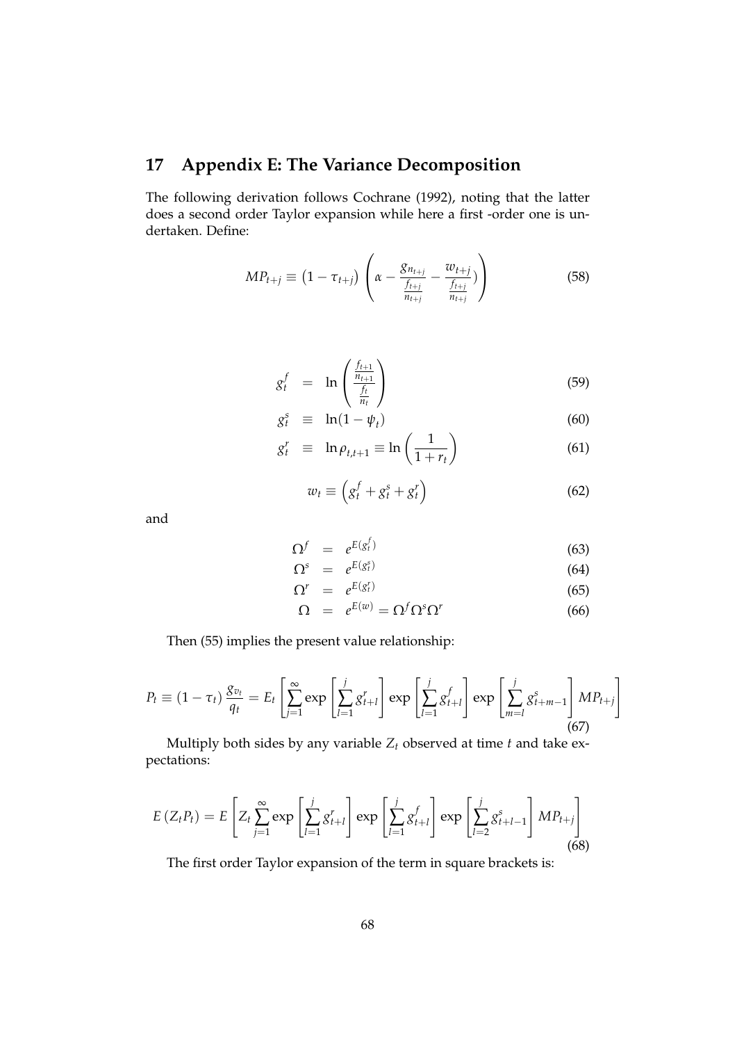# 17 Appendix E: The Variance Decomposition

The following derivation follows Cochrane (1992), noting that the latter does a second order Taylor expansion while here a first -order one is undertaken. Define:

$$MP_{t+j} \equiv \left(1 - \tau_{t+j}\right) \left( \alpha - \frac{g_{n_{t+j}}}{\frac{f_{t+j}}{n_{t+j}}} - \frac{w_{t+j}}{\frac{f_{t+j}}{n_{t+j}}} ) \right) \tag{58}$$

$$g_t^f = \ln \left( \frac{\frac{f_{t+1}}{n_{t+1}}}{\frac{f_t}{n_t}} \right) \tag{59}$$

$$g_t^s \equiv \ln(1 - \psi_t) \tag{60}$$

$$g_t^r \equiv \ln \rho_{t,t+1} \equiv \ln \left( \frac{1}{1 + r_t} \right) \tag{61}$$

$$w_t \equiv \left( g_t^f + g_t^s + g_t^r \right) \tag{62}$$

and

$$\Omega^f = e^{E(g_t^f)} \tag{63}$$

$$\Omega^s = e^{E(g_t^s)} \tag{64}$$

$$\Omega^r = e^{E(g_t^r)} \tag{65}$$

$$\Omega = e^{E(w)} = \Omega^f \Omega^s \Omega^r \tag{66}$$

Then (55) implies the present value relationship:

$$P_t \equiv (1 - \tau_t) \frac{g_{v_t}}{q_t} = E_t \left[ \sum_{j=1}^{\infty} \exp \left[ \sum_{l=1}^{j} g_{t+l}^r \right] \exp \left[ \sum_{l=1}^{j} g_{t+l}^f \right] \exp \left[ \sum_{m=l}^{j} g_{t+m-1}^s \right] MP_{t+j} \right] \tag{67}$$

Multiply both sides by any variable $Z_t$ observed at time $t$ and take expectations:

$$E\left(Z_t P_t\right) = E \left[ Z_t \sum_{j=1}^{\infty} \exp \left[ \sum_{l=1}^{j} g_{t+l}^r \right] \exp \left[ \sum_{l=1}^{j} g_{t+l}^f \right] \exp \left[ \sum_{l=2}^{j} g_{t+l-1}^s \right] MP_{t+j} \right] \tag{68}$$

The first order Taylor expansion of the term in square brackets is: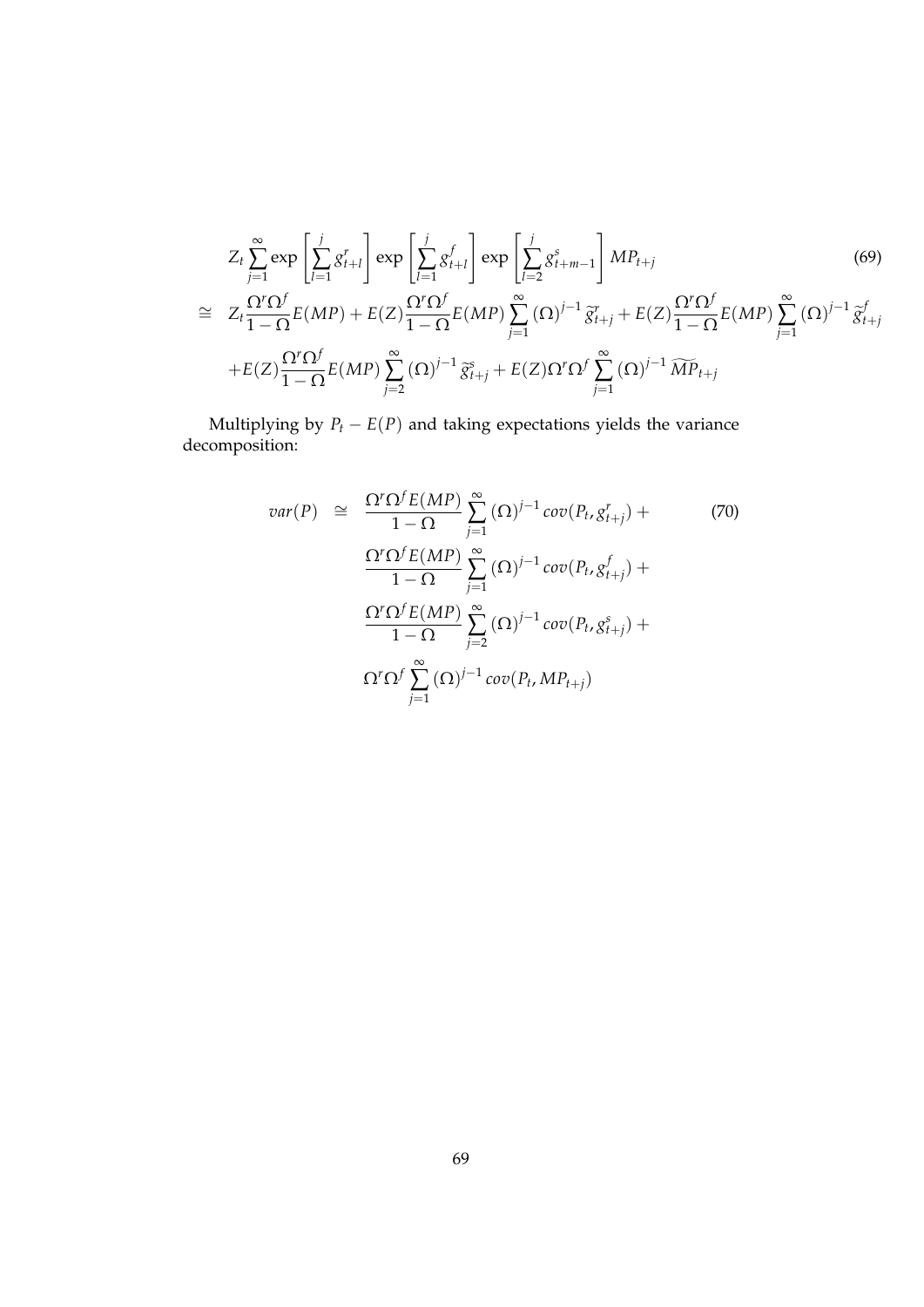$$
\begin{aligned}
& Z_t \sum_{j=1}^{\infty} \exp\left[\sum_{l=1}^{j} g^r_{t+l}\right] \exp\left[\sum_{l=1}^{j} g^f_{t+l}\right] \exp\left[\sum_{l=2}^{j} g^s_{t+m-1}\right] MP_{t+j} \qquad (69) \\
\cong\ & Z_t \frac{\Omega^r \Omega^f}{1-\Omega} E(MP) + E(Z) \frac{\Omega^r \Omega^f}{1-\Omega} E(MP) \sum_{j=1}^{\infty} (\Omega)^{j-1} \widetilde{g}^r_{t+j} + E(Z) \frac{\Omega^r \Omega^f}{1-\Omega} E(MP) \sum_{j=1}^{\infty} (\Omega)^{j-1} \widetilde{g}^f_{t+j} \\
& + E(Z) \frac{\Omega^r \Omega^f}{1-\Omega} E(MP) \sum_{j=2}^{\infty} (\Omega)^{j-1} \widetilde{g}^s_{t+j} + E(Z) \Omega^r \Omega^f \sum_{j=1}^{\infty} (\Omega)^{j-1} \widetilde{MP}_{t+j}
\end{aligned}
$$

Multiplying by $P_t - E(P)$ and taking expectations yields the variance decomposition:

$$
\begin{aligned}
var(P) \cong\ & \frac{\Omega^r \Omega^f E(MP)}{1-\Omega} \sum_{j=1}^{\infty} (\Omega)^{j-1} cov(P_t, g^r_{t+j}) + \qquad (70) \\
& \frac{\Omega^r \Omega^f E(MP)}{1-\Omega} \sum_{j=1}^{\infty} (\Omega)^{j-1} cov(P_t, g^f_{t+j}) + \\
& \frac{\Omega^r \Omega^f E(MP)}{1-\Omega} \sum_{j=2}^{\infty} (\Omega)^{j-1} cov(P_t, g^s_{t+j}) + \\
& \Omega^r \Omega^f \sum_{j=1}^{\infty} (\Omega)^{j-1} cov(P_t, MP_{t+j})
\end{aligned}
$$